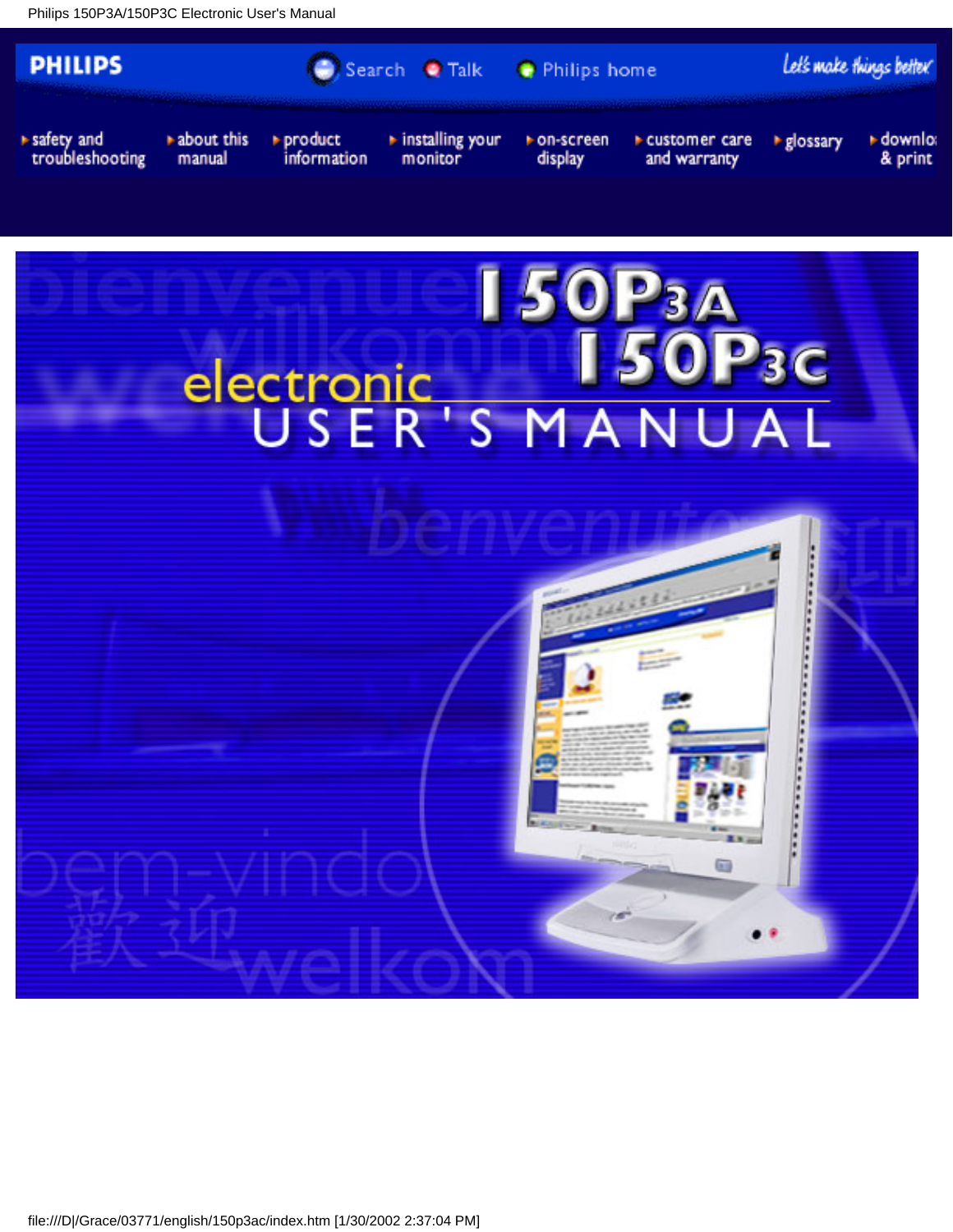PHILIPS

Search | Talk | Philips home

Let's make things better

- safety and troubleshooting
- about this manual
- product information
- installing your monitor
- on-screen display
- customer care and warranty
- glossary
- download & print

# 150P3A 150P3C electronic USER'S MANUAL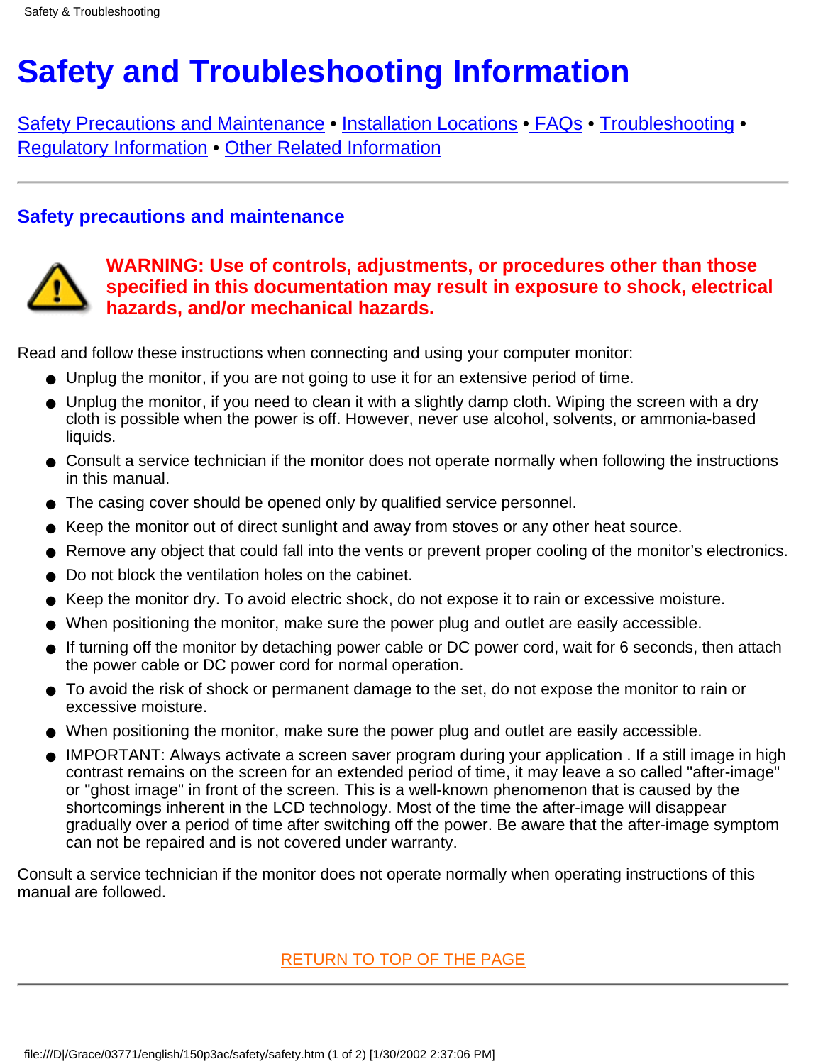# Safety and Troubleshooting Information

Safety Precautions and Maintenance • Installation Locations • FAQs • Troubleshooting • Regulatory Information • Other Related Information

---

## Safety precautions and maintenance

**WARNING: Use of controls, adjustments, or procedures other than those specified in this documentation may result in exposure to shock, electrical hazards, and/or mechanical hazards.**

Read and follow these instructions when connecting and using your computer monitor:

- Unplug the monitor, if you are not going to use it for an extensive period of time.
- Unplug the monitor, if you need to clean it with a slightly damp cloth. Wiping the screen with a dry cloth is possible when the power is off. However, never use alcohol, solvents, or ammonia-based liquids.
- Consult a service technician if the monitor does not operate normally when following the instructions in this manual.
- The casing cover should be opened only by qualified service personnel.
- Keep the monitor out of direct sunlight and away from stoves or any other heat source.
- Remove any object that could fall into the vents or prevent proper cooling of the monitor's electronics.
- Do not block the ventilation holes on the cabinet.
- Keep the monitor dry. To avoid electric shock, do not expose it to rain or excessive moisture.
- When positioning the monitor, make sure the power plug and outlet are easily accessible.
- If turning off the monitor by detaching power cable or DC power cord, wait for 6 seconds, then attach the power cable or DC power cord for normal operation.
- To avoid the risk of shock or permanent damage to the set, do not expose the monitor to rain or excessive moisture.
- When positioning the monitor, make sure the power plug and outlet are easily accessible.
- IMPORTANT: Always activate a screen saver program during your application . If a still image in high contrast remains on the screen for an extended period of time, it may leave a so called "after-image" or "ghost image" in front of the screen. This is a well-known phenomenon that is caused by the shortcomings inherent in the LCD technology. Most of the time the after-image will disappear gradually over a period of time after switching off the power. Be aware that the after-image symptom can not be repaired and is not covered under warranty.

Consult a service technician if the monitor does not operate normally when operating instructions of this manual are followed.

RETURN TO TOP OF THE PAGE

---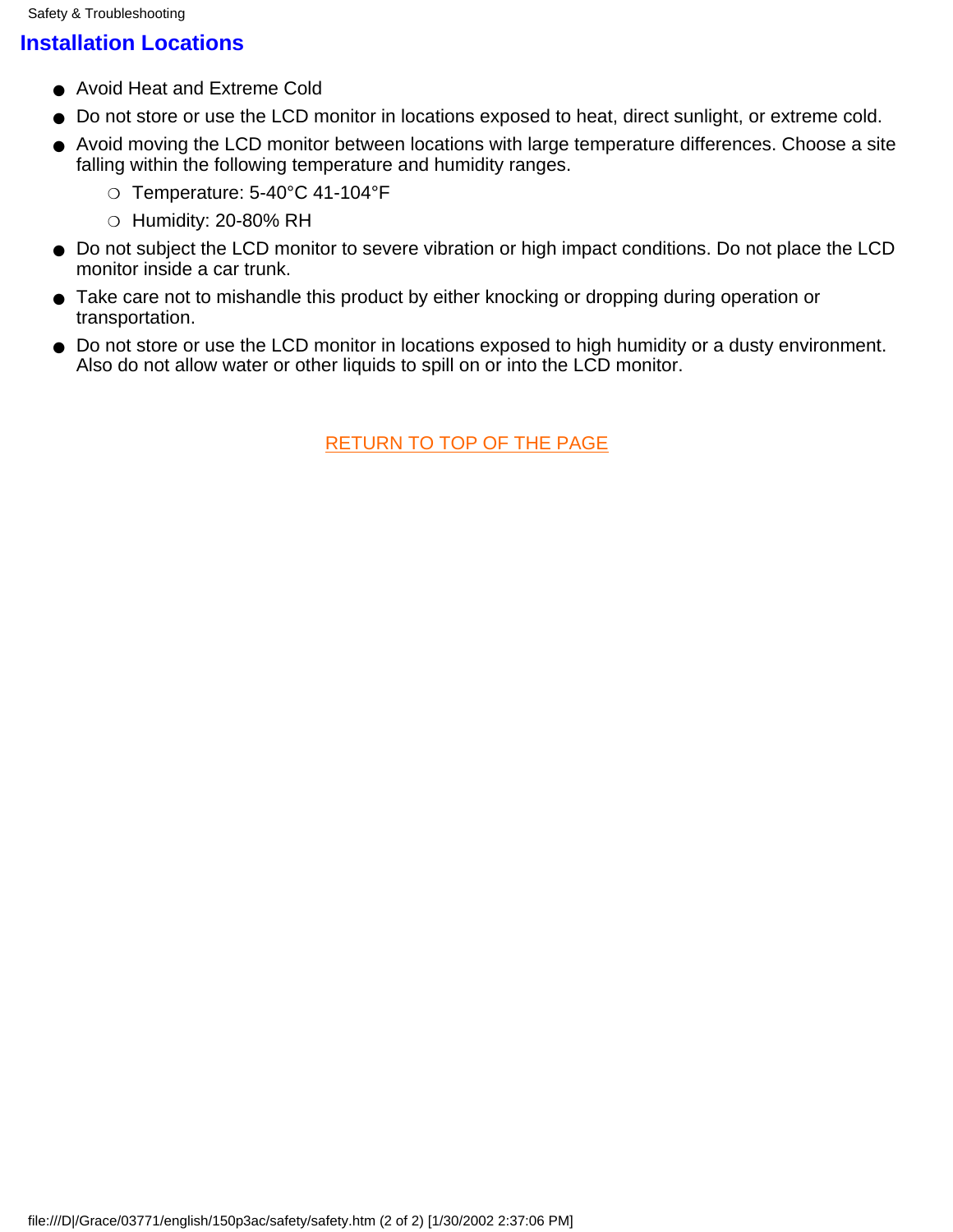## Installation Locations

- Avoid Heat and Extreme Cold
- Do not store or use the LCD monitor in locations exposed to heat, direct sunlight, or extreme cold.
- Avoid moving the LCD monitor between locations with large temperature differences. Choose a site falling within the following temperature and humidity ranges.
  - Temperature: 5-40°C 41-104°F
  - Humidity: 20-80% RH
- Do not subject the LCD monitor to severe vibration or high impact conditions. Do not place the LCD monitor inside a car trunk.
- Take care not to mishandle this product by either knocking or dropping during operation or transportation.
- Do not store or use the LCD monitor in locations exposed to high humidity or a dusty environment. Also do not allow water or other liquids to spill on or into the LCD monitor.

RETURN TO TOP OF THE PAGE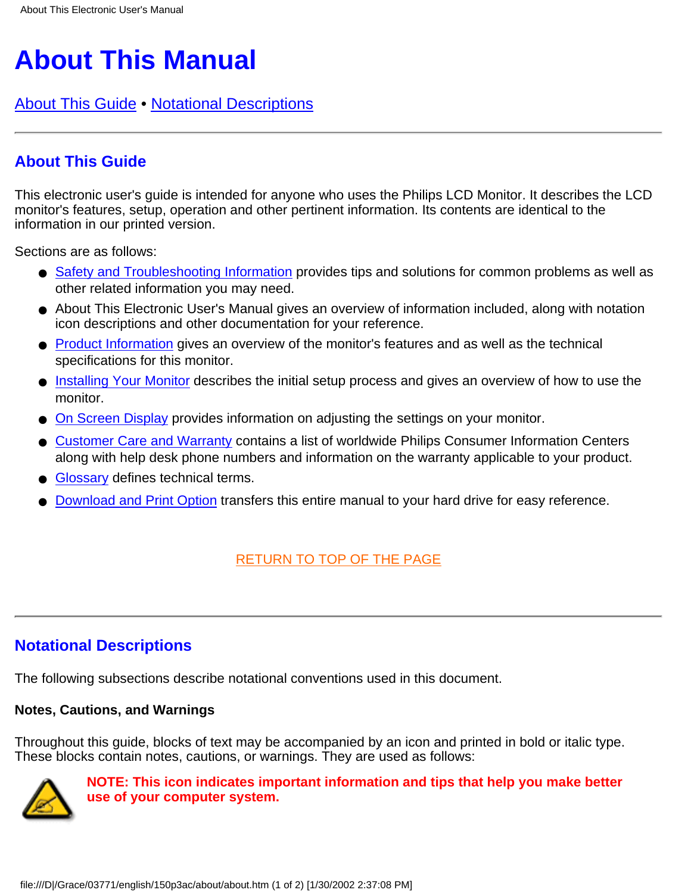# About This Manual

About This Guide • Notational Descriptions

---

## About This Guide

This electronic user's guide is intended for anyone who uses the Philips LCD Monitor. It describes the LCD monitor's features, setup, operation and other pertinent information. Its contents are identical to the information in our printed version.

Sections are as follows:

- Safety and Troubleshooting Information provides tips and solutions for common problems as well as other related information you may need.
- About This Electronic User's Manual gives an overview of information included, along with notation icon descriptions and other documentation for your reference.
- Product Information gives an overview of the monitor's features and as well as the technical specifications for this monitor.
- Installing Your Monitor describes the initial setup process and gives an overview of how to use the monitor.
- On Screen Display provides information on adjusting the settings on your monitor.
- Customer Care and Warranty contains a list of worldwide Philips Consumer Information Centers along with help desk phone numbers and information on the warranty applicable to your product.
- Glossary defines technical terms.
- Download and Print Option transfers this entire manual to your hard drive for easy reference.

RETURN TO TOP OF THE PAGE

---

## Notational Descriptions

The following subsections describe notational conventions used in this document.

**Notes, Cautions, and Warnings**

Throughout this guide, blocks of text may be accompanied by an icon and printed in bold or italic type. These blocks contain notes, cautions, or warnings. They are used as follows:

**NOTE: This icon indicates important information and tips that help you make better use of your computer system.**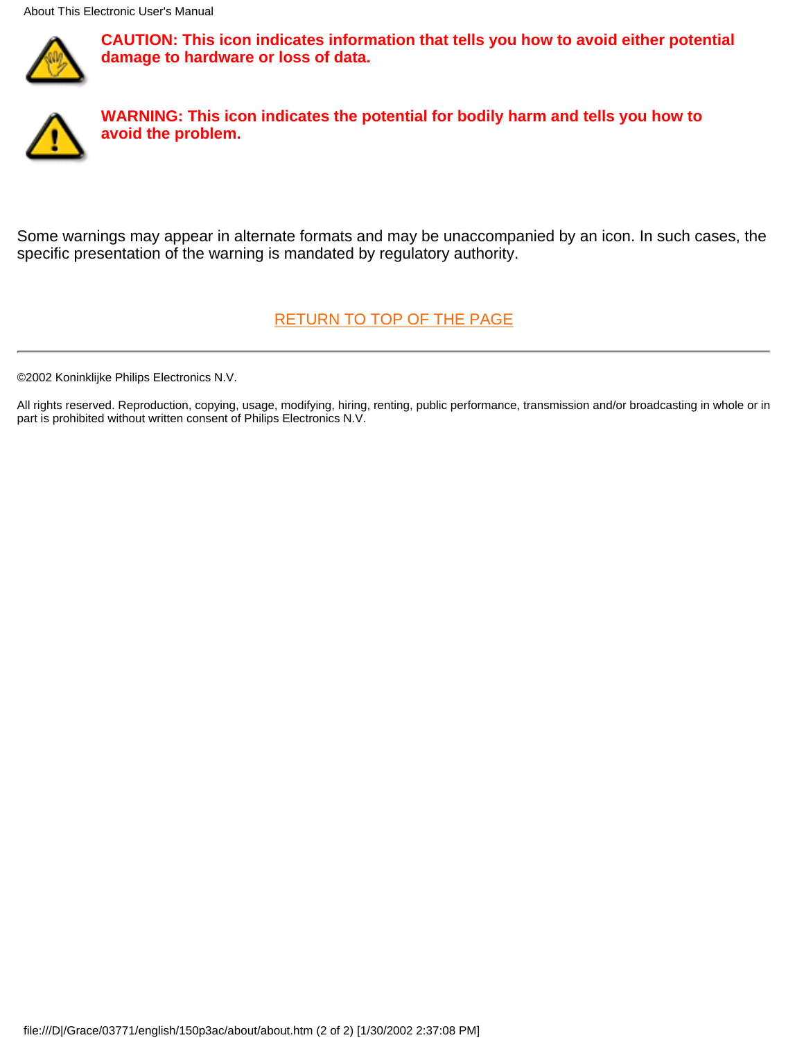**CAUTION: This icon indicates information that tells you how to avoid either potential damage to hardware or loss of data.**

**WARNING: This icon indicates the potential for bodily harm and tells you how to avoid the problem.**

Some warnings may appear in alternate formats and may be unaccompanied by an icon. In such cases, the specific presentation of the warning is mandated by regulatory authority.

RETURN TO TOP OF THE PAGE

---

©2002 Koninklijke Philips Electronics N.V.

All rights reserved. Reproduction, copying, usage, modifying, hiring, renting, public performance, transmission and/or broadcasting in whole or in part is prohibited without written consent of Philips Electronics N.V.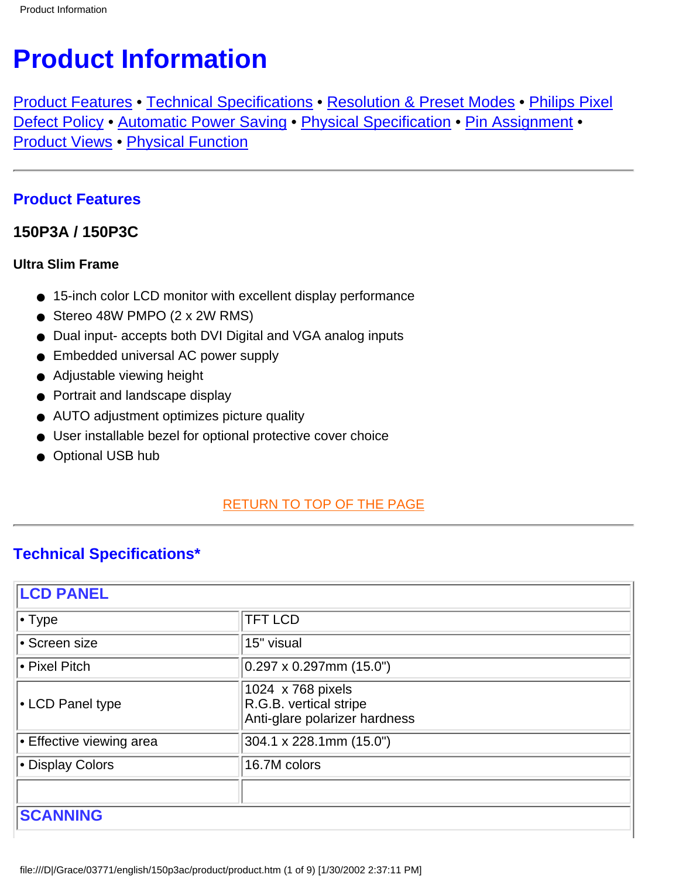# Product Information

Product Features • Technical Specifications • Resolution & Preset Modes • Philips Pixel Defect Policy • Automatic Power Saving • Physical Specification • Pin Assignment • Product Views • Physical Function

---

## Product Features

### 150P3A / 150P3C

#### Ultra Slim Frame

- 15-inch color LCD monitor with excellent display performance
- Stereo 48W PMPO (2 x 2W RMS)
- Dual input- accepts both DVI Digital and VGA analog inputs
- Embedded universal AC power supply
- Adjustable viewing height
- Portrait and landscape display
- AUTO adjustment optimizes picture quality
- User installable bezel for optional protective cover choice
- Optional USB hub

RETURN TO TOP OF THE PAGE

---

## Technical Specifications*

| LCD PANEL | |
|---|---|
| • Type | TFT LCD |
| • Screen size | 15" visual |
| • Pixel Pitch | 0.297 x 0.297mm (15.0") |
| • LCD Panel type | 1024 x 768 pixels<br>R.G.B. vertical stripe<br>Anti-glare polarizer hardness |
| • Effective viewing area | 304.1 x 228.1mm (15.0") |
| • Display Colors | 16.7M colors |
| | |
| **SCANNING** | |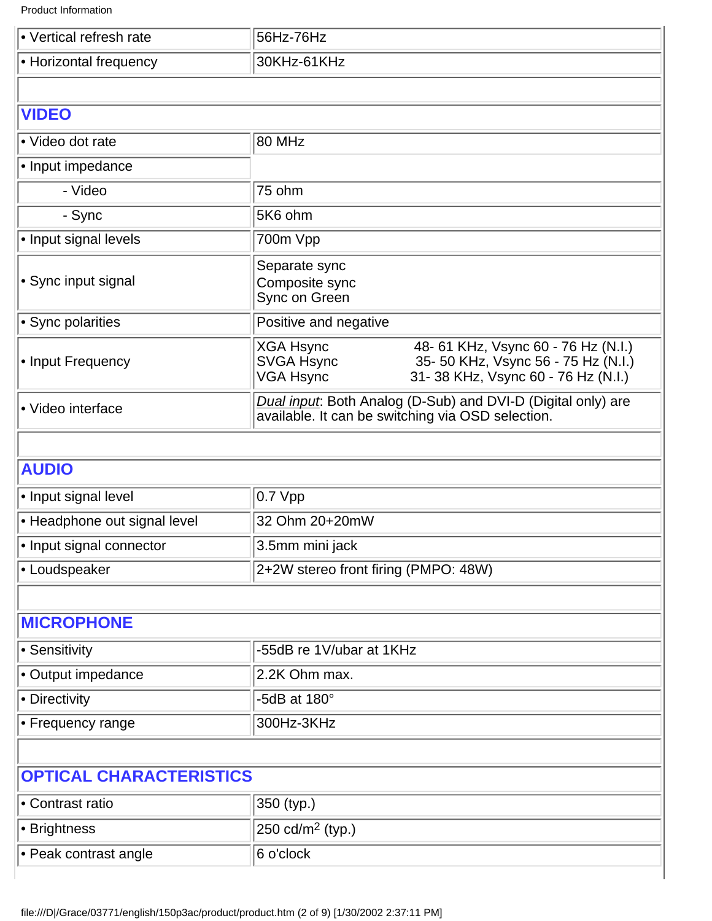| | |
|---|---|
| • Vertical refresh rate | 56Hz-76Hz |
| • Horizontal frequency | 30KHz-61KHz |

## VIDEO

| | |
|---|---|
| • Video dot rate | 80 MHz |
| • Input impedance | |
| - Video | 75 ohm |
| - Sync | 5K6 ohm |
| • Input signal levels | 700m Vpp |
| • Sync input signal | Separate sync<br>Composite sync<br>Sync on Green |
| • Sync polarities | Positive and negative |
| • Input Frequency | XGA Hsync 48- 61 KHz, Vsync 60 - 76 Hz (N.I.)<br>SVGA Hsync 35- 50 KHz, Vsync 56 - 75 Hz (N.I.)<br>VGA Hsync 31- 38 KHz, Vsync 60 - 76 Hz (N.I.) |
| • Video interface | *Dual input*: Both Analog (D-Sub) and DVI-D (Digital only) are available. It can be switching via OSD selection. |

## AUDIO

| | |
|---|---|
| • Input signal level | 0.7 Vpp |
| • Headphone out signal level | 32 Ohm 20+20mW |
| • Input signal connector | 3.5mm mini jack |
| • Loudspeaker | 2+2W stereo front firing (PMPO: 48W) |

## MICROPHONE

| | |
|---|---|
| • Sensitivity | -55dB re 1V/ubar at 1KHz |
| • Output impedance | 2.2K Ohm max. |
| • Directivity | -5dB at 180° |
| • Frequency range | 300Hz-3KHz |

## OPTICAL CHARACTERISTICS

| | |
|---|---|
| • Contrast ratio | 350 (typ.) |
| • Brightness | 250 cd/$m^2$ (typ.) |
| • Peak contrast angle | 6 o'clock |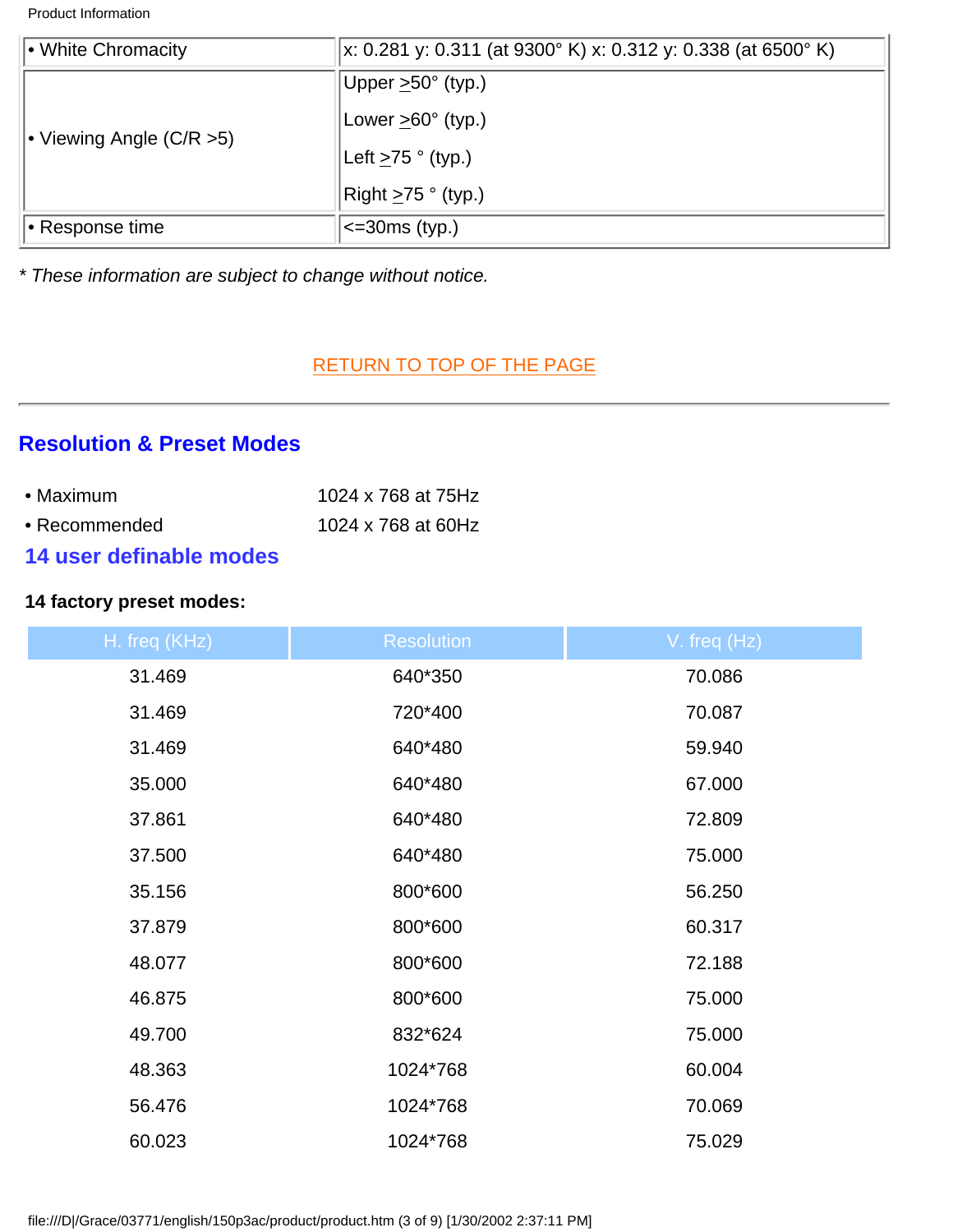| • White Chromacity | x: 0.281 y: 0.311 (at 9300° K) x: 0.312 y: 0.338 (at 6500° K) |
|---|---|
| • Viewing Angle (C/R >5) | Upper ≥50° (typ.)<br>Lower ≥60° (typ.)<br>Left ≥75 ° (typ.)<br>Right ≥75 ° (typ.) |
| • Response time | <=30ms (typ.) |

*\* These information are subject to change without notice.*

RETURN TO TOP OF THE PAGE

---

## Resolution & Preset Modes

| | |
|---|---|
| • Maximum | 1024 x 768 at 75Hz |
| • Recommended | 1024 x 768 at 60Hz |

### 14 user definable modes

**14 factory preset modes:**

| H. freq (KHz) | Resolution | V. freq (Hz) |
|---|---|---|
| 31.469 | 640*350 | 70.086 |
| 31.469 | 720*400 | 70.087 |
| 31.469 | 640*480 | 59.940 |
| 35.000 | 640*480 | 67.000 |
| 37.861 | 640*480 | 72.809 |
| 37.500 | 640*480 | 75.000 |
| 35.156 | 800*600 | 56.250 |
| 37.879 | 800*600 | 60.317 |
| 48.077 | 800*600 | 72.188 |
| 46.875 | 800*600 | 75.000 |
| 49.700 | 832*624 | 75.000 |
| 48.363 | 1024*768 | 60.004 |
| 56.476 | 1024*768 | 70.069 |
| 60.023 | 1024*768 | 75.029 |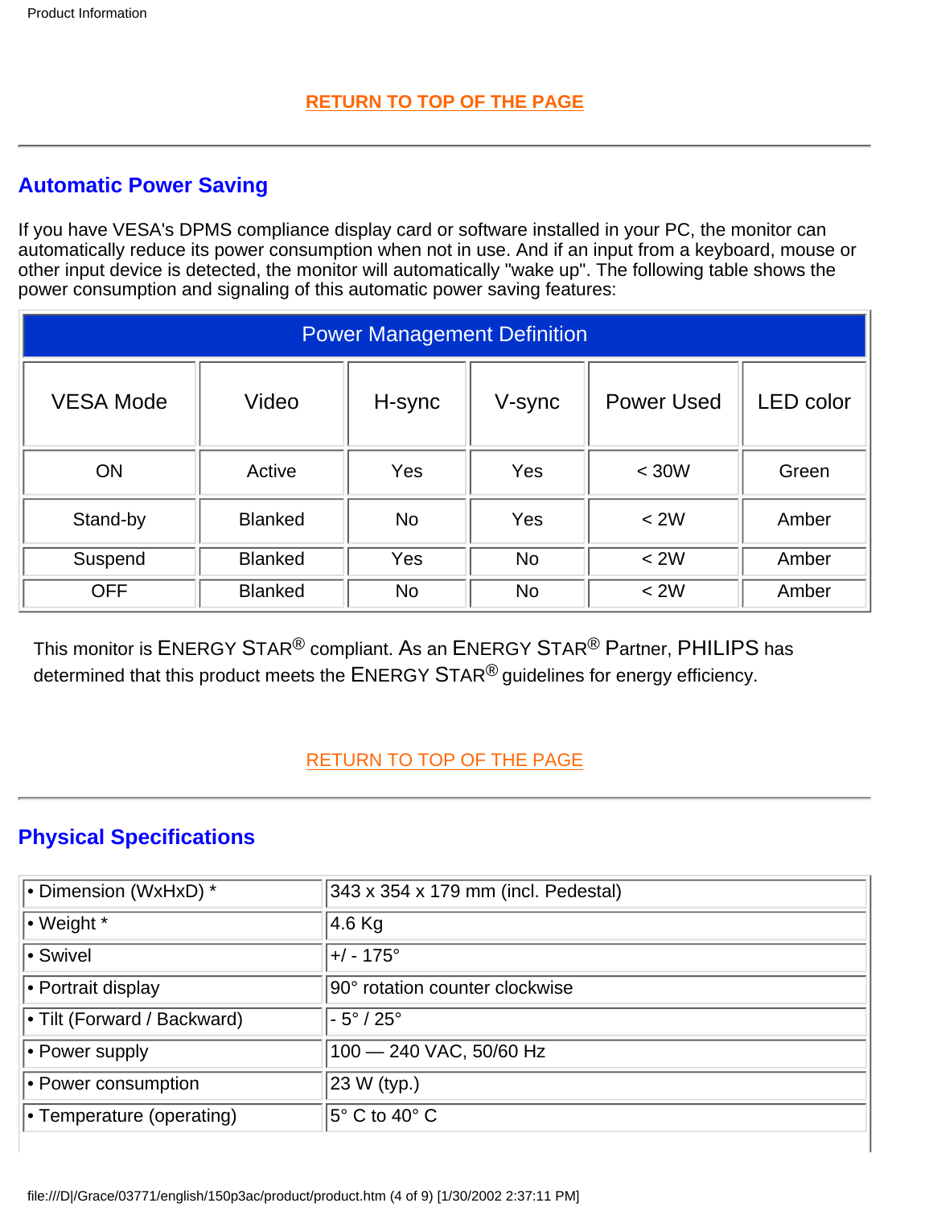RETURN TO TOP OF THE PAGE

## Automatic Power Saving

If you have VESA's DPMS compliance display card or software installed in your PC, the monitor can automatically reduce its power consumption when not in use. And if an input from a keyboard, mouse or other input device is detected, the monitor will automatically "wake up". The following table shows the power consumption and signaling of this automatic power saving features:

| Power Management Definition | | | | | |
|---|---|---|---|---|---|
| VESA Mode | Video | H-sync | V-sync | Power Used | LED color |
| ON | Active | Yes | Yes | < 30W | Green |
| Stand-by | Blanked | No | Yes | < 2W | Amber |
| Suspend | Blanked | Yes | No | < 2W | Amber |
| OFF | Blanked | No | No | < 2W | Amber |

This monitor is ENERGY STAR® compliant. As an ENERGY STAR® Partner, PHILIPS has determined that this product meets the ENERGY STAR® guidelines for energy efficiency.

RETURN TO TOP OF THE PAGE

## Physical Specifications

| | |
|---|---|
| • Dimension (WxHxD) * | 343 x 354 x 179 mm (incl. Pedestal) |
| • Weight * | 4.6 Kg |
| • Swivel | +/ - 175° |
| • Portrait display | 90° rotation counter clockwise |
| • Tilt (Forward / Backward) | - 5° / 25° |
| • Power supply | 100 — 240 VAC, 50/60 Hz |
| • Power consumption | 23 W (typ.) |
| • Temperature (operating) | 5° C to 40° C |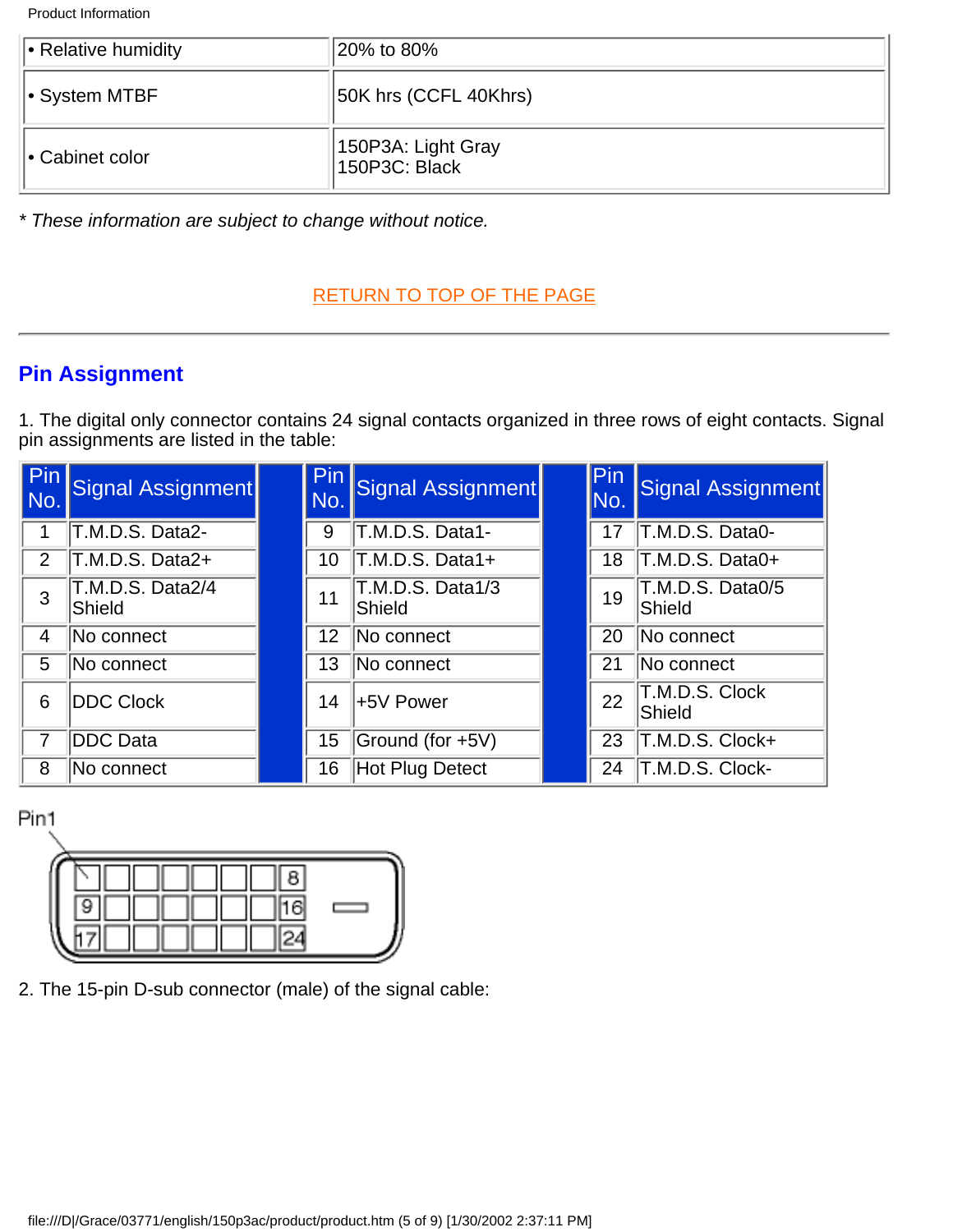| • Relative humidity | 20% to 80% |
|---|---|
| • System MTBF | 50K hrs (CCFL 40Khrs) |
| • Cabinet color | 150P3A: Light Gray<br>150P3C: Black |

*\* These information are subject to change without notice.*

RETURN TO TOP OF THE PAGE

---

## Pin Assignment

1. The digital only connector contains 24 signal contacts organized in three rows of eight contacts. Signal pin assignments are listed in the table:

| Pin No. | Signal Assignment | | Pin No. | Signal Assignment | | Pin No. | Signal Assignment |
|---|---|---|---|---|---|---|---|
| 1 | T.M.D.S. Data2- | | 9 | T.M.D.S. Data1- | | 17 | T.M.D.S. Data0- |
| 2 | T.M.D.S. Data2+ | | 10 | T.M.D.S. Data1+ | | 18 | T.M.D.S. Data0+ |
| 3 | T.M.D.S. Data2/4 Shield | | 11 | T.M.D.S. Data1/3 Shield | | 19 | T.M.D.S. Data0/5 Shield |
| 4 | No connect | | 12 | No connect | | 20 | No connect |
| 5 | No connect | | 13 | No connect | | 21 | No connect |
| 6 | DDC Clock | | 14 | +5V Power | | 22 | T.M.D.S. Clock Shield |
| 7 | DDC Data | | 15 | Ground (for +5V) | | 23 | T.M.D.S. Clock+ |
| 8 | No connect | | 16 | Hot Plug Detect | | 24 | T.M.D.S. Clock- |

Pin1

8
9 16
17 24

2. The 15-pin D-sub connector (male) of the signal cable: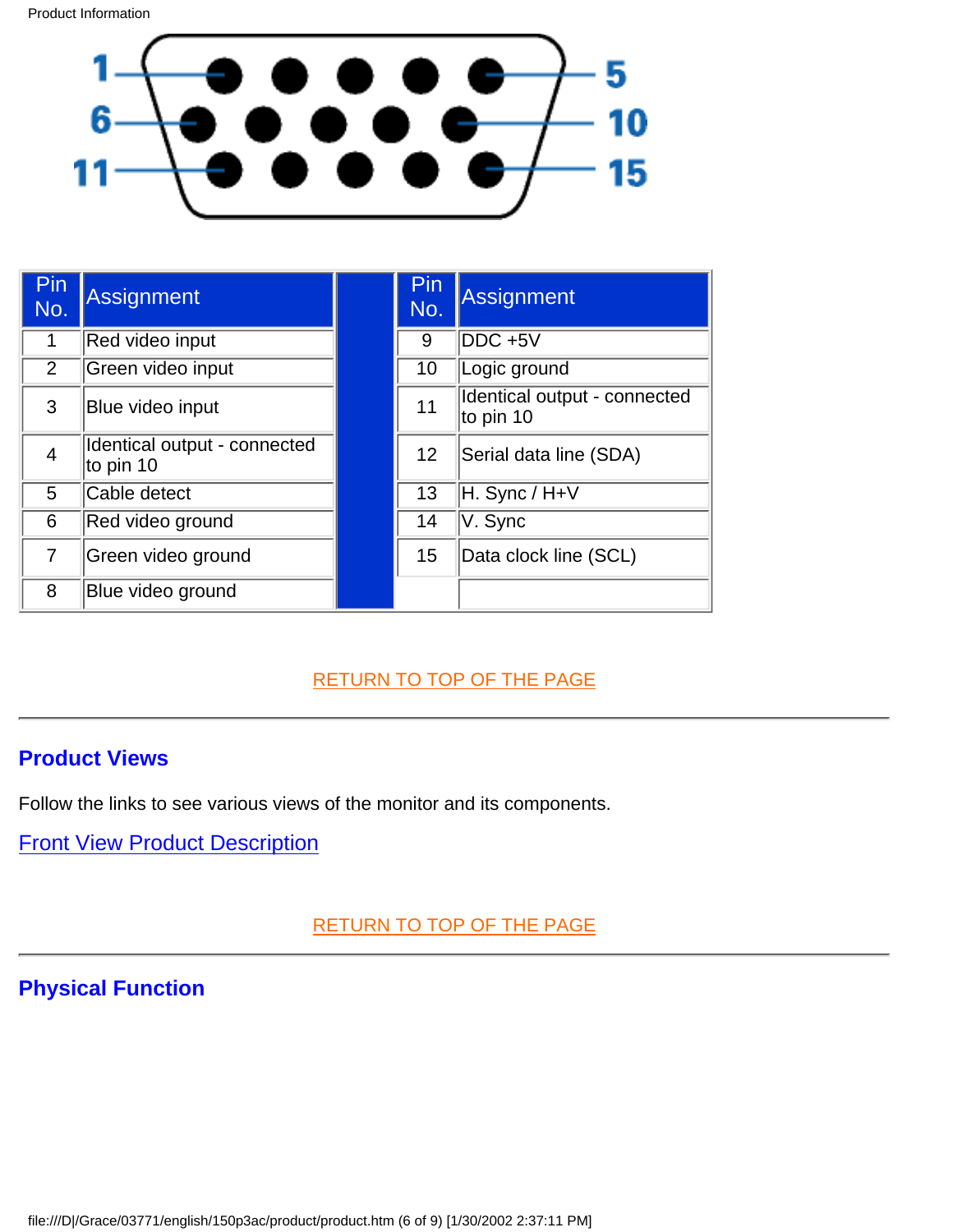| Pin No. | Assignment | | Pin No. | Assignment |
|---|---|---|---|---|
| 1 | Red video input | | 9 | DDC +5V |
| 2 | Green video input | | 10 | Logic ground |
| 3 | Blue video input | | 11 | Identical output - connected to pin 10 |
| 4 | Identical output - connected to pin 10 | | 12 | Serial data line (SDA) |
| 5 | Cable detect | | 13 | H. Sync / H+V |
| 6 | Red video ground | | 14 | V. Sync |
| 7 | Green video ground | | 15 | Data clock line (SCL) |
| 8 | Blue video ground | | | |

RETURN TO TOP OF THE PAGE

---

## Product Views

Follow the links to see various views of the monitor and its components.

Front View Product Description

RETURN TO TOP OF THE PAGE

---

## Physical Function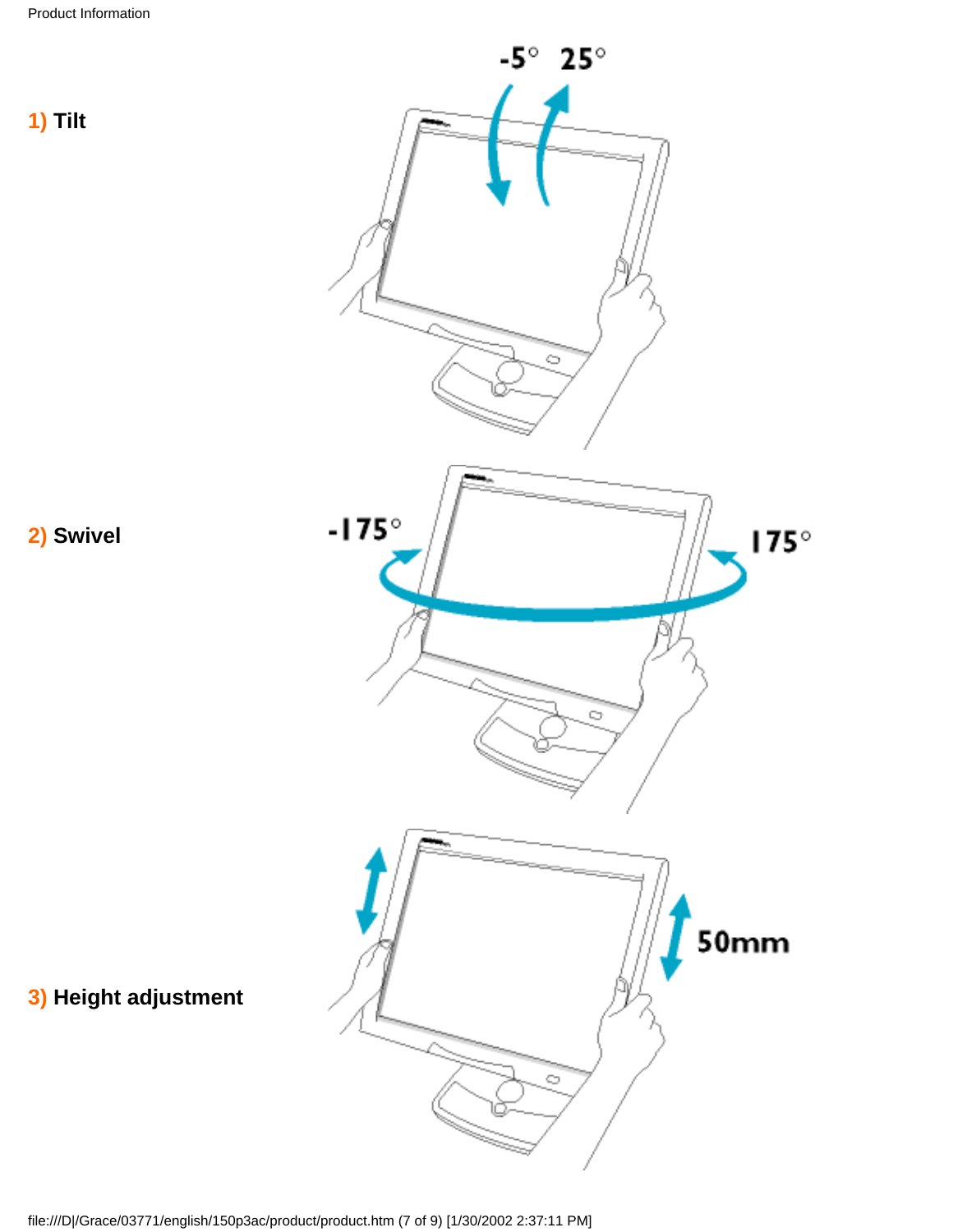**1) Tilt**

**2) Swivel**

**3) Height adjustment**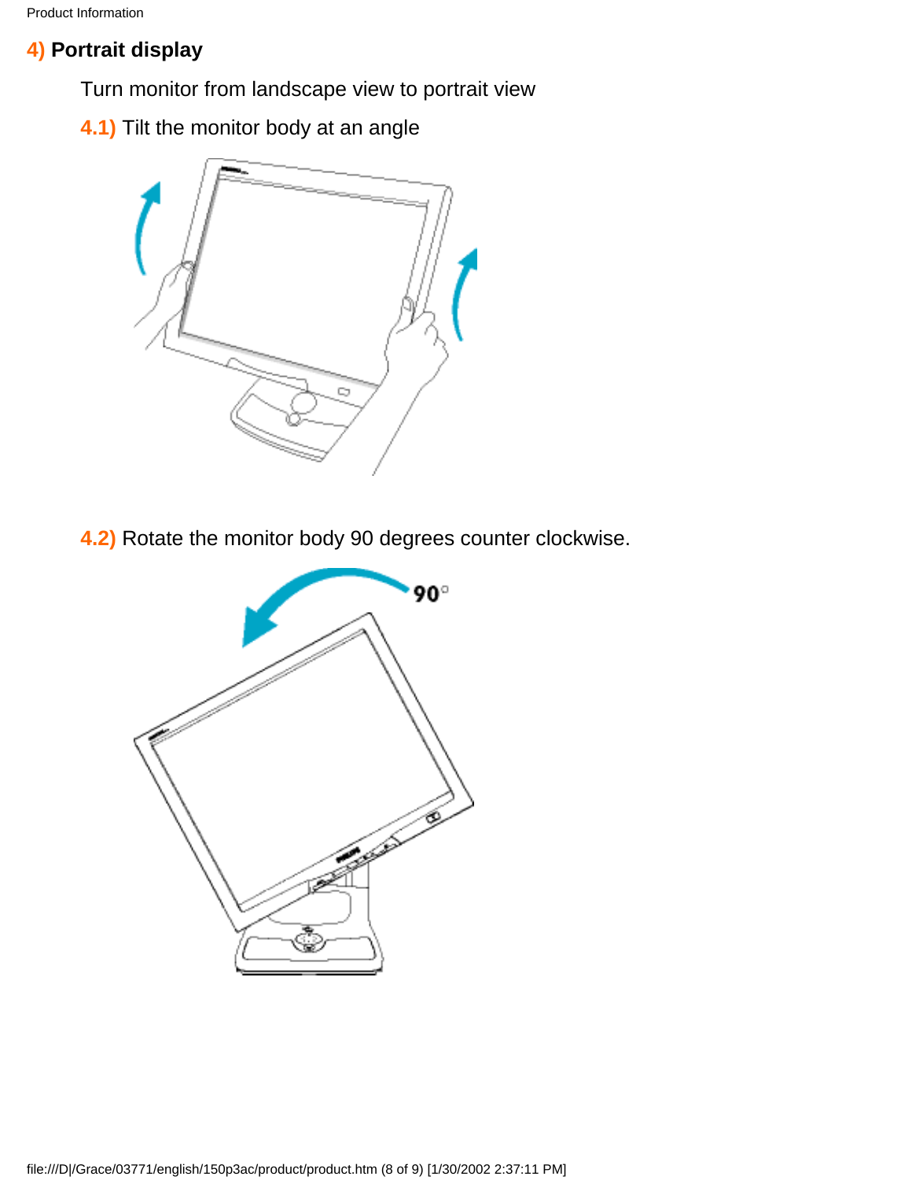## 4) Portrait display

Turn monitor from landscape view to portrait view

**4.1)** Tilt the monitor body at an angle

**4.2)** Rotate the monitor body 90 degrees counter clockwise.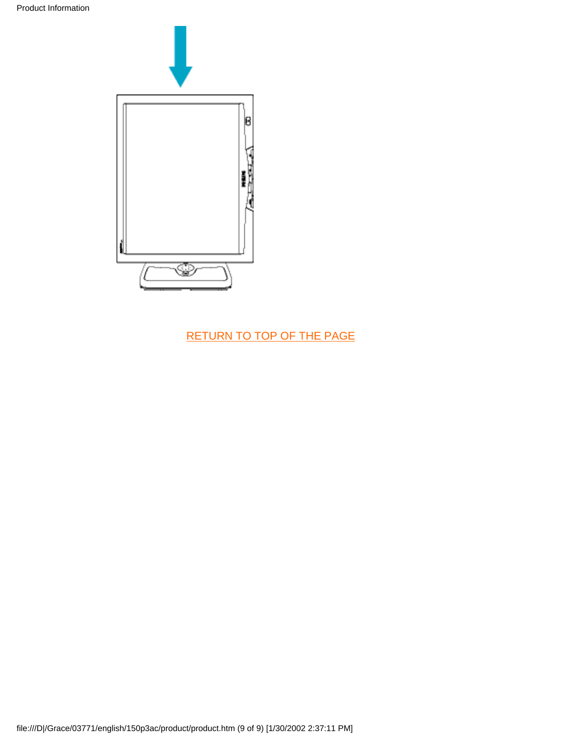RETURN TO TOP OF THE PAGE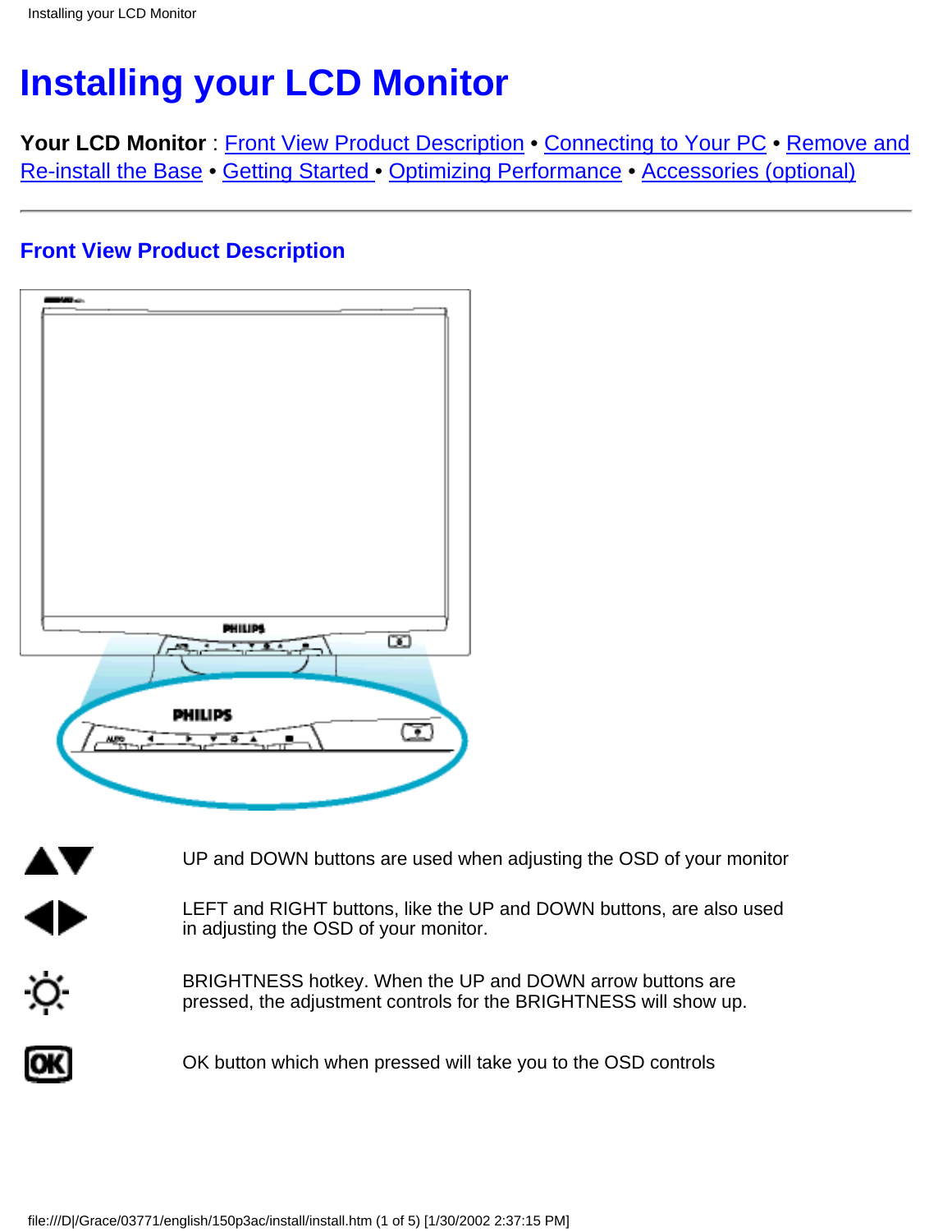# Installing your LCD Monitor

**Your LCD Monitor** : Front View Product Description • Connecting to Your PC • Remove and Re-install the Base • Getting Started • Optimizing Performance • Accessories (optional)

---

## Front View Product Description

| | |
|---|---|
| ▲▼ | UP and DOWN buttons are used when adjusting the OSD of your monitor |
| ◀▶ | LEFT and RIGHT buttons, like the UP and DOWN buttons, are also used in adjusting the OSD of your monitor. |
| ☼ | BRIGHTNESS hotkey. When the UP and DOWN arrow buttons are pressed, the adjustment controls for the BRIGHTNESS will show up. |
| OK | OK button which when pressed will take you to the OSD controls |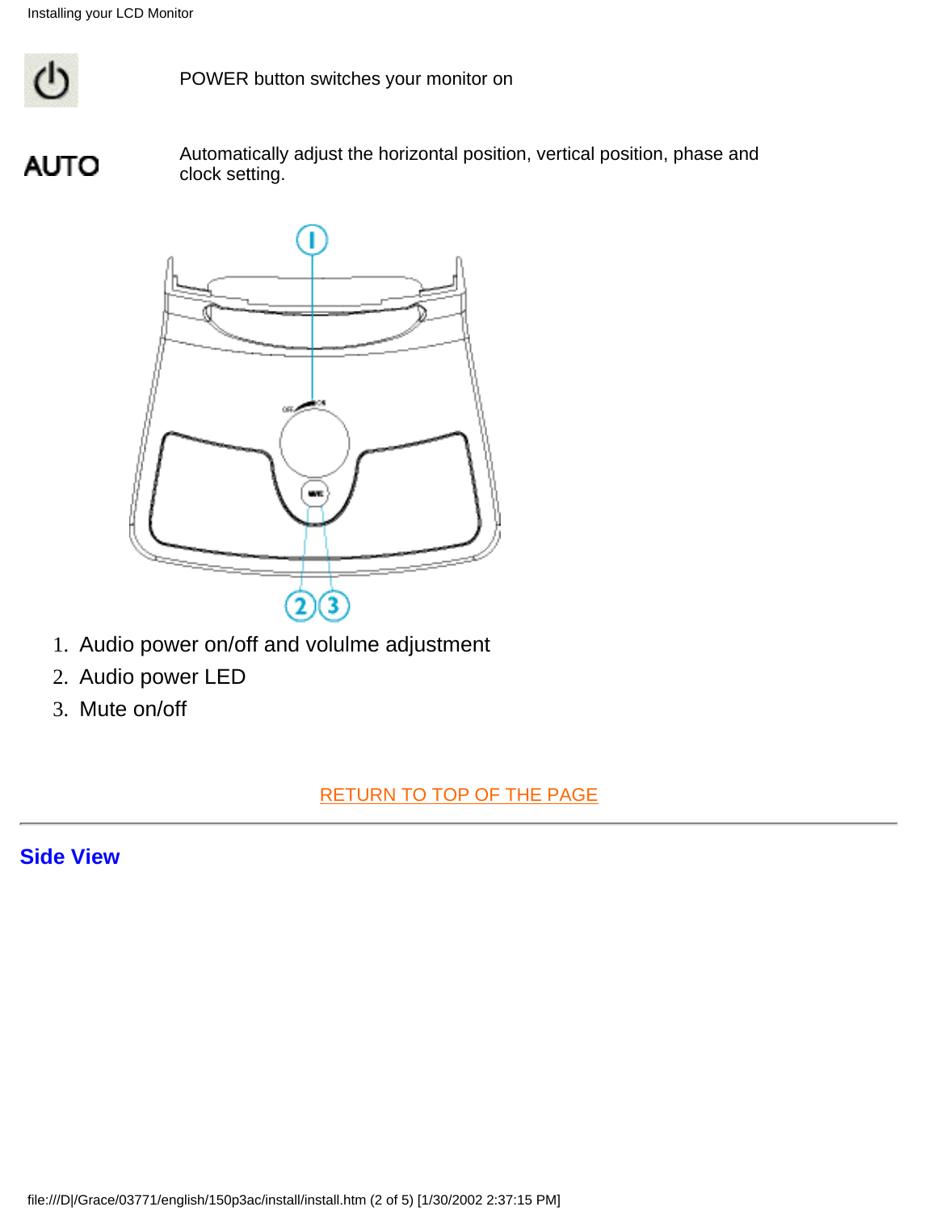POWER button switches your monitor on

AUTO — Automatically adjust the horizontal position, vertical position, phase and clock setting.

1. Audio power on/off and volulme adjustment
2. Audio power LED
3. Mute on/off

RETURN TO TOP OF THE PAGE

---

## Side View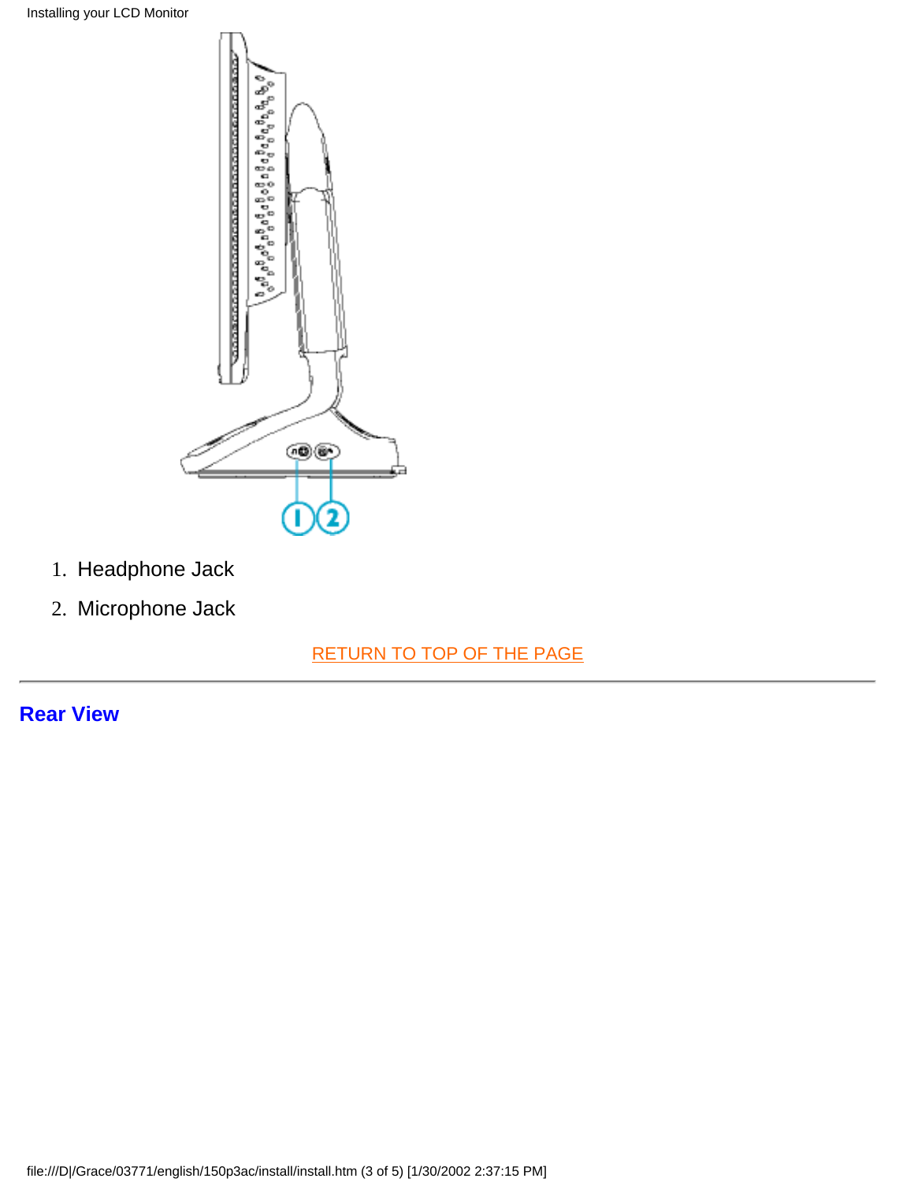1. Headphone Jack
2. Microphone Jack

RETURN TO TOP OF THE PAGE

---

## Rear View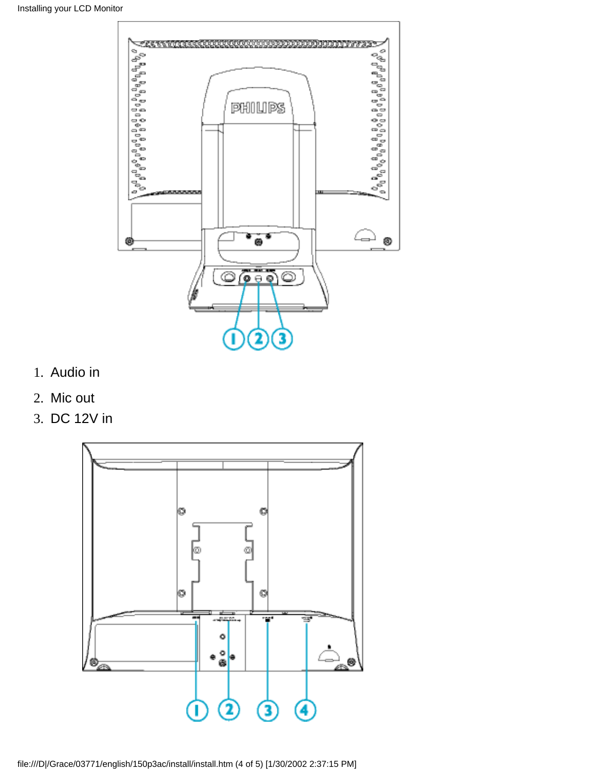1. Audio in
2. Mic out
3. DC 12V in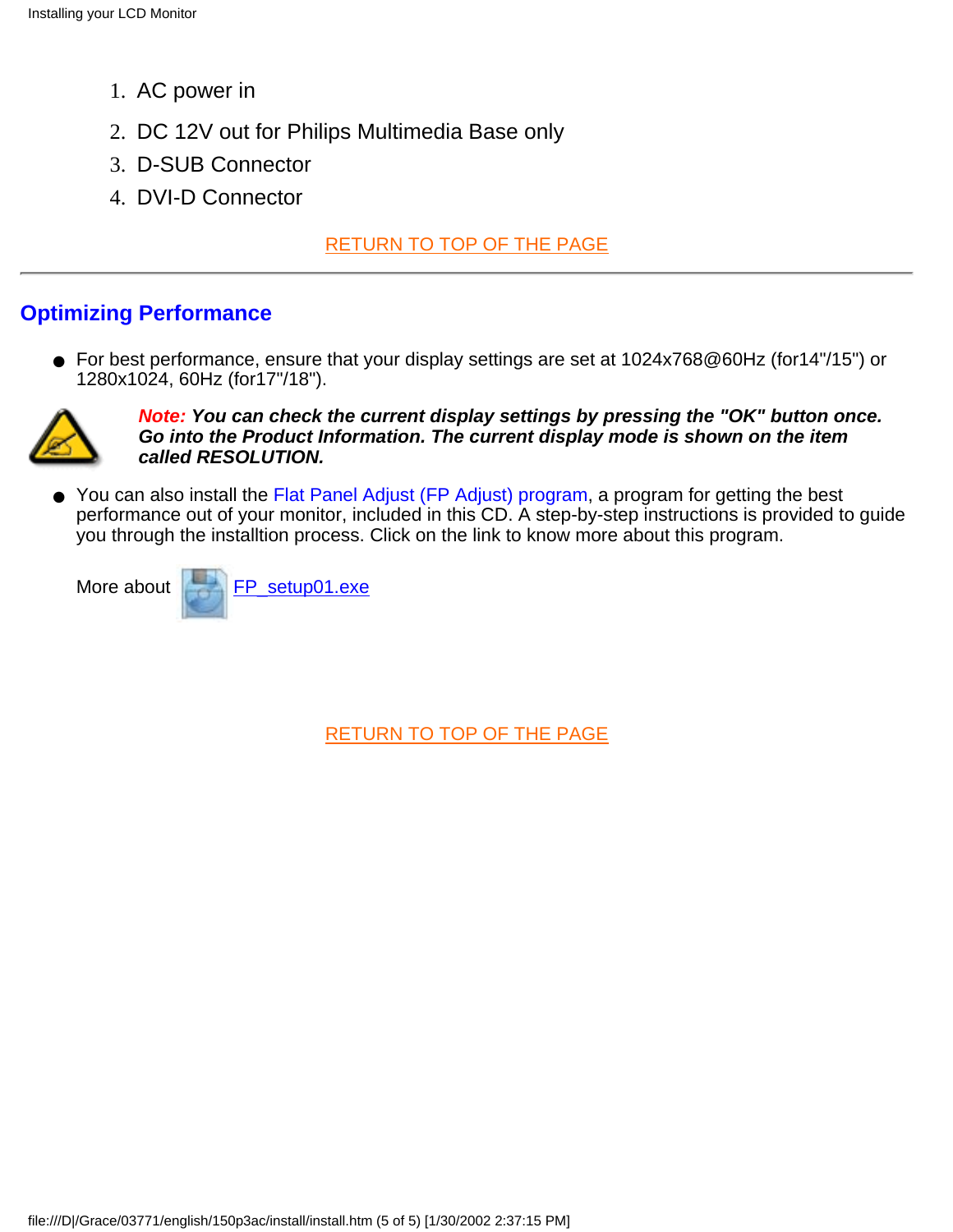1. AC power in
2. DC 12V out for Philips Multimedia Base only
3. D-SUB Connector
4. DVI-D Connector

RETURN TO TOP OF THE PAGE

---

## Optimizing Performance

- For best performance, ensure that your display settings are set at 1024x768@60Hz (for14"/15") or 1280x1024, 60Hz (for17"/18").

***Note:* You can check the current display settings by pressing the "OK" button once. Go into the Product Information. The current display mode is shown on the item called RESOLUTION.**

- You can also install the Flat Panel Adjust (FP Adjust) program, a program for getting the best performance out of your monitor, included in this CD. A step-by-step instructions is provided to guide you through the installtion process. Click on the link to know more about this program.

More about FP_setup01.exe

RETURN TO TOP OF THE PAGE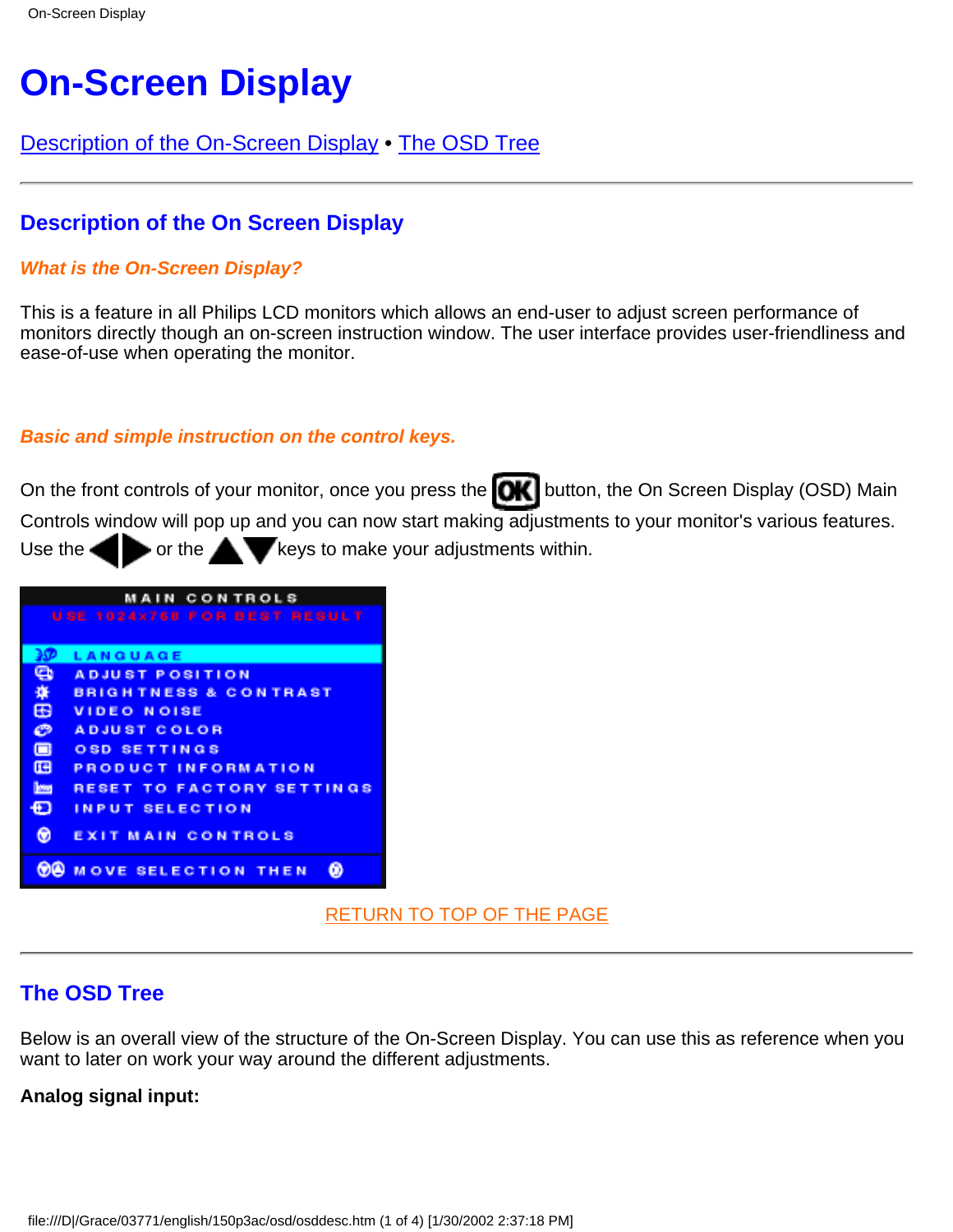# On-Screen Display

Description of the On-Screen Display • The OSD Tree

---

## Description of the On Screen Display

### *What is the On-Screen Display?*

This is a feature in all Philips LCD monitors which allows an end-user to adjust screen performance of monitors directly though an on-screen instruction window. The user interface provides user-friendliness and ease-of-use when operating the monitor.

### *Basic and simple instruction on the control keys.*

On the front controls of your monitor, once you press the OK button, the On Screen Display (OSD) Main Controls window will pop up and you can now start making adjustments to your monitor's various features. Use the ◀▶ or the ▲▼ keys to make your adjustments within.

RETURN TO TOP OF THE PAGE

---

## The OSD Tree

Below is an overall view of the structure of the On-Screen Display. You can use this as reference when you want to later on work your way around the different adjustments.

**Analog signal input:**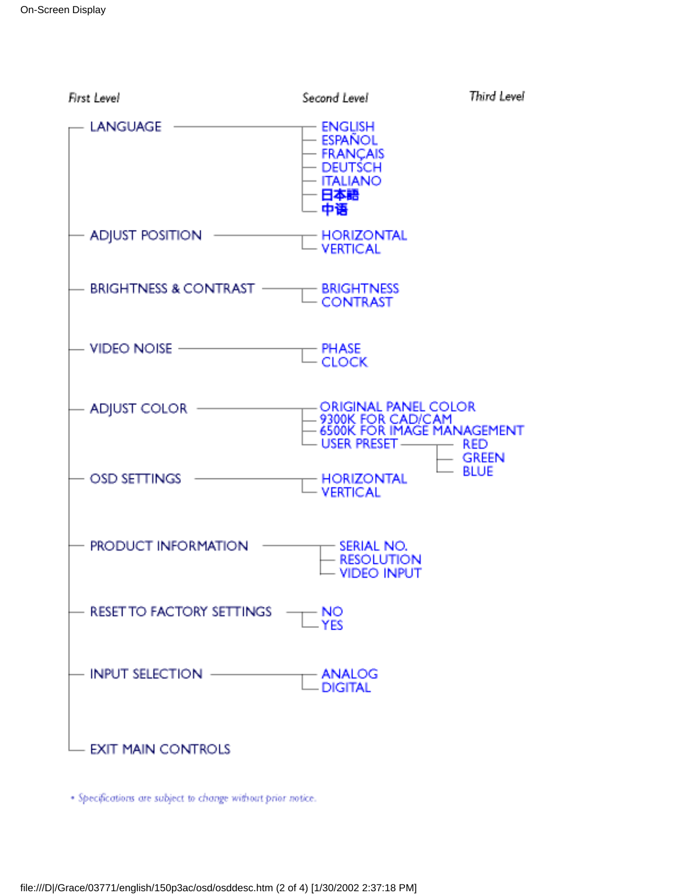| First Level | Second Level | Third Level |
| --- | --- | --- |
| LANGUAGE | ENGLISH | |
| | ESPAÑOL | |
| | FRANÇAIS | |
| | DEUTSCH | |
| | ITALIANO | |
| | 日本語 | |
| | 中语 | |
| ADJUST POSITION | HORIZONTAL | |
| | VERTICAL | |
| BRIGHTNESS & CONTRAST | BRIGHTNESS | |
| | CONTRAST | |
| VIDEO NOISE | PHASE | |
| | CLOCK | |
| ADJUST COLOR | ORIGINAL PANEL COLOR | |
| | 9300K FOR CAD/CAM | |
| | 6500K FOR IMAGE MANAGEMENT | |
| | USER PRESET | RED |
| | | GREEN |
| | | BLUE |
| OSD SETTINGS | HORIZONTAL | |
| | VERTICAL | |
| PRODUCT INFORMATION | SERIAL NO. | |
| | RESOLUTION | |
| | VIDEO INPUT | |
| RESET TO FACTORY SETTINGS | NO | |
| | YES | |
| INPUT SELECTION | ANALOG | |
| | DIGITAL | |
| EXIT MAIN CONTROLS | | |

* *Specifications are subject to change without prior notice.*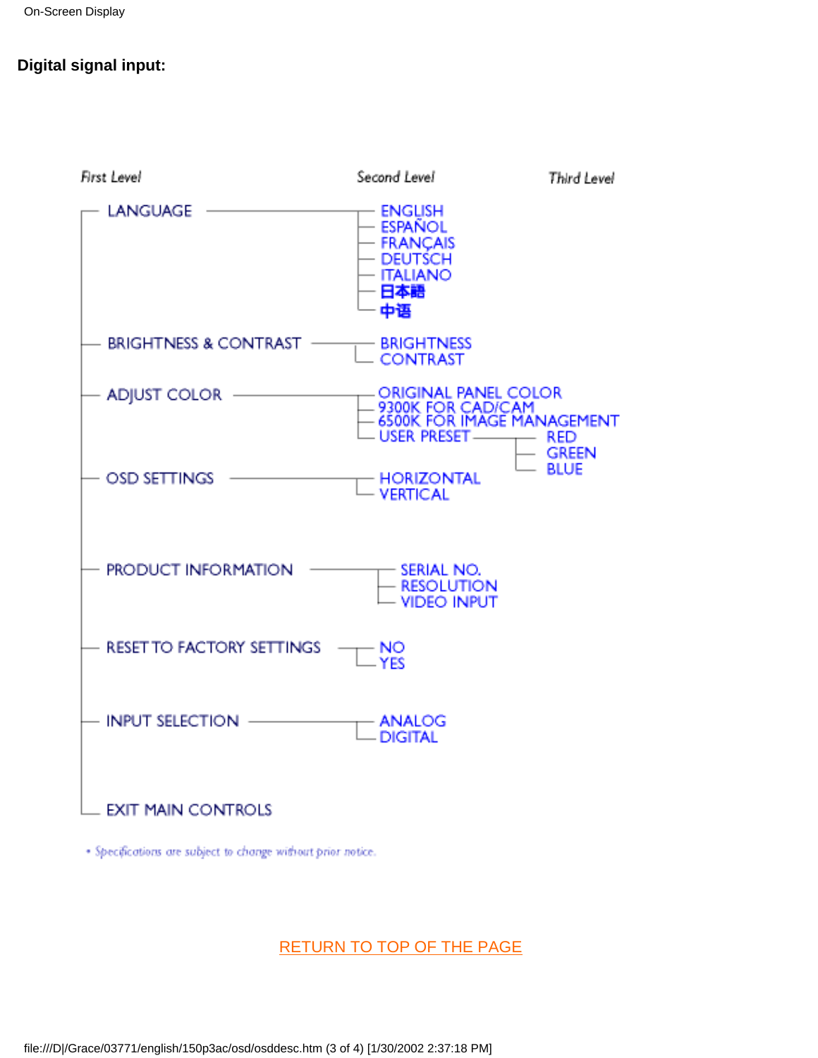**Digital signal input:**

First Level | Second Level | Third Level

- LANGUAGE
  - ENGLISH
  - ESPAÑOL
  - FRANÇAIS
  - DEUTSCH
  - ITALIANO
  - 日本語
  - 中语
- BRIGHTNESS & CONTRAST
  - BRIGHTNESS
  - CONTRAST
- ADJUST COLOR
  - ORIGINAL PANEL COLOR
  - 9300K FOR CAD/CAM
  - 6500K FOR IMAGE MANAGEMENT
  - USER PRESET
    - RED
    - GREEN
    - BLUE
- OSD SETTINGS
  - HORIZONTAL
  - VERTICAL
- PRODUCT INFORMATION
  - SERIAL NO.
  - RESOLUTION
  - VIDEO INPUT
- RESET TO FACTORY SETTINGS
  - NO
  - YES
- INPUT SELECTION
  - ANALOG
  - DIGITAL
- EXIT MAIN CONTROLS

• Specifications are subject to change without prior notice.

RETURN TO TOP OF THE PAGE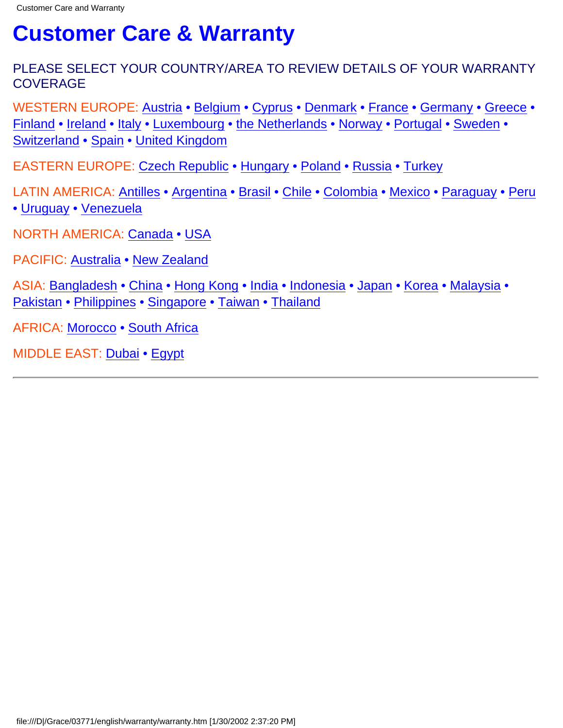# Customer Care & Warranty

PLEASE SELECT YOUR COUNTRY/AREA TO REVIEW DETAILS OF YOUR WARRANTY COVERAGE

WESTERN EUROPE: Austria • Belgium • Cyprus • Denmark • France • Germany • Greece • Finland • Ireland • Italy • Luxembourg • the Netherlands • Norway • Portugal • Sweden • Switzerland • Spain • United Kingdom

EASTERN EUROPE: Czech Republic • Hungary • Poland • Russia • Turkey

LATIN AMERICA: Antilles • Argentina • Brasil • Chile • Colombia • Mexico • Paraguay • Peru • Uruguay • Venezuela

NORTH AMERICA: Canada • USA

PACIFIC: Australia • New Zealand

ASIA: Bangladesh • China • Hong Kong • India • Indonesia • Japan • Korea • Malaysia • Pakistan • Philippines • Singapore • Taiwan • Thailand

AFRICA: Morocco • South Africa

MIDDLE EAST: Dubai • Egypt

---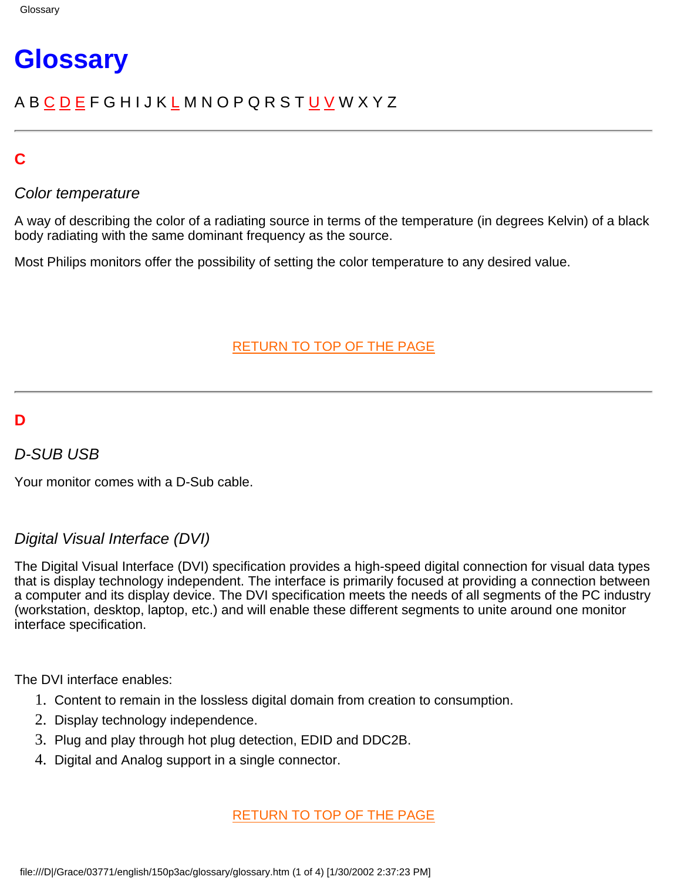# Glossary

A B C D E F G H I J K L M N O P Q R S T U V W X Y Z

---

## C

*Color temperature*

A way of describing the color of a radiating source in terms of the temperature (in degrees Kelvin) of a black body radiating with the same dominant frequency as the source.

Most Philips monitors offer the possibility of setting the color temperature to any desired value.

RETURN TO TOP OF THE PAGE

---

## D

*D-SUB USB*

Your monitor comes with a D-Sub cable.

*Digital Visual Interface (DVI)*

The Digital Visual Interface (DVI) specification provides a high-speed digital connection for visual data types that is display technology independent. The interface is primarily focused at providing a connection between a computer and its display device. The DVI specification meets the needs of all segments of the PC industry (workstation, desktop, laptop, etc.) and will enable these different segments to unite around one monitor interface specification.

The DVI interface enables:

1. Content to remain in the lossless digital domain from creation to consumption.
2. Display technology independence.
3. Plug and play through hot plug detection, EDID and DDC2B.
4. Digital and Analog support in a single connector.

RETURN TO TOP OF THE PAGE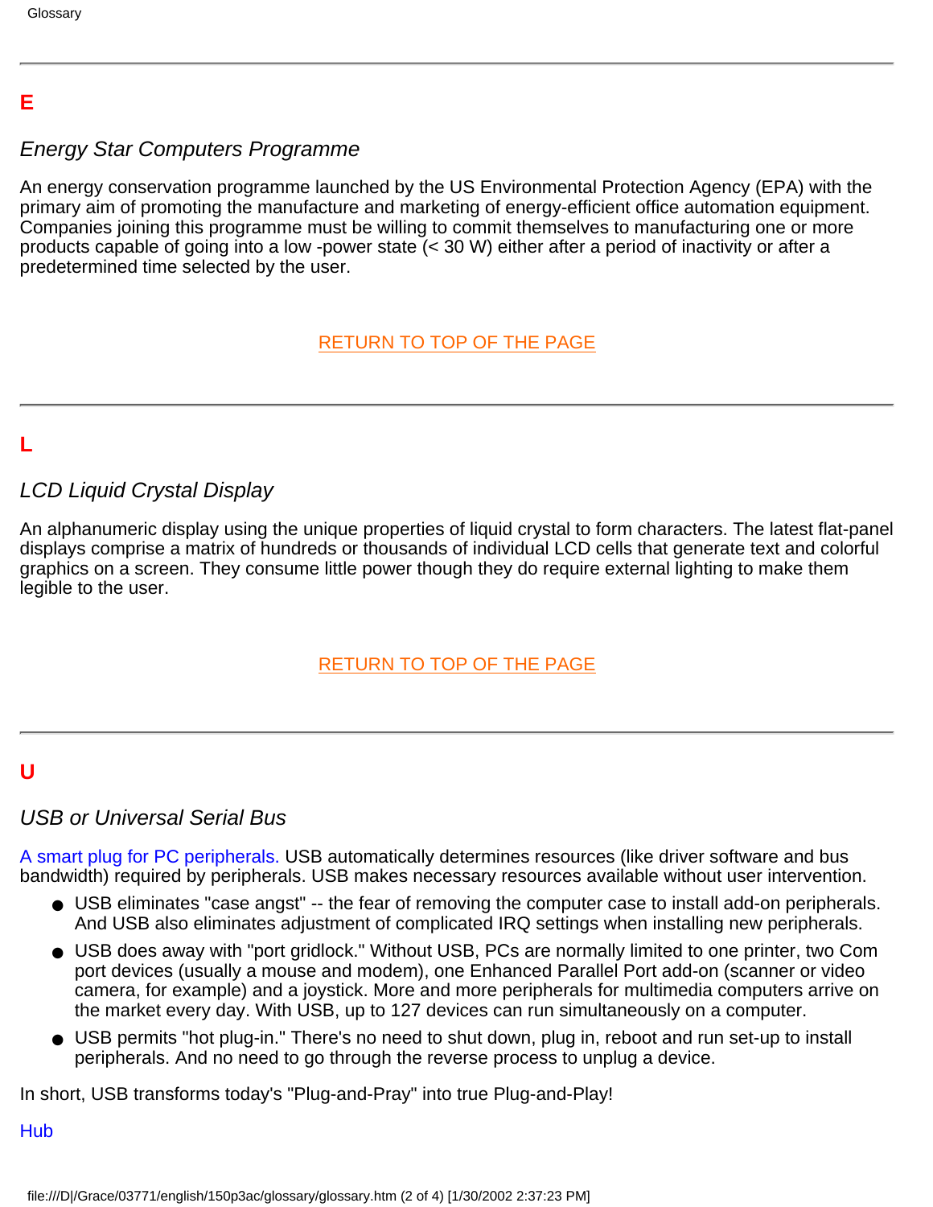## E

*Energy Star Computers Programme*

An energy conservation programme launched by the US Environmental Protection Agency (EPA) with the primary aim of promoting the manufacture and marketing of energy-efficient office automation equipment. Companies joining this programme must be willing to commit themselves to manufacturing one or more products capable of going into a low -power state (< 30 W) either after a period of inactivity or after a predetermined time selected by the user.

RETURN TO TOP OF THE PAGE

---

## L

*LCD Liquid Crystal Display*

An alphanumeric display using the unique properties of liquid crystal to form characters. The latest flat-panel displays comprise a matrix of hundreds or thousands of individual LCD cells that generate text and colorful graphics on a screen. They consume little power though they do require external lighting to make them legible to the user.

RETURN TO TOP OF THE PAGE

---

## U

*USB or Universal Serial Bus*

A smart plug for PC peripherals. USB automatically determines resources (like driver software and bus bandwidth) required by peripherals. USB makes necessary resources available without user intervention.

- USB eliminates "case angst" -- the fear of removing the computer case to install add-on peripherals. And USB also eliminates adjustment of complicated IRQ settings when installing new peripherals.
- USB does away with "port gridlock." Without USB, PCs are normally limited to one printer, two Com port devices (usually a mouse and modem), one Enhanced Parallel Port add-on (scanner or video camera, for example) and a joystick. More and more peripherals for multimedia computers arrive on the market every day. With USB, up to 127 devices can run simultaneously on a computer.
- USB permits "hot plug-in." There's no need to shut down, plug in, reboot and run set-up to install peripherals. And no need to go through the reverse process to unplug a device.

In short, USB transforms today's "Plug-and-Pray" into true Plug-and-Play!

Hub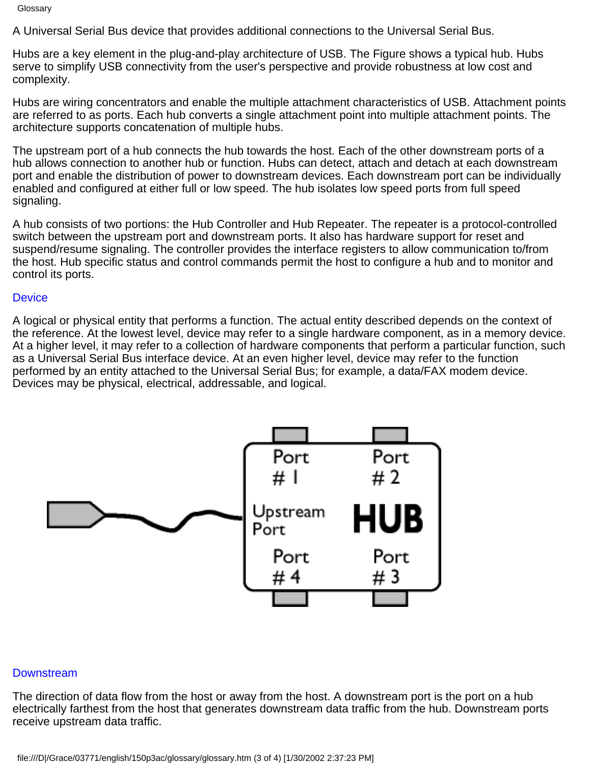A Universal Serial Bus device that provides additional connections to the Universal Serial Bus.

Hubs are a key element in the plug-and-play architecture of USB. The Figure shows a typical hub. Hubs serve to simplify USB connectivity from the user's perspective and provide robustness at low cost and complexity.

Hubs are wiring concentrators and enable the multiple attachment characteristics of USB. Attachment points are referred to as ports. Each hub converts a single attachment point into multiple attachment points. The architecture supports concatenation of multiple hubs.

The upstream port of a hub connects the hub towards the host. Each of the other downstream ports of a hub allows connection to another hub or function. Hubs can detect, attach and detach at each downstream port and enable the distribution of power to downstream devices. Each downstream port can be individually enabled and configured at either full or low speed. The hub isolates low speed ports from full speed signaling.

A hub consists of two portions: the Hub Controller and Hub Repeater. The repeater is a protocol-controlled switch between the upstream port and downstream ports. It also has hardware support for reset and suspend/resume signaling. The controller provides the interface registers to allow communication to/from the host. Hub specific status and control commands permit the host to configure a hub and to monitor and control its ports.

## Device

A logical or physical entity that performs a function. The actual entity described depends on the context of the reference. At the lowest level, device may refer to a single hardware component, as in a memory device. At a higher level, it may refer to a collection of hardware components that perform a particular function, such as a Universal Serial Bus interface device. At an even higher level, device may refer to the function performed by an entity attached to the Universal Serial Bus; for example, a data/FAX modem device. Devices may be physical, electrical, addressable, and logical.

## Downstream

The direction of data flow from the host or away from the host. A downstream port is the port on a hub electrically farthest from the host that generates downstream data traffic from the hub. Downstream ports receive upstream data traffic.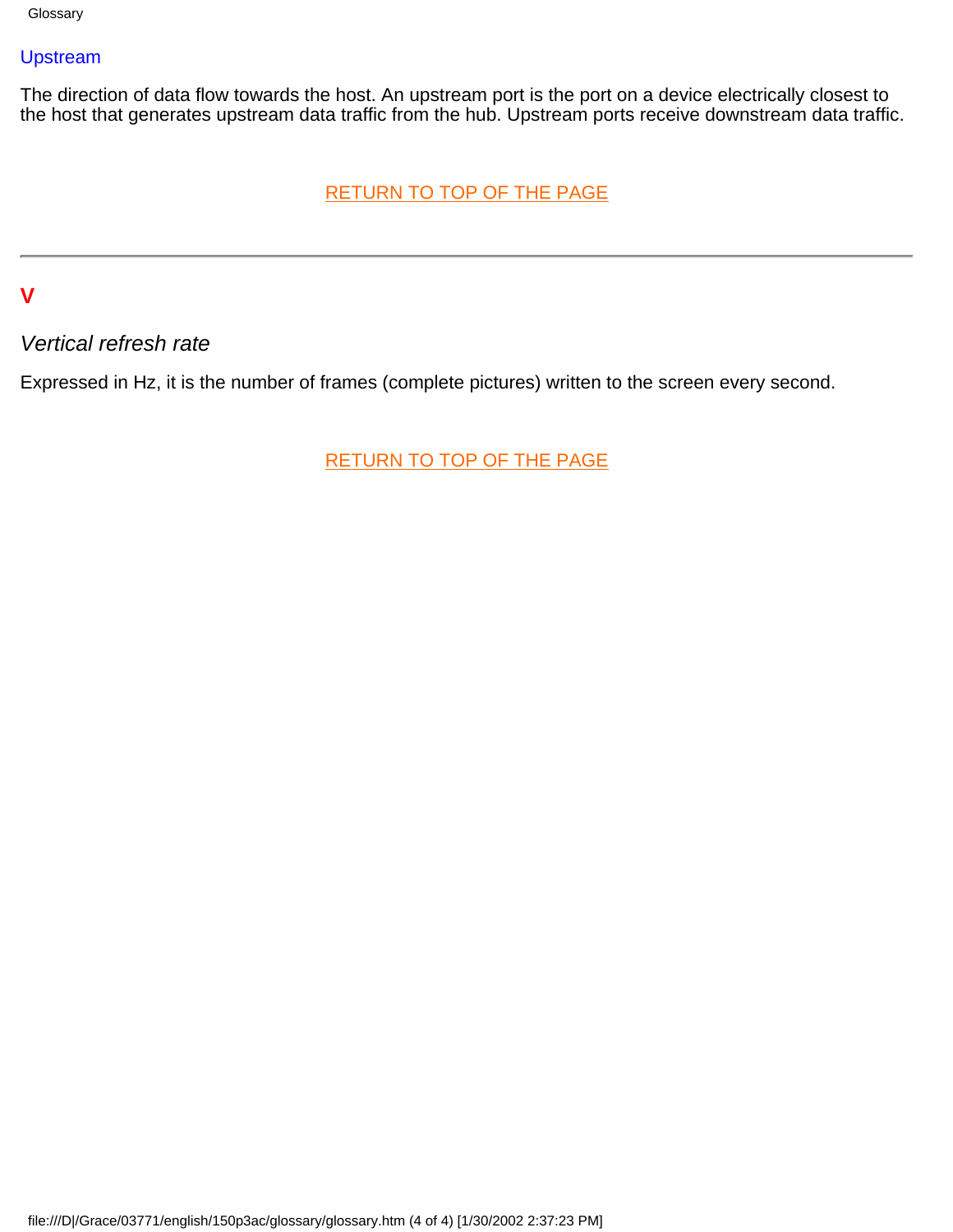### Upstream

The direction of data flow towards the host. An upstream port is the port on a device electrically closest to the host that generates upstream data traffic from the hub. Upstream ports receive downstream data traffic.

RETURN TO TOP OF THE PAGE

---

## V

### *Vertical refresh rate*

Expressed in Hz, it is the number of frames (complete pictures) written to the screen every second.

RETURN TO TOP OF THE PAGE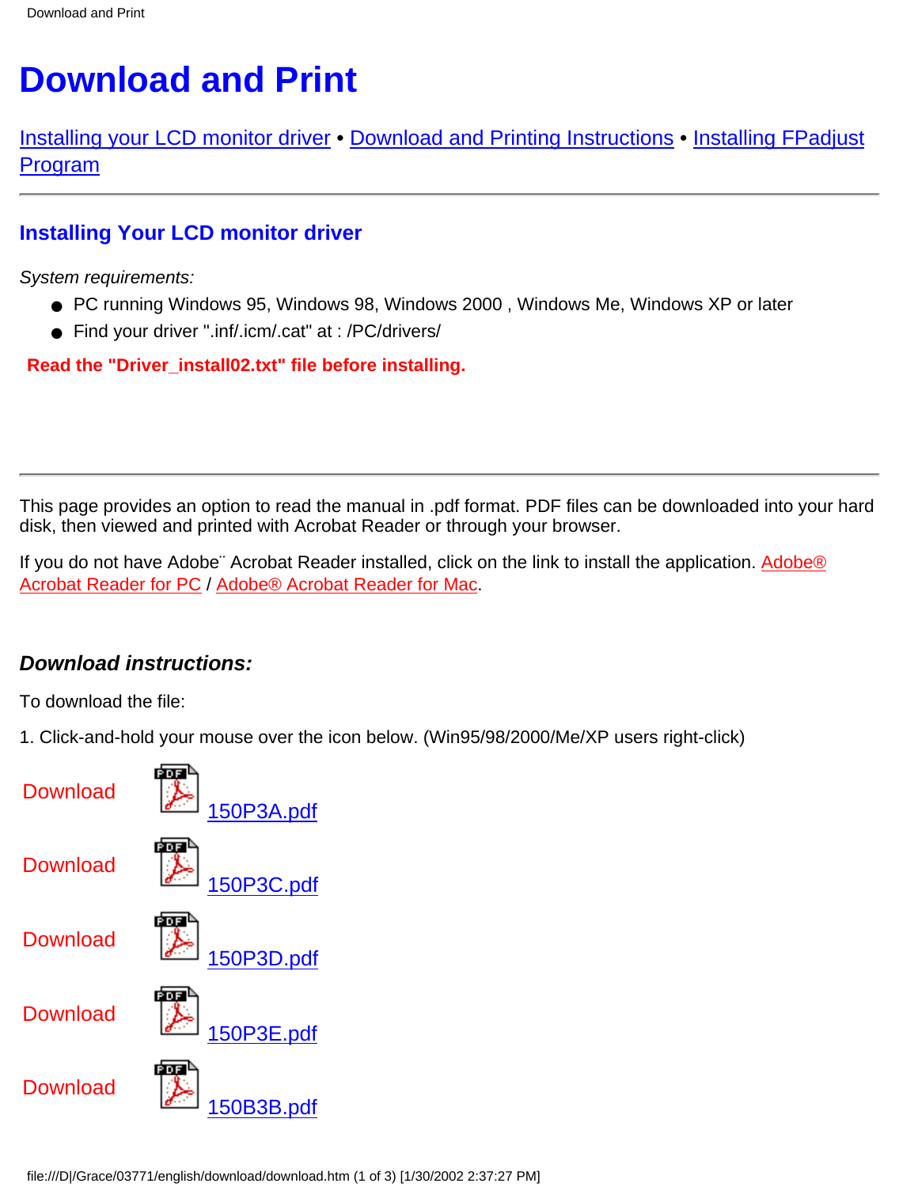# Download and Print

Installing your LCD monitor driver • Download and Printing Instructions • Installing FPadjust Program

---

## Installing Your LCD monitor driver

*System requirements:*

- PC running Windows 95, Windows 98, Windows 2000 , Windows Me, Windows XP or later
- Find your driver ".inf/.icm/.cat" at : /PC/drivers/

**Read the "Driver_install02.txt" file before installing.**

---

This page provides an option to read the manual in .pdf format. PDF files can be downloaded into your hard disk, then viewed and printed with Acrobat Reader or through your browser.

If you do not have Adobe¨ Acrobat Reader installed, click on the link to install the application. Adobe® Acrobat Reader for PC / Adobe® Acrobat Reader for Mac.

### *Download instructions:*

To download the file:

1. Click-and-hold your mouse over the icon below. (Win95/98/2000/Me/XP users right-click)

Download 150P3A.pdf

Download 150P3C.pdf

Download 150P3D.pdf

Download 150P3E.pdf

Download 150B3B.pdf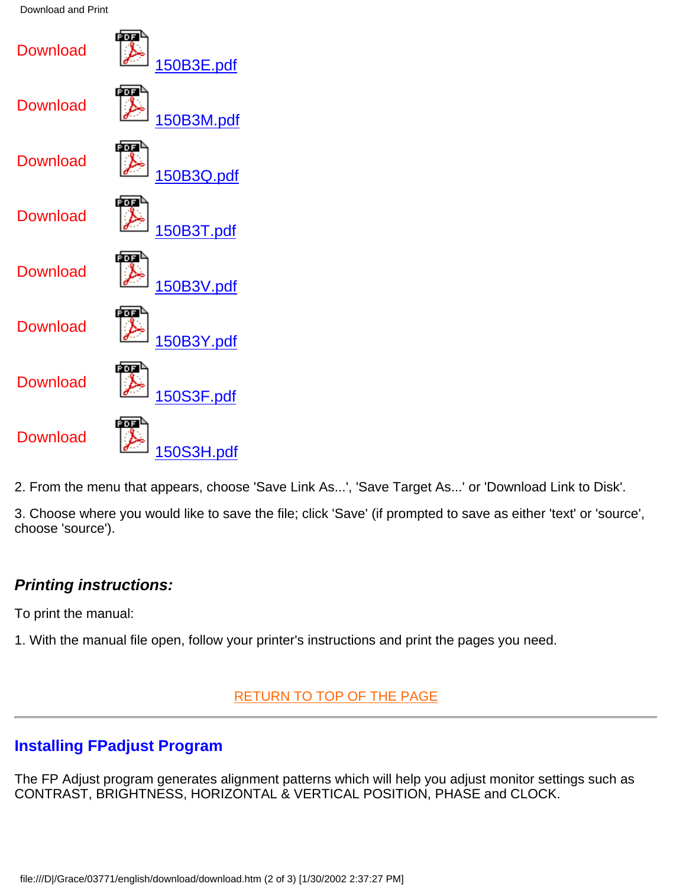Download 150B3E.pdf

Download 150B3M.pdf

Download 150B3Q.pdf

Download 150B3T.pdf

Download 150B3V.pdf

Download 150B3Y.pdf

Download 150S3F.pdf

Download 150S3H.pdf

2. From the menu that appears, choose 'Save Link As...', 'Save Target As...' or 'Download Link to Disk'.

3. Choose where you would like to save the file; click 'Save' (if prompted to save as either 'text' or 'source', choose 'source').

***Printing instructions:***

To print the manual:

1. With the manual file open, follow your printer's instructions and print the pages you need.

RETURN TO TOP OF THE PAGE

---

## Installing FPadjust Program

The FP Adjust program generates alignment patterns which will help you adjust monitor settings such as CONTRAST, BRIGHTNESS, HORIZONTAL & VERTICAL POSITION, PHASE and CLOCK.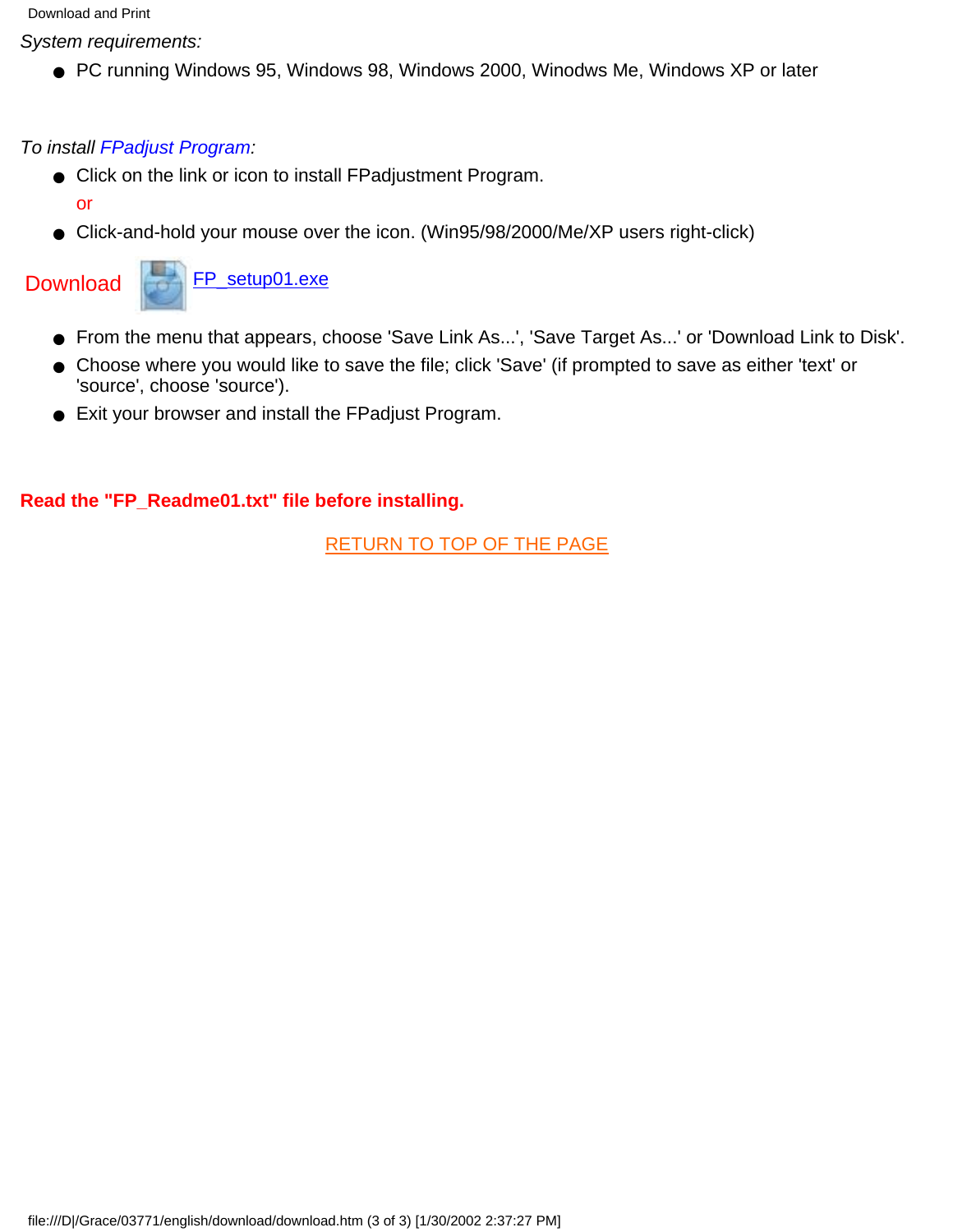*System requirements:*

- PC running Windows 95, Windows 98, Windows 2000, Winodws Me, Windows XP or later

*To install FPadjust Program:*

- Click on the link or icon to install FPadjustment Program.

  or

- Click-and-hold your mouse over the icon. (Win95/98/2000/Me/XP users right-click)

Download FP_setup01.exe

- From the menu that appears, choose 'Save Link As...', 'Save Target As...' or 'Download Link to Disk'.
- Choose where you would like to save the file; click 'Save' (if prompted to save as either 'text' or 'source', choose 'source').
- Exit your browser and install the FPadjust Program.

**Read the "FP_Readme01.txt" file before installing.**

RETURN TO TOP OF THE PAGE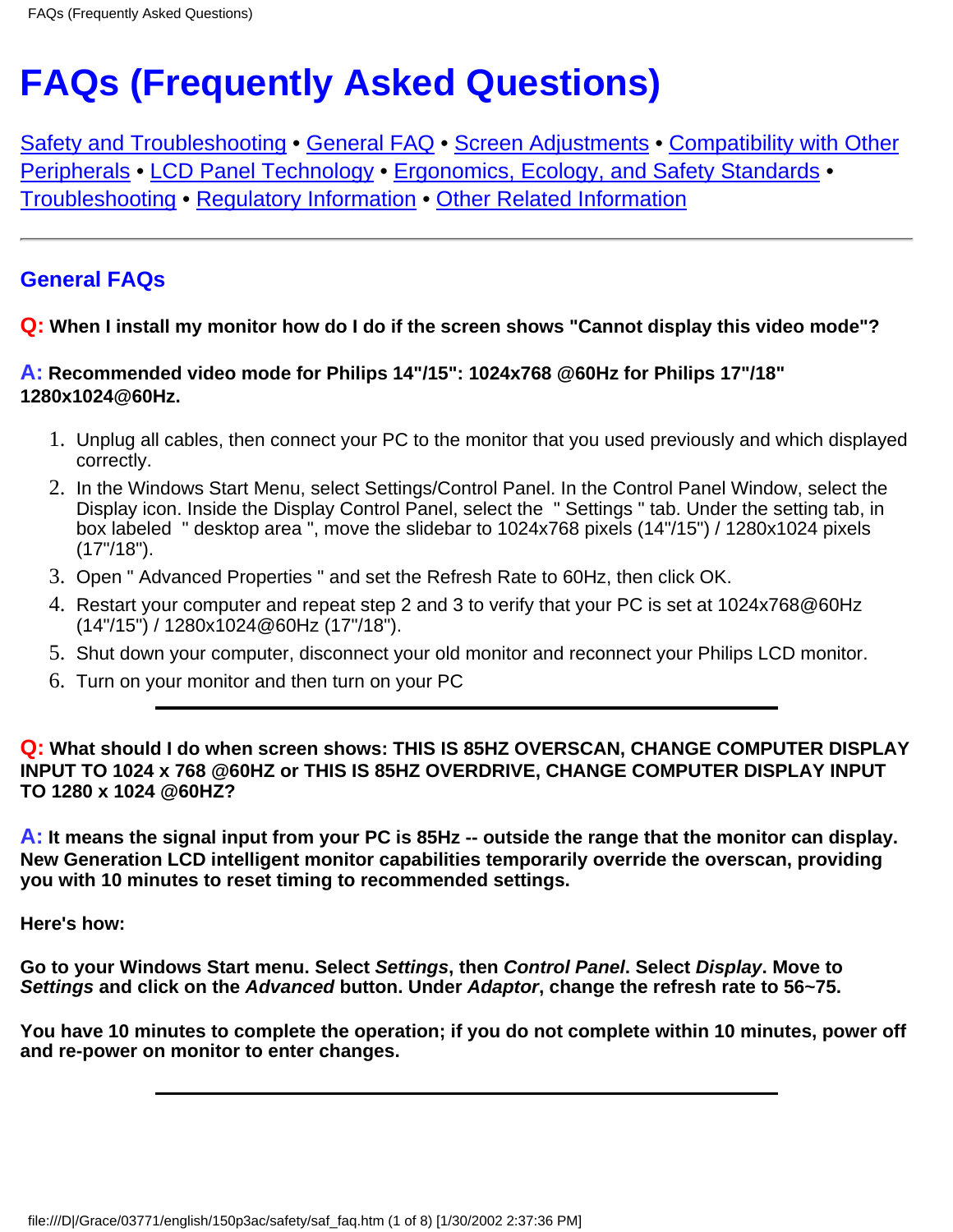# FAQs (Frequently Asked Questions)

Safety and Troubleshooting • General FAQ • Screen Adjustments • Compatibility with Other Peripherals • LCD Panel Technology • Ergonomics, Ecology, and Safety Standards • Troubleshooting • Regulatory Information • Other Related Information

---

## General FAQs

**Q: When I install my monitor how do I do if the screen shows "Cannot display this video mode"?**

**A: Recommended video mode for Philips 14"/15": 1024x768 @60Hz for Philips 17"/18" 1280x1024@60Hz.**

1. Unplug all cables, then connect your PC to the monitor that you used previously and which displayed correctly.
2. In the Windows Start Menu, select Settings/Control Panel. In the Control Panel Window, select the Display icon. Inside the Display Control Panel, select the " Settings " tab. Under the setting tab, in box labeled " desktop area ", move the slidebar to 1024x768 pixels (14"/15") / 1280x1024 pixels (17"/18").
3. Open " Advanced Properties " and set the Refresh Rate to 60Hz, then click OK.
4. Restart your computer and repeat step 2 and 3 to verify that your PC is set at 1024x768@60Hz (14"/15") / 1280x1024@60Hz (17"/18").
5. Shut down your computer, disconnect your old monitor and reconnect your Philips LCD monitor.
6. Turn on your monitor and then turn on your PC

---

**Q: What should I do when screen shows: THIS IS 85HZ OVERSCAN, CHANGE COMPUTER DISPLAY INPUT TO 1024 x 768 @60HZ or THIS IS 85HZ OVERDRIVE, CHANGE COMPUTER DISPLAY INPUT TO 1280 x 1024 @60HZ?**

**A: It means the signal input from your PC is 85Hz -- outside the range that the monitor can display. New Generation LCD intelligent monitor capabilities temporarily override the overscan, providing you with 10 minutes to reset timing to recommended settings.**

**Here's how:**

**Go to your Windows Start menu. Select *Settings*, then *Control Panel*. Select *Display*. Move to *Settings* and click on the *Advanced* button. Under *Adaptor*, change the refresh rate to 56~75.**

**You have 10 minutes to complete the operation; if you do not complete within 10 minutes, power off and re-power on monitor to enter changes.**

---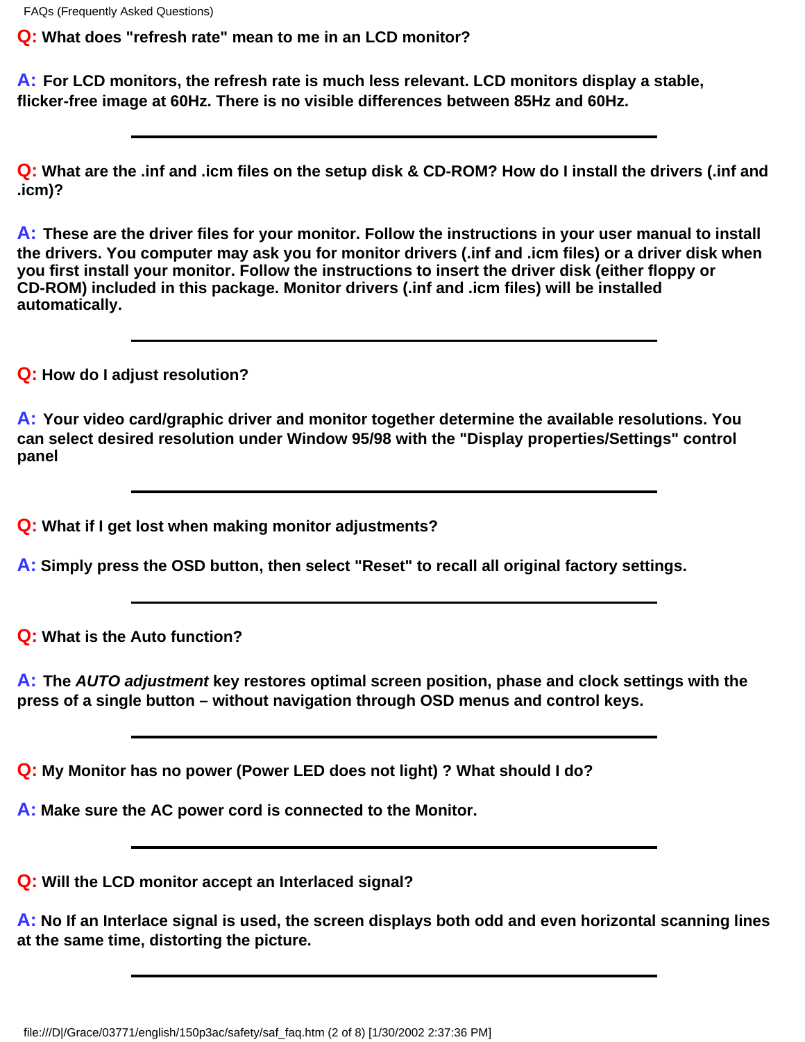**Q:** What does "refresh rate" mean to me in an LCD monitor?

**A:** For LCD monitors, the refresh rate is much less relevant. LCD monitors display a stable, flicker-free image at 60Hz. There is no visible differences between 85Hz and 60Hz.

---

**Q:** What are the .inf and .icm files on the setup disk & CD-ROM? How do I install the drivers (.inf and .icm)?

**A:** These are the driver files for your monitor. Follow the instructions in your user manual to install the drivers. You computer may ask you for monitor drivers (.inf and .icm files) or a driver disk when you first install your monitor. Follow the instructions to insert the driver disk (either floppy or CD-ROM) included in this package. Monitor drivers (.inf and .icm files) will be installed automatically.

---

**Q:** How do I adjust resolution?

**A:** Your video card/graphic driver and monitor together determine the available resolutions. You can select desired resolution under Window 95/98 with the "Display properties/Settings" control panel

---

**Q:** What if I get lost when making monitor adjustments?

**A:** Simply press the OSD button, then select "Reset" to recall all original factory settings.

---

**Q:** What is the Auto function?

**A:** The ***AUTO adjustment*** key restores optimal screen position, phase and clock settings with the press of a single button – without navigation through OSD menus and control keys.

---

**Q:** My Monitor has no power (Power LED does not light) ? What should I do?

**A:** Make sure the AC power cord is connected to the Monitor.

---

**Q:** Will the LCD monitor accept an Interlaced signal?

**A:** No If an Interlace signal is used, the screen displays both odd and even horizontal scanning lines at the same time, distorting the picture.

---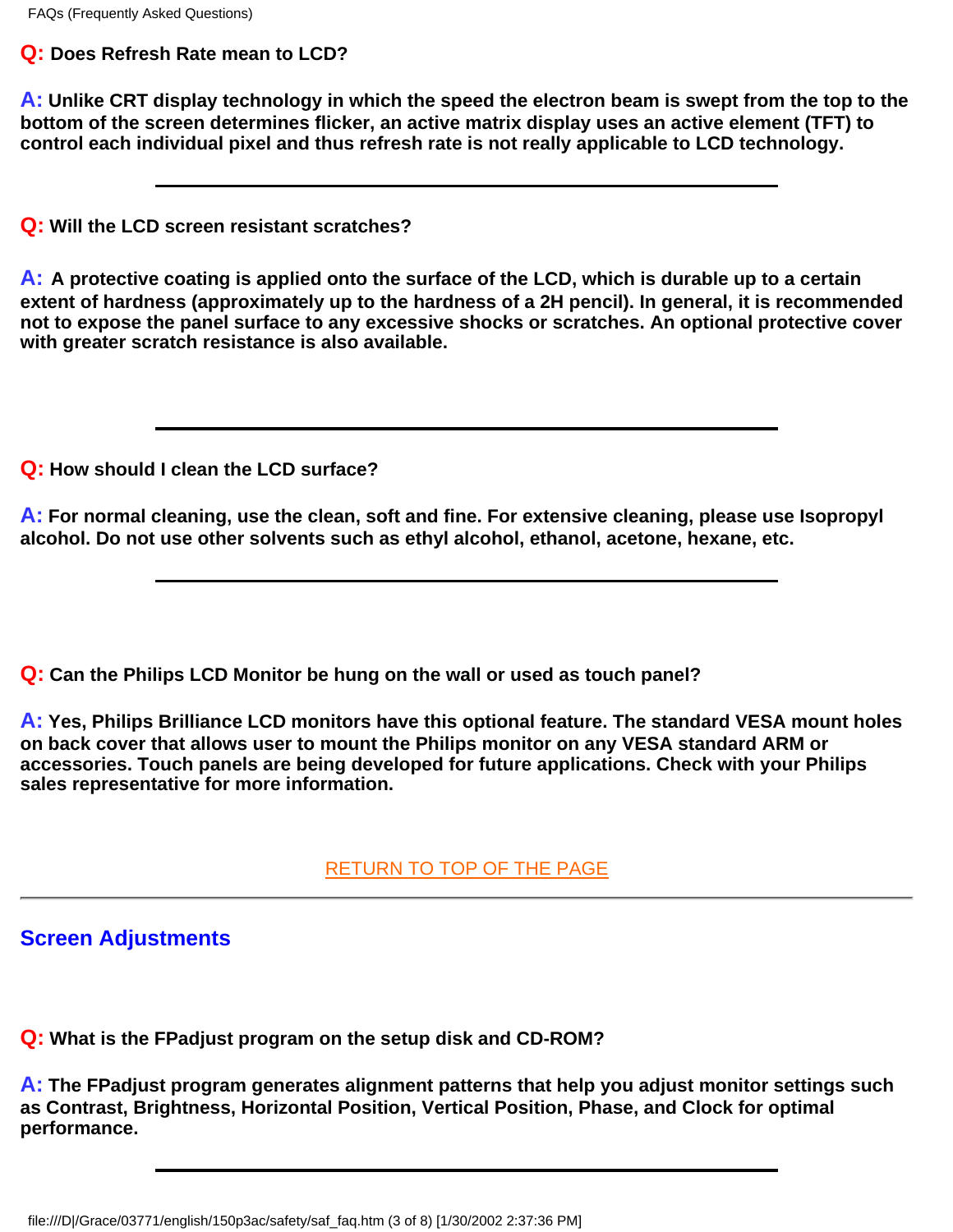**Q:** **Does Refresh Rate mean to LCD?**

**A:** **Unlike CRT display technology in which the speed the electron beam is swept from the top to the bottom of the screen determines flicker, an active matrix display uses an active element (TFT) to control each individual pixel and thus refresh rate is not really applicable to LCD technology.**

---

**Q:** **Will the LCD screen resistant scratches?**

**A:** **A protective coating is applied onto the surface of the LCD, which is durable up to a certain extent of hardness (approximately up to the hardness of a 2H pencil). In general, it is recommended not to expose the panel surface to any excessive shocks or scratches. An optional protective cover with greater scratch resistance is also available.**

---

**Q:** **How should I clean the LCD surface?**

**A:** **For normal cleaning, use the clean, soft and fine. For extensive cleaning, please use Isopropyl alcohol. Do not use other solvents such as ethyl alcohol, ethanol, acetone, hexane, etc.**

---

**Q:** **Can the Philips LCD Monitor be hung on the wall or used as touch panel?**

**A:** **Yes, Philips Brilliance LCD monitors have this optional feature. The standard VESA mount holes on back cover that allows user to mount the Philips monitor on any VESA standard ARM or accessories. Touch panels are being developed for future applications. Check with your Philips sales representative for more information.**

RETURN TO TOP OF THE PAGE

---

## Screen Adjustments

**Q:** **What is the FPadjust program on the setup disk and CD-ROM?**

**A:** **The FPadjust program generates alignment patterns that help you adjust monitor settings such as Contrast, Brightness, Horizontal Position, Vertical Position, Phase, and Clock for optimal performance.**

---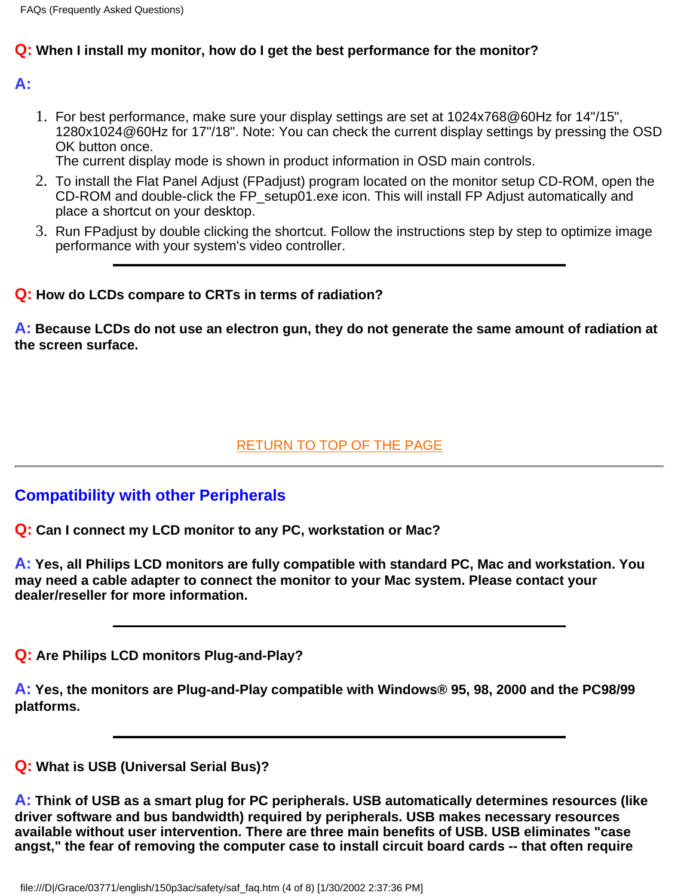**Q:** **When I install my monitor, how do I get the best performance for the monitor?**

**A:**

1. For best performance, make sure your display settings are set at 1024x768@60Hz for 14"/15", 1280x1024@60Hz for 17"/18". Note: You can check the current display settings by pressing the OSD OK button once.
   The current display mode is shown in product information in OSD main controls.
2. To install the Flat Panel Adjust (FPadjust) program located on the monitor setup CD-ROM, open the CD-ROM and double-click the FP_setup01.exe icon. This will install FP Adjust automatically and place a shortcut on your desktop.
3. Run FPadjust by double clicking the shortcut. Follow the instructions step by step to optimize image performance with your system's video controller.

---

**Q:** **How do LCDs compare to CRTs in terms of radiation?**

**A:** **Because LCDs do not use an electron gun, they do not generate the same amount of radiation at the screen surface.**

RETURN TO TOP OF THE PAGE

---

## Compatibility with other Peripherals

**Q:** **Can I connect my LCD monitor to any PC, workstation or Mac?**

**A:** **Yes, all Philips LCD monitors are fully compatible with standard PC, Mac and workstation. You may need a cable adapter to connect the monitor to your Mac system. Please contact your dealer/reseller for more information.**

---

**Q:** **Are Philips LCD monitors Plug-and-Play?**

**A:** **Yes, the monitors are Plug-and-Play compatible with Windows® 95, 98, 2000 and the PC98/99 platforms.**

---

**Q:** **What is USB (Universal Serial Bus)?**

**A:** **Think of USB as a smart plug for PC peripherals. USB automatically determines resources (like driver software and bus bandwidth) required by peripherals. USB makes necessary resources available without user intervention. There are three main benefits of USB. USB eliminates "case angst," the fear of removing the computer case to install circuit board cards -- that often require**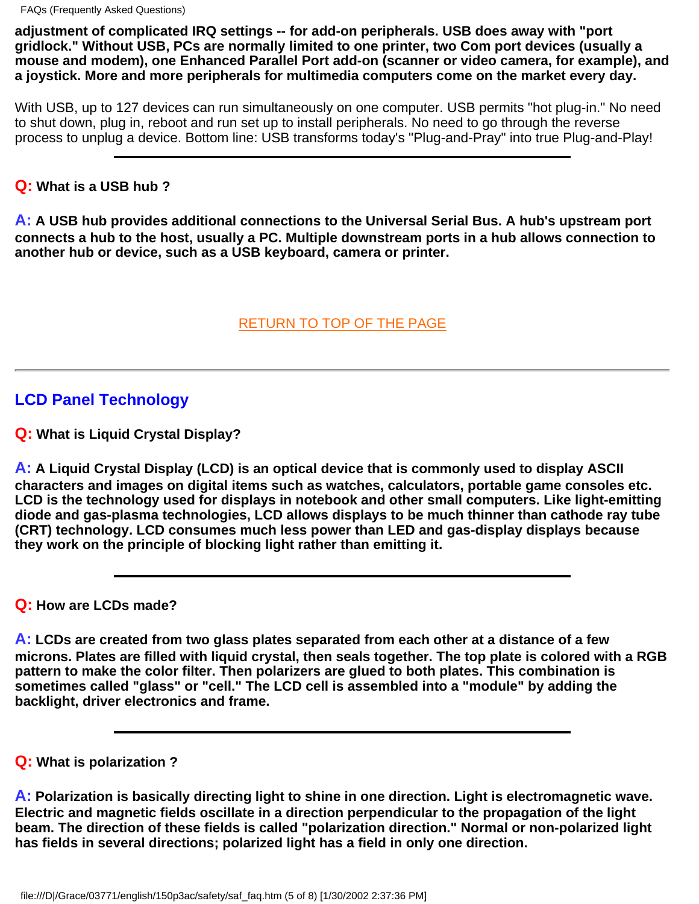**adjustment of complicated IRQ settings -- for add-on peripherals. USB does away with "port gridlock." Without USB, PCs are normally limited to one printer, two Com port devices (usually a mouse and modem), one Enhanced Parallel Port add-on (scanner or video camera, for example), and a joystick. More and more peripherals for multimedia computers come on the market every day.**

With USB, up to 127 devices can run simultaneously on one computer. USB permits "hot plug-in." No need to shut down, plug in, reboot and run set up to install peripherals. No need to go through the reverse process to unplug a device. Bottom line: USB transforms today's "Plug-and-Pray" into true Plug-and-Play!

---

**Q: What is a USB hub ?**

**A: A USB hub provides additional connections to the Universal Serial Bus. A hub's upstream port connects a hub to the host, usually a PC. Multiple downstream ports in a hub allows connection to another hub or device, such as a USB keyboard, camera or printer.**

RETURN TO TOP OF THE PAGE

---

## LCD Panel Technology

**Q: What is Liquid Crystal Display?**

**A: A Liquid Crystal Display (LCD) is an optical device that is commonly used to display ASCII characters and images on digital items such as watches, calculators, portable game consoles etc. LCD is the technology used for displays in notebook and other small computers. Like light-emitting diode and gas-plasma technologies, LCD allows displays to be much thinner than cathode ray tube (CRT) technology. LCD consumes much less power than LED and gas-display displays because they work on the principle of blocking light rather than emitting it.**

---

**Q: How are LCDs made?**

**A: LCDs are created from two glass plates separated from each other at a distance of a few microns. Plates are filled with liquid crystal, then seals together. The top plate is colored with a RGB pattern to make the color filter. Then polarizers are glued to both plates. This combination is sometimes called "glass" or "cell." The LCD cell is assembled into a "module" by adding the backlight, driver electronics and frame.**

---

**Q: What is polarization ?**

**A: Polarization is basically directing light to shine in one direction. Light is electromagnetic wave. Electric and magnetic fields oscillate in a direction perpendicular to the propagation of the light beam. The direction of these fields is called "polarization direction." Normal or non-polarized light has fields in several directions; polarized light has a field in only one direction.**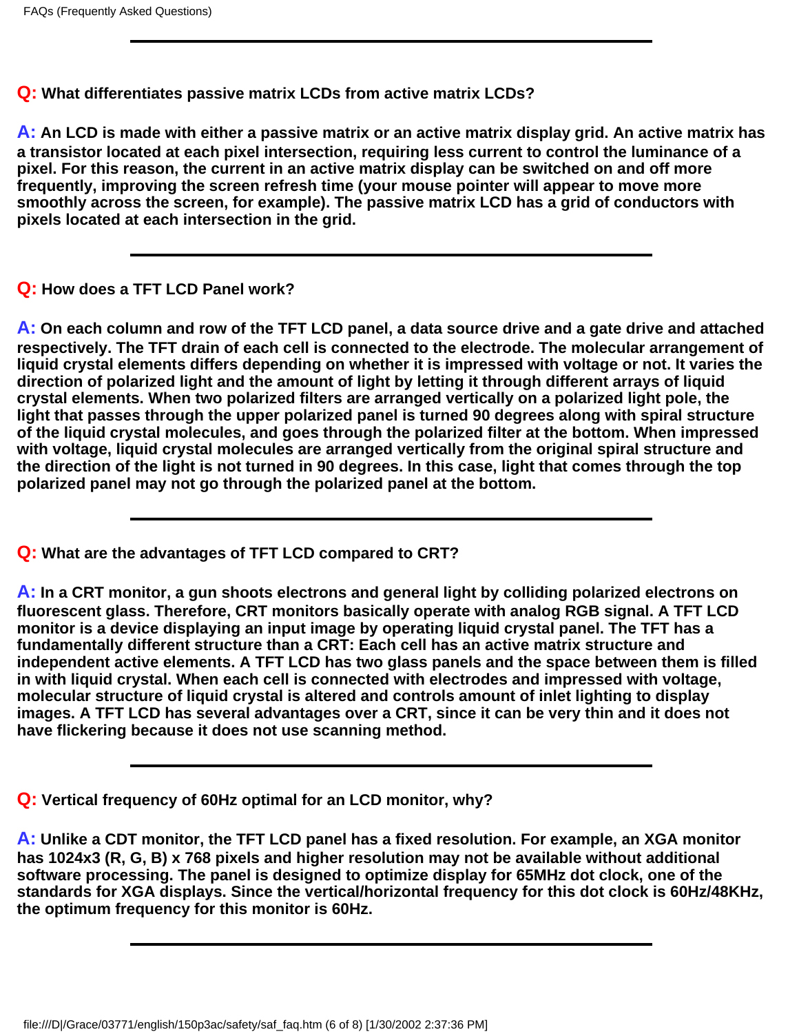---

**Q: What differentiates passive matrix LCDs from active matrix LCDs?**

**A: An LCD is made with either a passive matrix or an active matrix display grid. An active matrix has a transistor located at each pixel intersection, requiring less current to control the luminance of a pixel. For this reason, the current in an active matrix display can be switched on and off more frequently, improving the screen refresh time (your mouse pointer will appear to move more smoothly across the screen, for example). The passive matrix LCD has a grid of conductors with pixels located at each intersection in the grid.**

---

**Q: How does a TFT LCD Panel work?**

**A: On each column and row of the TFT LCD panel, a data source drive and a gate drive and attached respectively. The TFT drain of each cell is connected to the electrode. The molecular arrangement of liquid crystal elements differs depending on whether it is impressed with voltage or not. It varies the direction of polarized light and the amount of light by letting it through different arrays of liquid crystal elements. When two polarized filters are arranged vertically on a polarized light pole, the light that passes through the upper polarized panel is turned 90 degrees along with spiral structure of the liquid crystal molecules, and goes through the polarized filter at the bottom. When impressed with voltage, liquid crystal molecules are arranged vertically from the original spiral structure and the direction of the light is not turned in 90 degrees. In this case, light that comes through the top polarized panel may not go through the polarized panel at the bottom.**

---

**Q: What are the advantages of TFT LCD compared to CRT?**

**A: In a CRT monitor, a gun shoots electrons and general light by colliding polarized electrons on fluorescent glass. Therefore, CRT monitors basically operate with analog RGB signal. A TFT LCD monitor is a device displaying an input image by operating liquid crystal panel. The TFT has a fundamentally different structure than a CRT: Each cell has an active matrix structure and independent active elements. A TFT LCD has two glass panels and the space between them is filled in with liquid crystal. When each cell is connected with electrodes and impressed with voltage, molecular structure of liquid crystal is altered and controls amount of inlet lighting to display images. A TFT LCD has several advantages over a CRT, since it can be very thin and it does not have flickering because it does not use scanning method.**

---

**Q: Vertical frequency of 60Hz optimal for an LCD monitor, why?**

**A: Unlike a CDT monitor, the TFT LCD panel has a fixed resolution. For example, an XGA monitor has 1024x3 (R, G, B) x 768 pixels and higher resolution may not be available without additional software processing. The panel is designed to optimize display for 65MHz dot clock, one of the standards for XGA displays. Since the vertical/horizontal frequency for this dot clock is 60Hz/48KHz, the optimum frequency for this monitor is 60Hz.**

---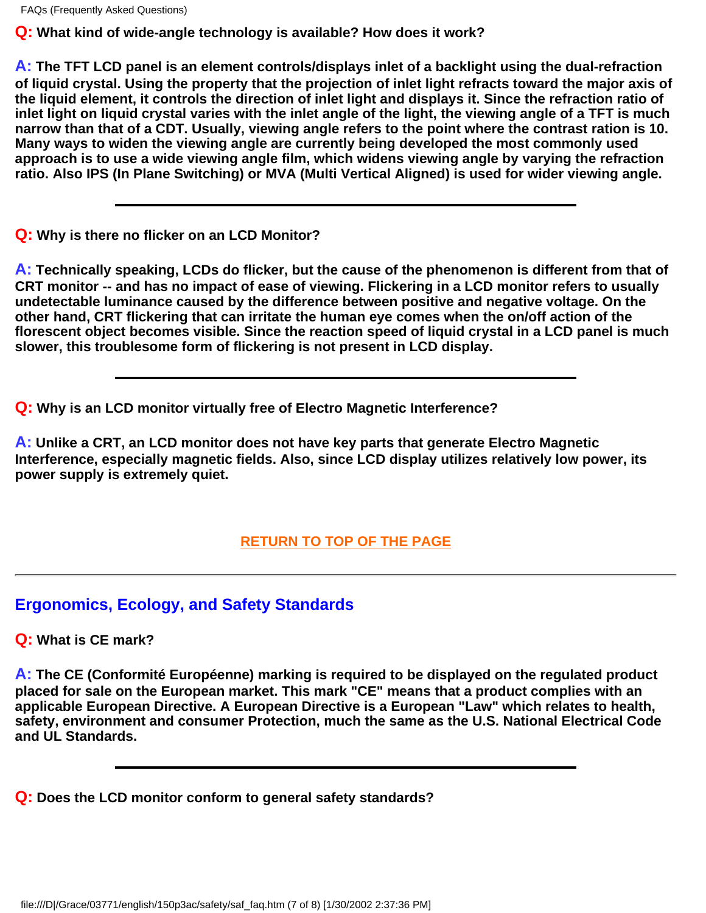**Q: What kind of wide-angle technology is available? How does it work?**

**A: The TFT LCD panel is an element controls/displays inlet of a backlight using the dual-refraction of liquid crystal. Using the property that the projection of inlet light refracts toward the major axis of the liquid element, it controls the direction of inlet light and displays it. Since the refraction ratio of inlet light on liquid crystal varies with the inlet angle of the light, the viewing angle of a TFT is much narrow than that of a CDT. Usually, viewing angle refers to the point where the contrast ration is 10. Many ways to widen the viewing angle are currently being developed the most commonly used approach is to use a wide viewing angle film, which widens viewing angle by varying the refraction ratio. Also IPS (In Plane Switching) or MVA (Multi Vertical Aligned) is used for wider viewing angle.**

---

**Q: Why is there no flicker on an LCD Monitor?**

**A: Technically speaking, LCDs do flicker, but the cause of the phenomenon is different from that of CRT monitor -- and has no impact of ease of viewing. Flickering in a LCD monitor refers to usually undetectable luminance caused by the difference between positive and negative voltage. On the other hand, CRT flickering that can irritate the human eye comes when the on/off action of the florescent object becomes visible. Since the reaction speed of liquid crystal in a LCD panel is much slower, this troublesome form of flickering is not present in LCD display.**

---

**Q: Why is an LCD monitor virtually free of Electro Magnetic Interference?**

**A: Unlike a CRT, an LCD monitor does not have key parts that generate Electro Magnetic Interference, especially magnetic fields. Also, since LCD display utilizes relatively low power, its power supply is extremely quiet.**

RETURN TO TOP OF THE PAGE

---

## Ergonomics, Ecology, and Safety Standards

**Q: What is CE mark?**

**A: The CE (Conformité Européenne) marking is required to be displayed on the regulated product placed for sale on the European market. This mark "CE" means that a product complies with an applicable European Directive. A European Directive is a European "Law" which relates to health, safety, environment and consumer Protection, much the same as the U.S. National Electrical Code and UL Standards.**

---

**Q: Does the LCD monitor conform to general safety standards?**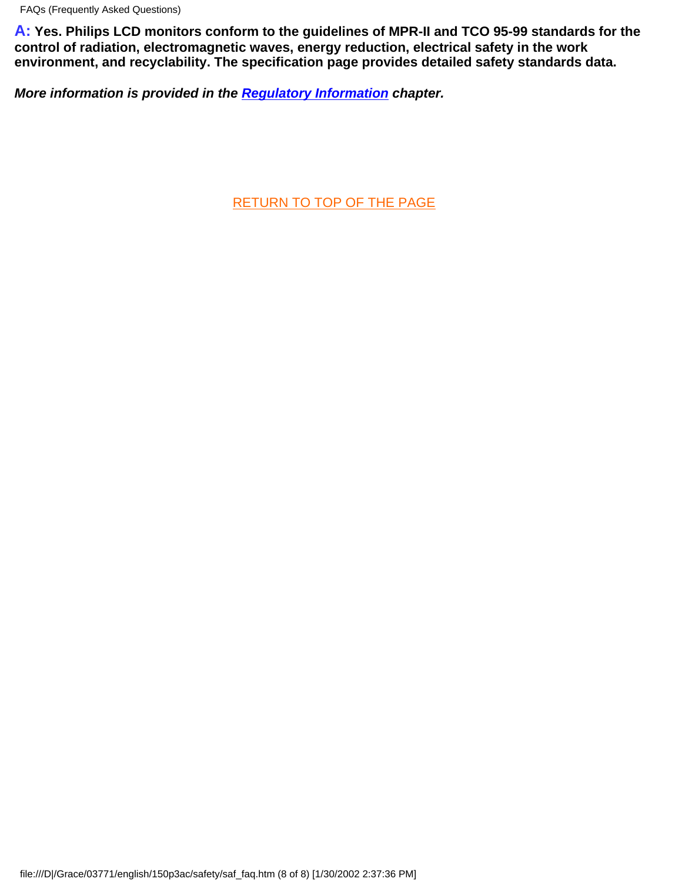**A: Yes. Philips LCD monitors conform to the guidelines of MPR-II and TCO 95-99 standards for the control of radiation, electromagnetic waves, energy reduction, electrical safety in the work environment, and recyclability. The specification page provides detailed safety standards data.**

***More information is provided in the Regulatory Information chapter.***

RETURN TO TOP OF THE PAGE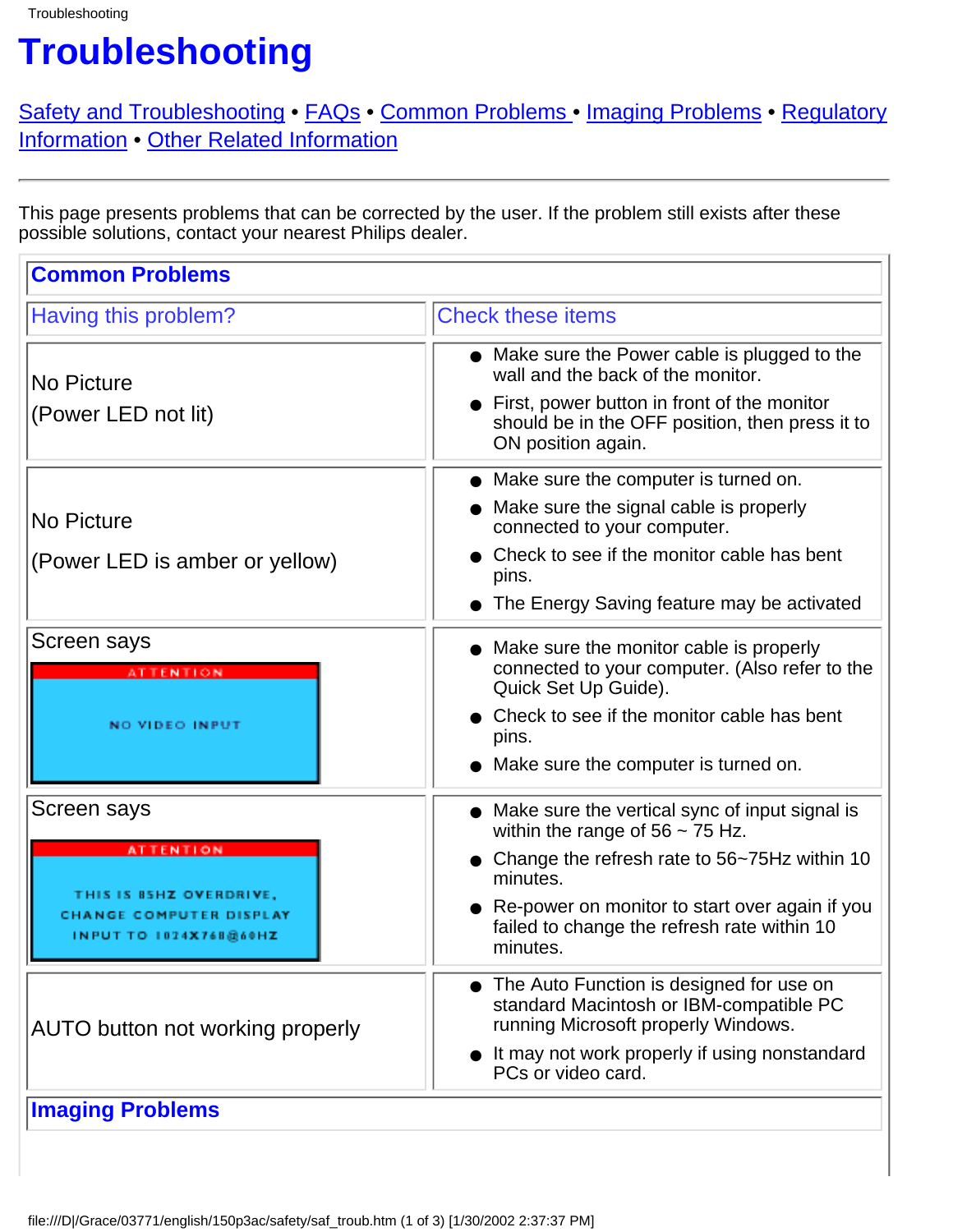# Troubleshooting

Safety and Troubleshooting • FAQs • Common Problems • Imaging Problems • Regulatory Information • Other Related Information

---

This page presents problems that can be corrected by the user. If the problem still exists after these possible solutions, contact your nearest Philips dealer.

## Common Problems

| Having this problem? | Check these items |
|---|---|
| No Picture<br><br>(Power LED not lit) | • Make sure the Power cable is plugged to the wall and the back of the monitor.<br>• First, power button in front of the monitor should be in the OFF position, then press it to ON position again. |
| No Picture<br><br>(Power LED is amber or yellow) | • Make sure the computer is turned on.<br>• Make sure the signal cable is properly connected to your computer.<br>• Check to see if the monitor cable has bent pins.<br>• The Energy Saving feature may be activated |
| Screen says<br><br>ATTENTION<br>NO VIDEO INPUT | • Make sure the monitor cable is properly connected to your computer. (Also refer to the Quick Set Up Guide).<br>• Check to see if the monitor cable has bent pins.<br>• Make sure the computer is turned on. |
| Screen says<br><br>ATTENTION<br>THIS IS 85HZ OVERDRIVE, CHANGE COMPUTER DISPLAY INPUT TO 1024X768@60HZ | • Make sure the vertical sync of input signal is within the range of 56 ~ 75 Hz.<br>• Change the refresh rate to 56~75Hz within 10 minutes.<br>• Re-power on monitor to start over again if you failed to change the refresh rate within 10 minutes. |
| AUTO button not working properly | • The Auto Function is designed for use on standard Macintosh or IBM-compatible PC running Microsoft properly Windows.<br>• It may not work properly if using nonstandard PCs or video card. |

## Imaging Problems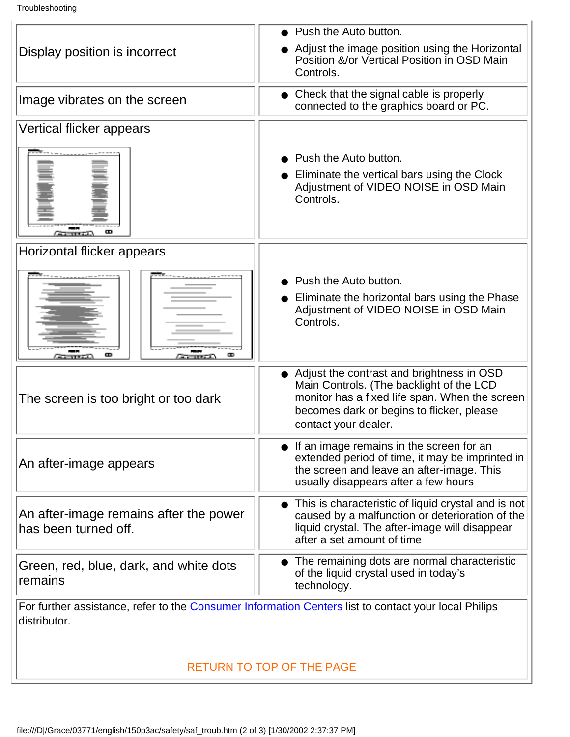| Problem | Solution |
|---|---|
| Display position is incorrect | • Push the Auto button.<br>• Adjust the image position using the Horizontal Position &/or Vertical Position in OSD Main Controls. |
| Image vibrates on the screen | • Check that the signal cable is properly connected to the graphics board or PC. |
| Vertical flicker appears | • Push the Auto button.<br>• Eliminate the vertical bars using the Clock Adjustment of VIDEO NOISE in OSD Main Controls. |
| Horizontal flicker appears | • Push the Auto button.<br>• Eliminate the horizontal bars using the Phase Adjustment of VIDEO NOISE in OSD Main Controls. |
| The screen is too bright or too dark | • Adjust the contrast and brightness in OSD Main Controls. (The backlight of the LCD monitor has a fixed life span. When the screen becomes dark or begins to flicker, please contact your dealer. |
| An after-image appears | • If an image remains in the screen for an extended period of time, it may be imprinted in the screen and leave an after-image. This usually disappears after a few hours |
| An after-image remains after the power has been turned off. | • This is characteristic of liquid crystal and is not caused by a malfunction or deterioration of the liquid crystal. The after-image will disappear after a set amount of time |
| Green, red, blue, dark, and white dots remains | • The remaining dots are normal characteristic of the liquid crystal used in today's technology. |

For further assistance, refer to the Consumer Information Centers list to contact your local Philips distributor.

RETURN TO TOP OF THE PAGE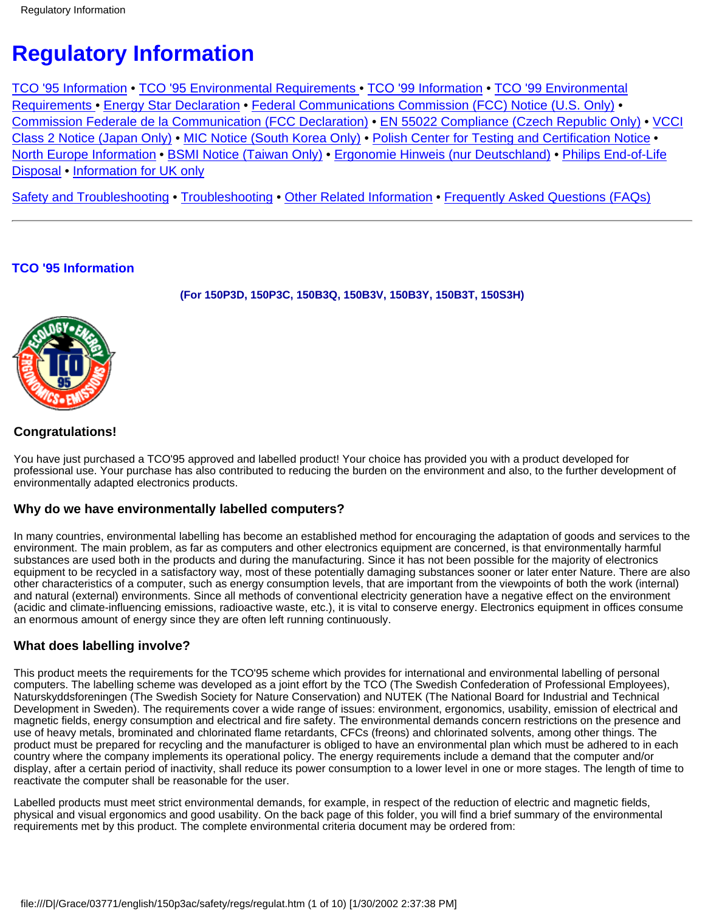# Regulatory Information

TCO '95 Information • TCO '95 Environmental Requirements • TCO '99 Information • TCO '99 Environmental Requirements • Energy Star Declaration • Federal Communications Commission (FCC) Notice (U.S. Only) • Commission Federale de la Communication (FCC Declaration) • EN 55022 Compliance (Czech Republic Only) • VCCI Class 2 Notice (Japan Only) • MIC Notice (South Korea Only) • Polish Center for Testing and Certification Notice • North Europe Information • BSMI Notice (Taiwan Only) • Ergonomie Hinweis (nur Deutschland) • Philips End-of-Life Disposal • Information for UK only

Safety and Troubleshooting • Troubleshooting • Other Related Information • Frequently Asked Questions (FAQs)

---

## TCO '95 Information

**(For 150P3D, 150P3C, 150B3Q, 150B3V, 150B3Y, 150B3T, 150S3H)**

### Congratulations!

You have just purchased a TCO'95 approved and labelled product! Your choice has provided you with a product developed for professional use. Your purchase has also contributed to reducing the burden on the environment and also, to the further development of environmentally adapted electronics products.

### Why do we have environmentally labelled computers?

In many countries, environmental labelling has become an established method for encouraging the adaptation of goods and services to the environment. The main problem, as far as computers and other electronics equipment are concerned, is that environmentally harmful substances are used both in the products and during the manufacturing. Since it has not been possible for the majority of electronics equipment to be recycled in a satisfactory way, most of these potentially damaging substances sooner or later enter Nature. There are also other characteristics of a computer, such as energy consumption levels, that are important from the viewpoints of both the work (internal) and natural (external) environments. Since all methods of conventional electricity generation have a negative effect on the environment (acidic and climate-influencing emissions, radioactive waste, etc.), it is vital to conserve energy. Electronics equipment in offices consume an enormous amount of energy since they are often left running continuously.

### What does labelling involve?

This product meets the requirements for the TCO'95 scheme which provides for international and environmental labelling of personal computers. The labelling scheme was developed as a joint effort by the TCO (The Swedish Confederation of Professional Employees), Naturskyddsforeningen (The Swedish Society for Nature Conservation) and NUTEK (The National Board for Industrial and Technical Development in Sweden). The requirements cover a wide range of issues: environment, ergonomics, usability, emission of electrical and magnetic fields, energy consumption and electrical and fire safety. The environmental demands concern restrictions on the presence and use of heavy metals, brominated and chlorinated flame retardants, CFCs (freons) and chlorinated solvents, among other things. The product must be prepared for recycling and the manufacturer is obliged to have an environmental plan which must be adhered to in each country where the company implements its operational policy. The energy requirements include a demand that the computer and/or display, after a certain period of inactivity, shall reduce its power consumption to a lower level in one or more stages. The length of time to reactivate the computer shall be reasonable for the user.

Labelled products must meet strict environmental demands, for example, in respect of the reduction of electric and magnetic fields, physical and visual ergonomics and good usability. On the back page of this folder, you will find a brief summary of the environmental requirements met by this product. The complete environmental criteria document may be ordered from: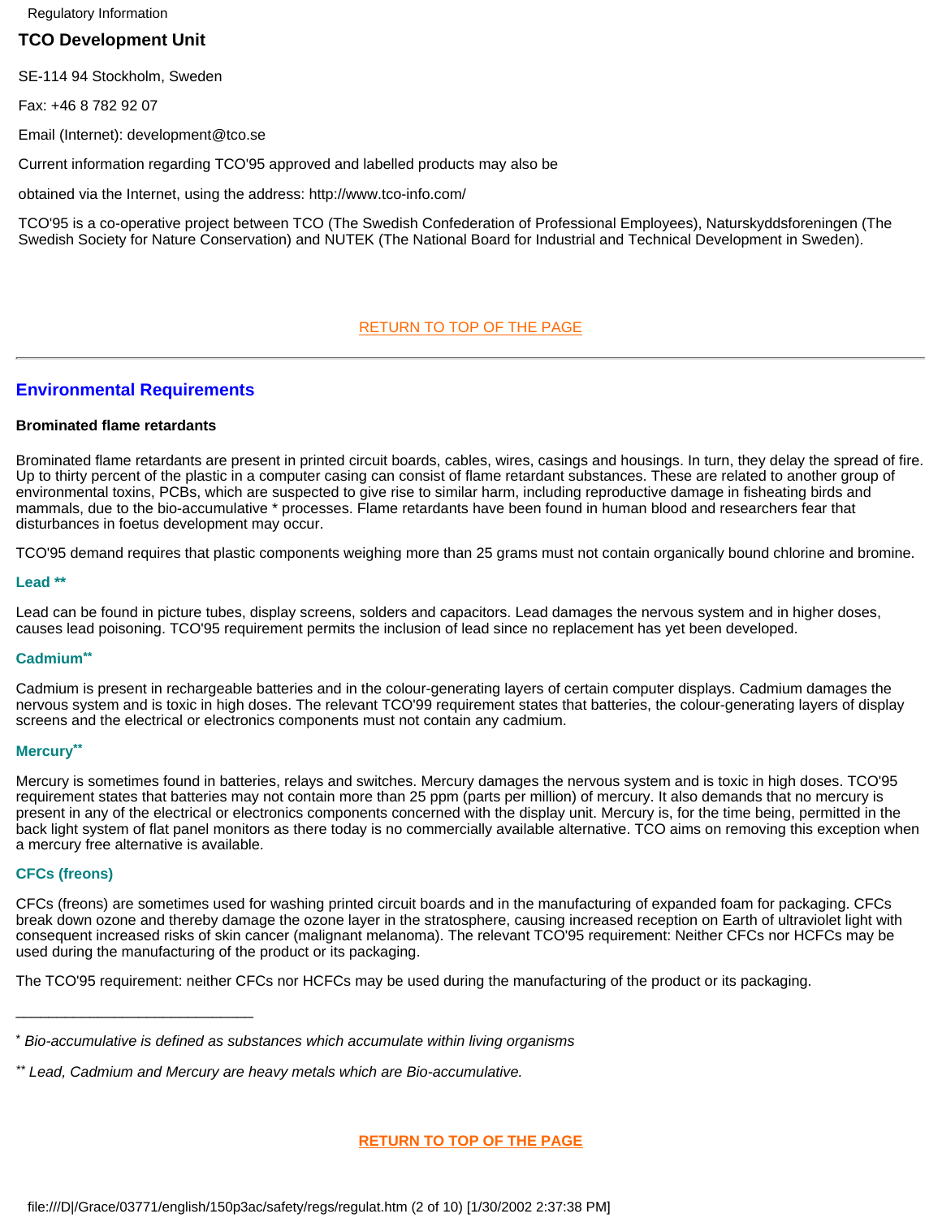## TCO Development Unit

SE-114 94 Stockholm, Sweden

Fax: +46 8 782 92 07

Email (Internet): development@tco.se

Current information regarding TCO'95 approved and labelled products may also be

obtained via the Internet, using the address: http://www.tco-info.com/

TCO'95 is a co-operative project between TCO (The Swedish Confederation of Professional Employees), Naturskyddsforeningen (The Swedish Society for Nature Conservation) and NUTEK (The National Board for Industrial and Technical Development in Sweden).

RETURN TO TOP OF THE PAGE

---

## Environmental Requirements

**Brominated flame retardants**

Brominated flame retardants are present in printed circuit boards, cables, wires, casings and housings. In turn, they delay the spread of fire. Up to thirty percent of the plastic in a computer casing can consist of flame retardant substances. These are related to another group of environmental toxins, PCBs, which are suspected to give rise to similar harm, including reproductive damage in fisheating birds and mammals, due to the bio-accumulative * processes. Flame retardants have been found in human blood and researchers fear that disturbances in foetus development may occur.

TCO'95 demand requires that plastic components weighing more than 25 grams must not contain organically bound chlorine and bromine.

#### Lead **

Lead can be found in picture tubes, display screens, solders and capacitors. Lead damages the nervous system and in higher doses, causes lead poisoning. TCO'95 requirement permits the inclusion of lead since no replacement has yet been developed.

#### Cadmium**

Cadmium is present in rechargeable batteries and in the colour-generating layers of certain computer displays. Cadmium damages the nervous system and is toxic in high doses. The relevant TCO'99 requirement states that batteries, the colour-generating layers of display screens and the electrical or electronics components must not contain any cadmium.

#### Mercury**

Mercury is sometimes found in batteries, relays and switches. Mercury damages the nervous system and is toxic in high doses. TCO'95 requirement states that batteries may not contain more than 25 ppm (parts per million) of mercury. It also demands that no mercury is present in any of the electrical or electronics components concerned with the display unit. Mercury is, for the time being, permitted in the back light system of flat panel monitors as there today is no commercially available alternative. TCO aims on removing this exception when a mercury free alternative is available.

#### CFCs (freons)

CFCs (freons) are sometimes used for washing printed circuit boards and in the manufacturing of expanded foam for packaging. CFCs break down ozone and thereby damage the ozone layer in the stratosphere, causing increased reception on Earth of ultraviolet light with consequent increased risks of skin cancer (malignant melanoma). The relevant TCO'95 requirement: Neither CFCs nor HCFCs may be used during the manufacturing of the product or its packaging.

The TCO'95 requirement: neither CFCs nor HCFCs may be used during the manufacturing of the product or its packaging.

---

* *Bio-accumulative is defined as substances which accumulate within living organisms*

** *Lead, Cadmium and Mercury are heavy metals which are Bio-accumulative.*

**RETURN TO TOP OF THE PAGE**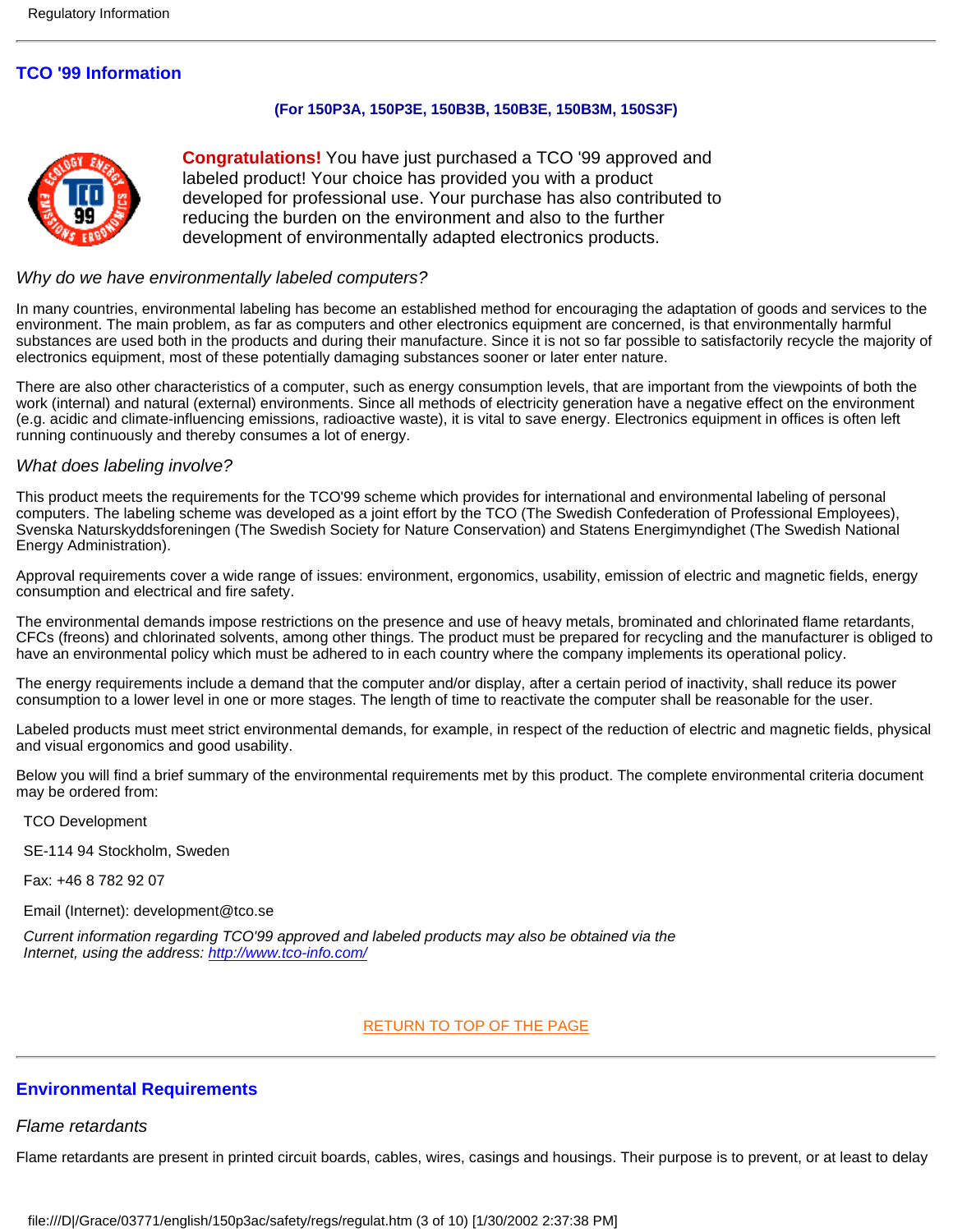## TCO '99 Information

**(For 150P3A, 150P3E, 150B3B, 150B3E, 150B3M, 150S3F)**

**Congratulations!** You have just purchased a TCO '99 approved and labeled product! Your choice has provided you with a product developed for professional use. Your purchase has also contributed to reducing the burden on the environment and also to the further development of environmentally adapted electronics products.

*Why do we have environmentally labeled computers?*

In many countries, environmental labeling has become an established method for encouraging the adaptation of goods and services to the environment. The main problem, as far as computers and other electronics equipment are concerned, is that environmentally harmful substances are used both in the products and during their manufacture. Since it is not so far possible to satisfactorily recycle the majority of electronics equipment, most of these potentially damaging substances sooner or later enter nature.

There are also other characteristics of a computer, such as energy consumption levels, that are important from the viewpoints of both the work (internal) and natural (external) environments. Since all methods of electricity generation have a negative effect on the environment (e.g. acidic and climate-influencing emissions, radioactive waste), it is vital to save energy. Electronics equipment in offices is often left running continuously and thereby consumes a lot of energy.

*What does labeling involve?*

This product meets the requirements for the TCO'99 scheme which provides for international and environmental labeling of personal computers. The labeling scheme was developed as a joint effort by the TCO (The Swedish Confederation of Professional Employees), Svenska Naturskyddsforeningen (The Swedish Society for Nature Conservation) and Statens Energimyndighet (The Swedish National Energy Administration).

Approval requirements cover a wide range of issues: environment, ergonomics, usability, emission of electric and magnetic fields, energy consumption and electrical and fire safety.

The environmental demands impose restrictions on the presence and use of heavy metals, brominated and chlorinated flame retardants, CFCs (freons) and chlorinated solvents, among other things. The product must be prepared for recycling and the manufacturer is obliged to have an environmental policy which must be adhered to in each country where the company implements its operational policy.

The energy requirements include a demand that the computer and/or display, after a certain period of inactivity, shall reduce its power consumption to a lower level in one or more stages. The length of time to reactivate the computer shall be reasonable for the user.

Labeled products must meet strict environmental demands, for example, in respect of the reduction of electric and magnetic fields, physical and visual ergonomics and good usability.

Below you will find a brief summary of the environmental requirements met by this product. The complete environmental criteria document may be ordered from:

TCO Development

SE-114 94 Stockholm, Sweden

Fax: +46 8 782 92 07

Email (Internet): development@tco.se

*Current information regarding TCO'99 approved and labeled products may also be obtained via the Internet, using the address: http://www.tco-info.com/*

RETURN TO TOP OF THE PAGE

## Environmental Requirements

*Flame retardants*

Flame retardants are present in printed circuit boards, cables, wires, casings and housings. Their purpose is to prevent, or at least to delay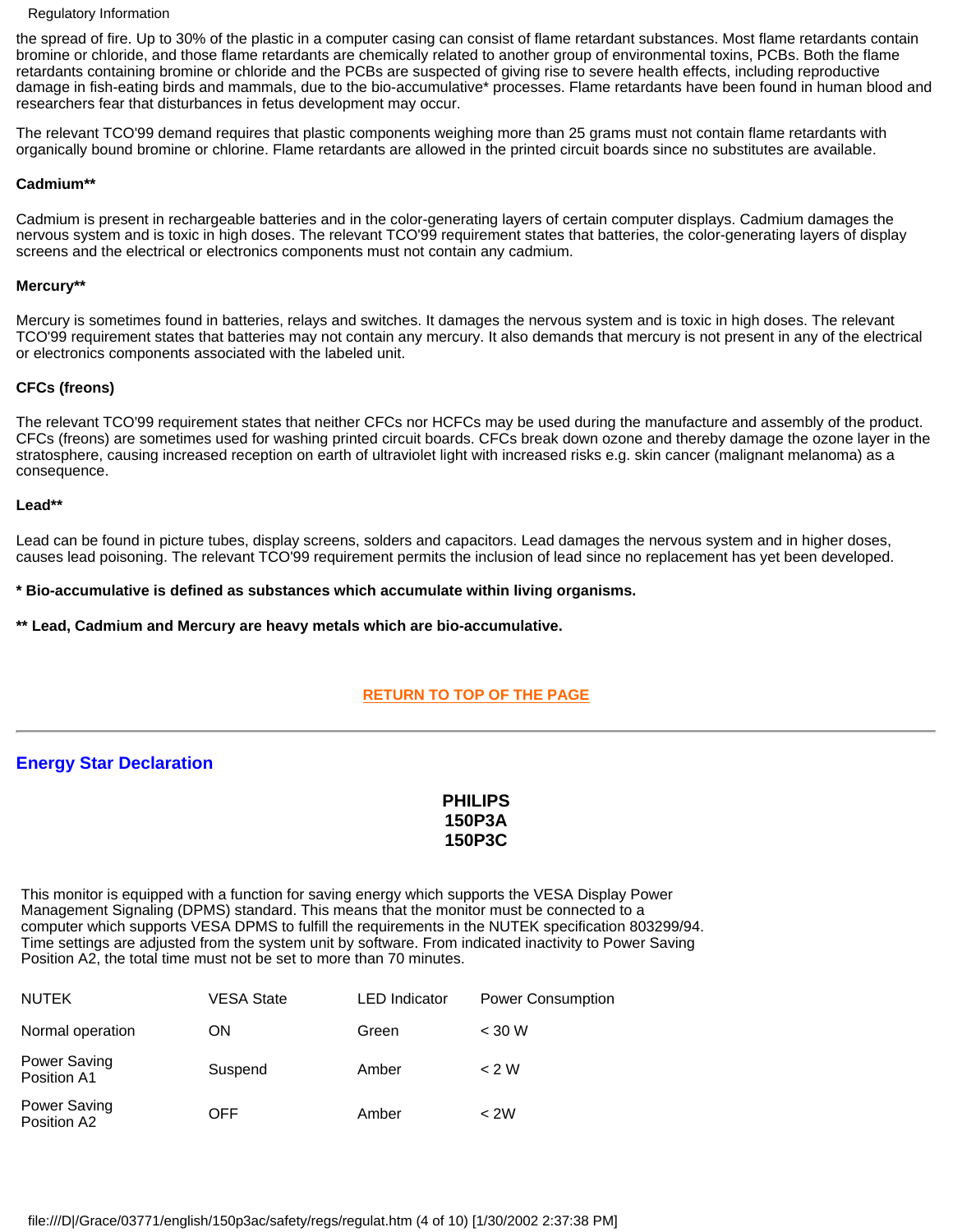the spread of fire. Up to 30% of the plastic in a computer casing can consist of flame retardant substances. Most flame retardants contain bromine or chloride, and those flame retardants are chemically related to another group of environmental toxins, PCBs. Both the flame retardants containing bromine or chloride and the PCBs are suspected of giving rise to severe health effects, including reproductive damage in fish-eating birds and mammals, due to the bio-accumulative* processes. Flame retardants have been found in human blood and researchers fear that disturbances in fetus development may occur.

The relevant TCO'99 demand requires that plastic components weighing more than 25 grams must not contain flame retardants with organically bound bromine or chlorine. Flame retardants are allowed in the printed circuit boards since no substitutes are available.

**Cadmium****

Cadmium is present in rechargeable batteries and in the color-generating layers of certain computer displays. Cadmium damages the nervous system and is toxic in high doses. The relevant TCO'99 requirement states that batteries, the color-generating layers of display screens and the electrical or electronics components must not contain any cadmium.

**Mercury****

Mercury is sometimes found in batteries, relays and switches. It damages the nervous system and is toxic in high doses. The relevant TCO'99 requirement states that batteries may not contain any mercury. It also demands that mercury is not present in any of the electrical or electronics components associated with the labeled unit.

**CFCs (freons)**

The relevant TCO'99 requirement states that neither CFCs nor HCFCs may be used during the manufacture and assembly of the product. CFCs (freons) are sometimes used for washing printed circuit boards. CFCs break down ozone and thereby damage the ozone layer in the stratosphere, causing increased reception on earth of ultraviolet light with increased risks e.g. skin cancer (malignant melanoma) as a consequence.

**Lead****

Lead can be found in picture tubes, display screens, solders and capacitors. Lead damages the nervous system and in higher doses, causes lead poisoning. The relevant TCO'99 requirement permits the inclusion of lead since no replacement has yet been developed.

**\* Bio-accumulative is defined as substances which accumulate within living organisms.**

**\*\* Lead, Cadmium and Mercury are heavy metals which are bio-accumulative.**

RETURN TO TOP OF THE PAGE

---

## Energy Star Declaration

**PHILIPS**
**150P3A**
**150P3C**

This monitor is equipped with a function for saving energy which supports the VESA Display Power Management Signaling (DPMS) standard. This means that the monitor must be connected to a computer which supports VESA DPMS to fulfill the requirements in the NUTEK specification 803299/94. Time settings are adjusted from the system unit by software. From indicated inactivity to Power Saving Position A2, the total time must not be set to more than 70 minutes.

| NUTEK | VESA State | LED Indicator | Power Consumption |
|---|---|---|---|
| Normal operation | ON | Green | < 30 W |
| Power Saving Position A1 | Suspend | Amber | < 2 W |
| Power Saving Position A2 | OFF | Amber | < 2W |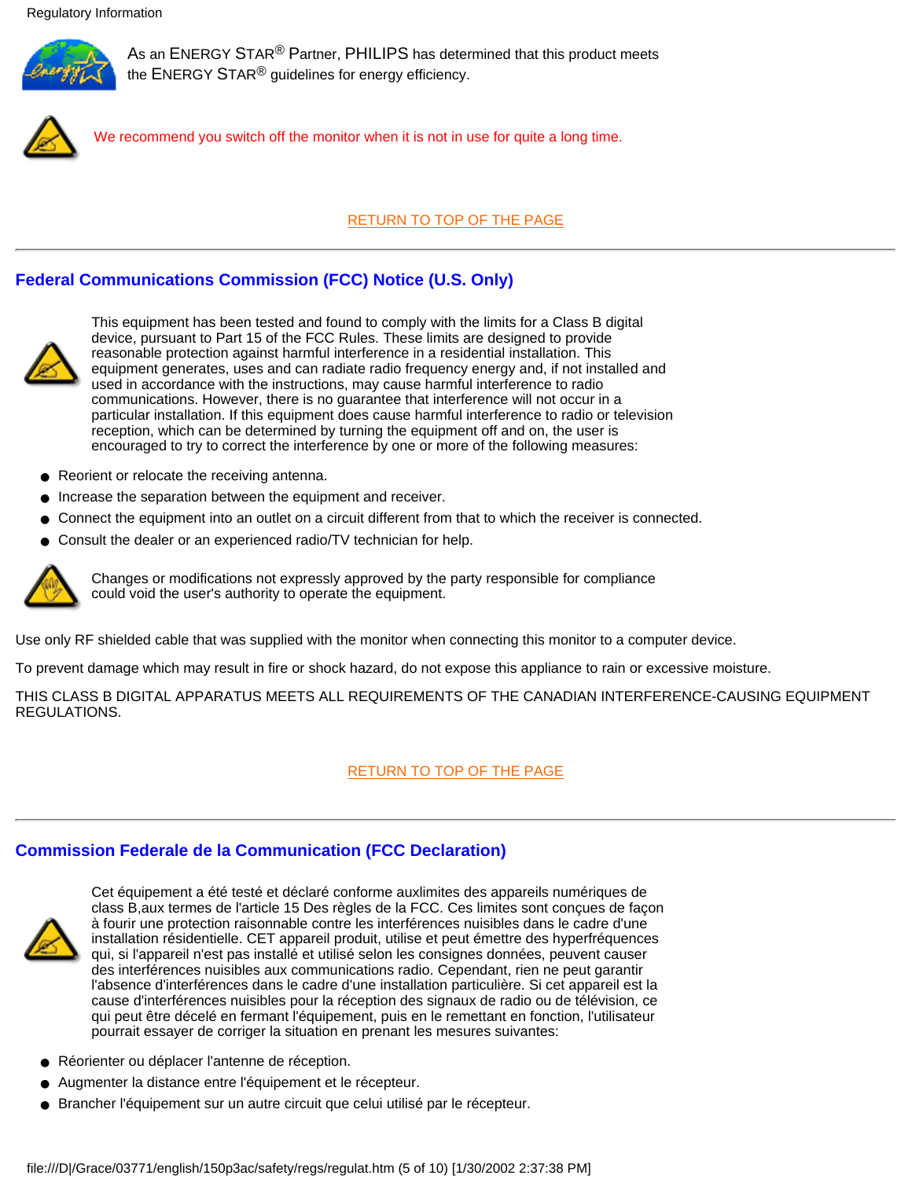As an ENERGY STAR® Partner, PHILIPS has determined that this product meets the ENERGY STAR® guidelines for energy efficiency.

We recommend you switch off the monitor when it is not in use for quite a long time.

RETURN TO TOP OF THE PAGE

---

## Federal Communications Commission (FCC) Notice (U.S. Only)

This equipment has been tested and found to comply with the limits for a Class B digital device, pursuant to Part 15 of the FCC Rules. These limits are designed to provide reasonable protection against harmful interference in a residential installation. This equipment generates, uses and can radiate radio frequency energy and, if not installed and used in accordance with the instructions, may cause harmful interference to radio communications. However, there is no guarantee that interference will not occur in a particular installation. If this equipment does cause harmful interference to radio or television reception, which can be determined by turning the equipment off and on, the user is encouraged to try to correct the interference by one or more of the following measures:

- Reorient or relocate the receiving antenna.
- Increase the separation between the equipment and receiver.
- Connect the equipment into an outlet on a circuit different from that to which the receiver is connected.
- Consult the dealer or an experienced radio/TV technician for help.

Changes or modifications not expressly approved by the party responsible for compliance could void the user's authority to operate the equipment.

Use only RF shielded cable that was supplied with the monitor when connecting this monitor to a computer device.

To prevent damage which may result in fire or shock hazard, do not expose this appliance to rain or excessive moisture.

THIS CLASS B DIGITAL APPARATUS MEETS ALL REQUIREMENTS OF THE CANADIAN INTERFERENCE-CAUSING EQUIPMENT REGULATIONS.

RETURN TO TOP OF THE PAGE

---

## Commission Federale de la Communication (FCC Declaration)

Cet équipement a été testé et déclaré conforme auxlimites des appareils numériques de class B,aux termes de l'article 15 Des règles de la FCC. Ces limites sont conçues de façon à fourir une protection raisonnable contre les interférences nuisibles dans le cadre d'une installation résidentielle. CET appareil produit, utilise et peut émettre des hyperfréquences qui, si l'appareil n'est pas installé et utilisé selon les consignes données, peuvent causer des interférences nuisibles aux communications radio. Cependant, rien ne peut garantir l'absence d'interférences dans le cadre d'une installation particulière. Si cet appareil est la cause d'interférences nuisibles pour la réception des signaux de radio ou de télévision, ce qui peut être décelé en fermant l'équipement, puis en le remettant en fonction, l'utilisateur pourrait essayer de corriger la situation en prenant les mesures suivantes:

- Réorienter ou déplacer l'antenne de réception.
- Augmenter la distance entre l'équipement et le récepteur.
- Brancher l'équipement sur un autre circuit que celui utilisé par le récepteur.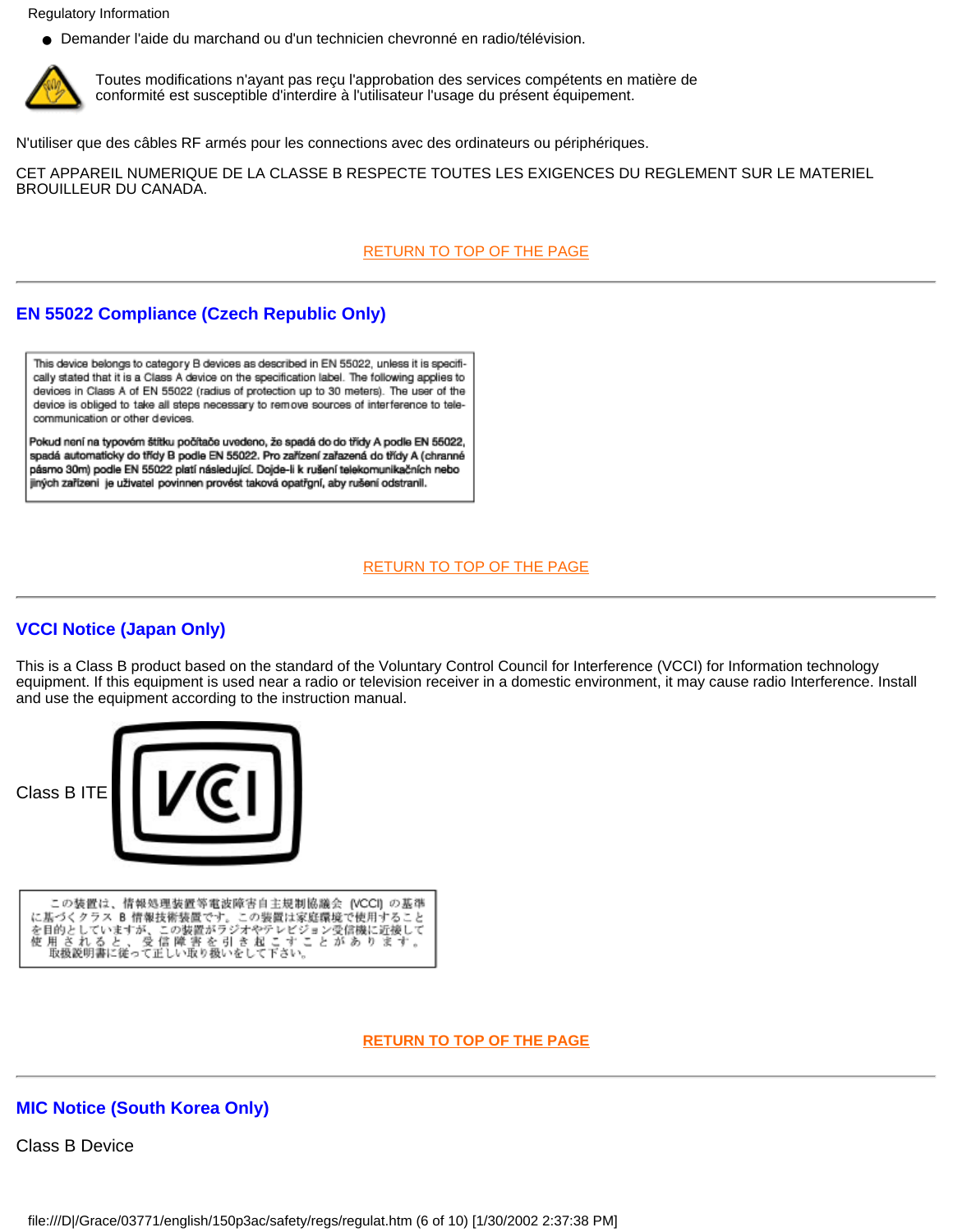- Demander l'aide du marchand ou d'un technicien chevronné en radio/télévision.

Toutes modifications n'ayant pas reçu l'approbation des services compétents en matière de conformité est susceptible d'interdire à l'utilisateur l'usage du présent équipement.

N'utiliser que des câbles RF armés pour les connections avec des ordinateurs ou périphériques.

CET APPAREIL NUMERIQUE DE LA CLASSE B RESPECTE TOUTES LES EXIGENCES DU REGLEMENT SUR LE MATERIEL BROUILLEUR DU CANADA.

RETURN TO TOP OF THE PAGE

---

## EN 55022 Compliance (Czech Republic Only)

This device belongs to category B devices as described in EN 55022, unless it is specifically stated that it is a Class A device on the specification label. The following applies to devices in Class A of EN 55022 (radius of protection up to 30 meters). The user of the device is obliged to take all steps necessary to remove sources of interference to telecommunication or other devices.

Pokud není na typovém štítku počítače uvedeno, že spadá do do třídy A podle EN 55022, spadá automaticky do třídy B podle EN 55022. Pro zařízení zařazená do třídy A (chranné pásmo 30m) podle EN 55022 platí následující. Dojde-li k rušení telekomunikačních nebo jiných zařízení je uživatel povinnen provést taková opatřgní, aby rušení odstranil.

RETURN TO TOP OF THE PAGE

---

## VCCI Notice (Japan Only)

This is a Class B product based on the standard of the Voluntary Control Council for Interference (VCCI) for Information technology equipment. If this equipment is used near a radio or television receiver in a domestic environment, it may cause radio Interference. Install and use the equipment according to the instruction manual.

Class B ITE

この装置は、情報処理装置等電波障害自主規制協議会（VCCI）の基準に基づくクラスB情報技術装置です。この装置は家庭環境で使用することを目的としていますが、この装置がラジオやテレビジョン受信機に近接して使用されると、受信障害を引き起こすことがあります。取扱説明書に従って正しい取り扱いをして下さい。

**RETURN TO TOP OF THE PAGE**

---

## MIC Notice (South Korea Only)

Class B Device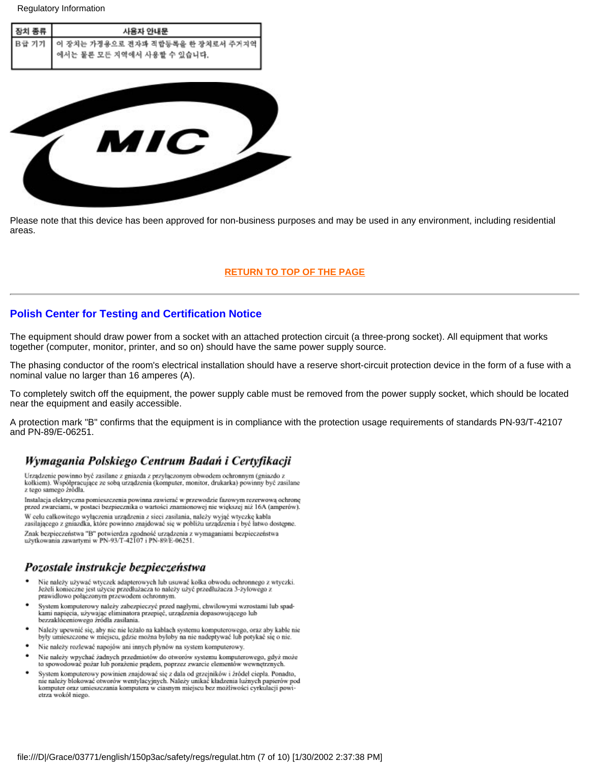| 장치 종류 | 사용자 안내문 |
| --- | --- |
| B급 기기 | 이 장치는 가정용으로 전자파 적합등록을 한 장치로서 주거지역에서는 물론 모든 지역에서 사용할 수 있습니다. |

MIC

Please note that this device has been approved for non-business purposes and may be used in any environment, including residential areas.

RETURN TO TOP OF THE PAGE

---

## Polish Center for Testing and Certification Notice

The equipment should draw power from a socket with an attached protection circuit (a three-prong socket). All equipment that works together (computer, monitor, printer, and so on) should have the same power supply source.

The phasing conductor of the room's electrical installation should have a reserve short-circuit protection device in the form of a fuse with a nominal value no larger than 16 amperes (A).

To completely switch off the equipment, the power supply cable must be removed from the power supply socket, which should be located near the equipment and easily accessible.

A protection mark "B" confirms that the equipment is in compliance with the protection usage requirements of standards PN-93/T-42107 and PN-89/E-06251.

### *Wymagania Polskiego Centrum Badań i Certyfikacji*

Urządzenie powinno być zasilane z gniazda z przyłączonym obwodem ochronnym (gniazdo z kołkiem). Współpracujące ze sobą urządzenia (komputer, monitor, drukarka) powinny być zasilane z tego samego źródła.

Instalacja elektryczna pomieszczenia powinna zawierać w przewodzie fazowym rezerwową ochronę przed zwarciami, w postaci bezpiecznika o wartości znamionowej nie większej niż 16A (amperów).

W celu całkowitego wyłączenia urządzenia z sieci zasilania, należy wyjąć wtyczkę kabla zasilającego z gniazdka, które powinno znajdować się w pobliżu urządzenia i być łatwo dostępne.

Znak bezpieczeństwa "B" potwierdza zgodność urządzenia z wymaganiami bezpieczeństwa użytkowania zawartymi w PN-93/T-42107 i PN-89/E-06251.

### *Pozostałe instrukcje bezpieczeństwa*

- Nie należy używać wtyczek adapterowych lub usuwać kołka obwodu ochronnego z wtyczki. Jeżeli konieczne jest użycie przedłużacza to należy użyć przedłużacza 3-żyłowego z prawidłowo połączonym przewodem ochronnym.
- System komputerowy należy zabezpieczyć przed nagłymi, chwilowymi wzrostami lub spadkami napięcia, używając eliminatora przepięć, urządzenia dopasowującego lub bezzakłóceniowego źródła zasilania.
- Należy upewnić się, aby nic nie leżało na kablach systemu komputerowego, oraz aby kable nie były umieszczone w miejscu, gdzie można byłoby na nie nadeptywać lub potykać się o nie.
- Nie należy rozlewać napojów ani innych płynów na system komputerowy.
- Nie należy wpychać żadnych przedmiotów do otworów systemu komputerowego, gdyż może to spowodować pożar lub porażenie prądem, poprzez zwarcie elementów wewnętrznych.
- System komputerowy powinien znajdować się z dala od grzejników i źródeł ciepła. Ponadto, nie należy blokować otworów wentylacyjnych. Należy unikać kładzenia luźnych papierów pod komputer oraz umieszczania komputera w ciasnym miejscu bez możliwości cyrkulacji powietrza wokół niego.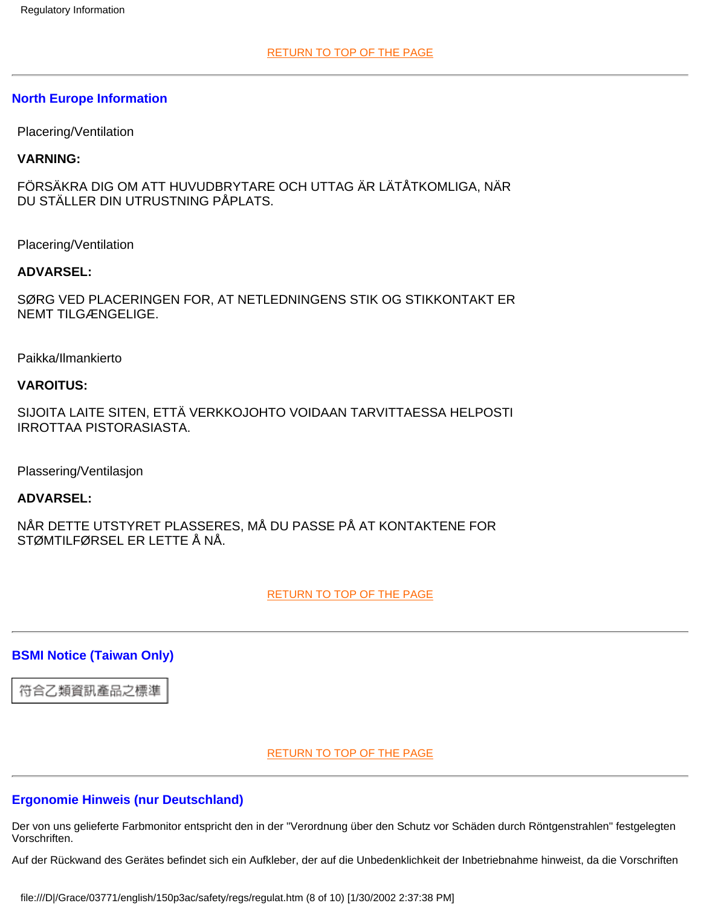RETURN TO TOP OF THE PAGE

## North Europe Information

Placering/Ventilation

**VARNING:**

FÖRSÄKRA DIG OM ATT HUVUDBRYTARE OCH UTTAG ÄR LÄTÅTKOMLIGA, NÄR DU STÄLLER DIN UTRUSTNING PÅPLATS.

Placering/Ventilation

**ADVARSEL:**

SØRG VED PLACERINGEN FOR, AT NETLEDNINGENS STIK OG STIKKONTAKT ER NEMT TILGÆNGELIGE.

Paikka/Ilmankierto

**VAROITUS:**

SIJOITA LAITE SITEN, ETTÄ VERKKOJOHTO VOIDAAN TARVITTAESSA HELPOSTI IRROTTAA PISTORASIASTA.

Plassering/Ventilasjon

**ADVARSEL:**

NÅR DETTE UTSTYRET PLASSERES, MÅ DU PASSE PÅ AT KONTAKTENE FOR STØMTILFØRSEL ER LETTE Å NÅ.

RETURN TO TOP OF THE PAGE

## BSMI Notice (Taiwan Only)

符合乙類資訊產品之標準

RETURN TO TOP OF THE PAGE

## Ergonomie Hinweis (nur Deutschland)

Der von uns gelieferte Farbmonitor entspricht den in der "Verordnung über den Schutz vor Schäden durch Röntgenstrahlen" festgelegten Vorschriften.

Auf der Rückwand des Gerätes befindet sich ein Aufkleber, der auf die Unbedenklichkeit der Inbetriebnahme hinweist, da die Vorschriften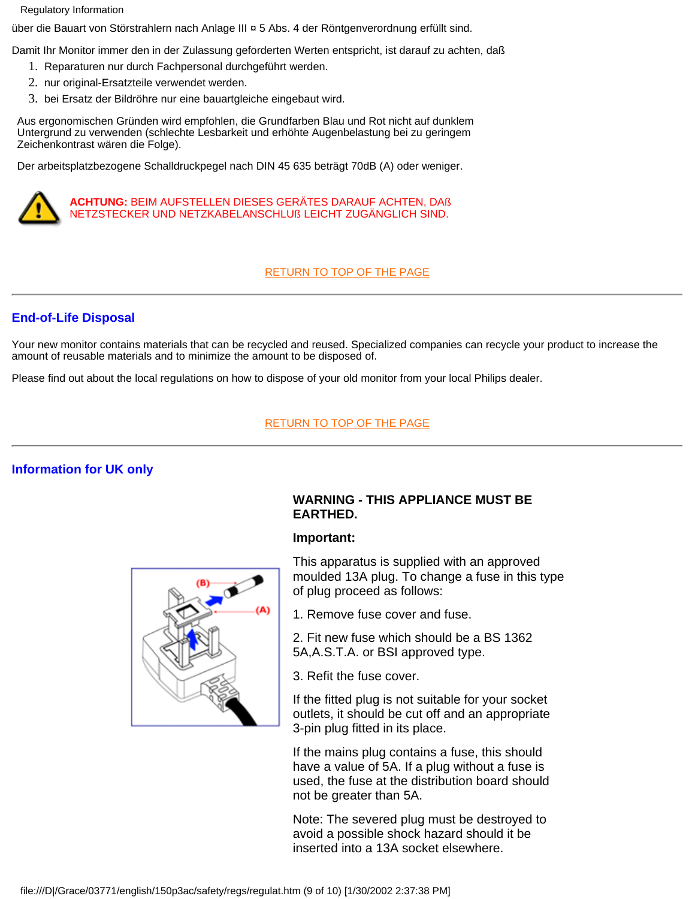über die Bauart von Störstrahlern nach Anlage III ¤ 5 Abs. 4 der Röntgenverordnung erfüllt sind.

Damit Ihr Monitor immer den in der Zulassung geforderten Werten entspricht, ist darauf zu achten, daß

1. Reparaturen nur durch Fachpersonal durchgeführt werden.
2. nur original-Ersatzteile verwendet werden.
3. bei Ersatz der Bildröhre nur eine bauartgleiche eingebaut wird.

Aus ergonomischen Gründen wird empfohlen, die Grundfarben Blau und Rot nicht auf dunklem Untergrund zu verwenden (schlechte Lesbarkeit und erhöhte Augenbelastung bei zu geringem Zeichenkontrast wären die Folge).

Der arbeitsplatzbezogene Schalldruckpegel nach DIN 45 635 beträgt 70dB (A) oder weniger.

**ACHTUNG:** BEIM AUFSTELLEN DIESES GERÄTES DARAUF ACHTEN, DAß NETZSTECKER UND NETZKABELANSCHLUß LEICHT ZUGÄNGLICH SIND.

RETURN TO TOP OF THE PAGE

---

## End-of-Life Disposal

Your new monitor contains materials that can be recycled and reused. Specialized companies can recycle your product to increase the amount of reusable materials and to minimize the amount to be disposed of.

Please find out about the local regulations on how to dispose of your old monitor from your local Philips dealer.

RETURN TO TOP OF THE PAGE

---

## Information for UK only

**WARNING - THIS APPLIANCE MUST BE EARTHED.**

**Important:**

This apparatus is supplied with an approved moulded 13A plug. To change a fuse in this type of plug proceed as follows:

1. Remove fuse cover and fuse.

2. Fit new fuse which should be a BS 1362 5A,A.S.T.A. or BSI approved type.

3. Refit the fuse cover.

If the fitted plug is not suitable for your socket outlets, it should be cut off and an appropriate 3-pin plug fitted in its place.

If the mains plug contains a fuse, this should have a value of 5A. If a plug without a fuse is used, the fuse at the distribution board should not be greater than 5A.

Note: The severed plug must be destroyed to avoid a possible shock hazard should it be inserted into a 13A socket elsewhere.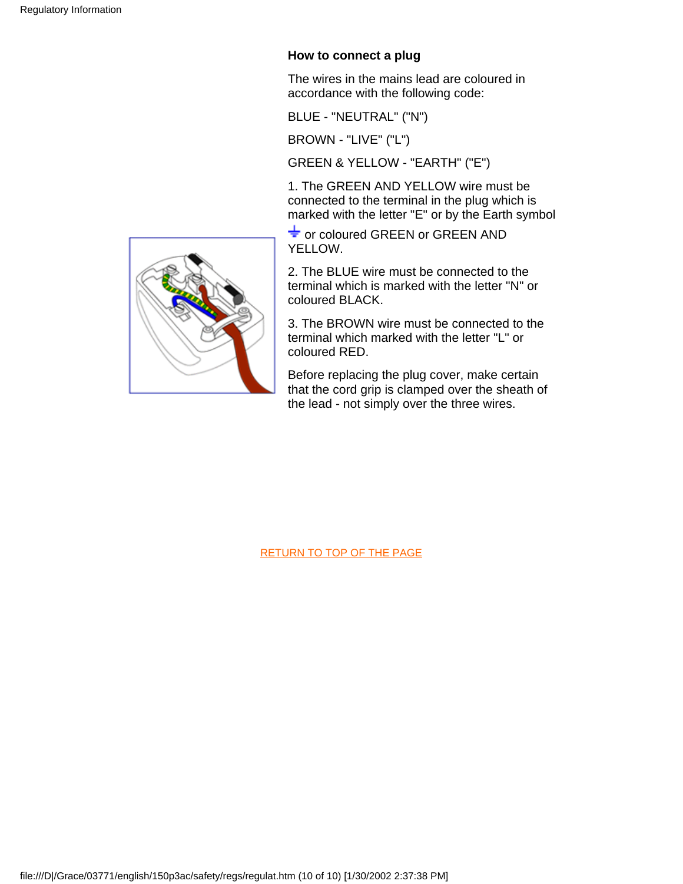### How to connect a plug

The wires in the mains lead are coloured in accordance with the following code:

BLUE - "NEUTRAL" ("N")

BROWN - "LIVE" ("L")

GREEN & YELLOW - "EARTH" ("E")

1. The GREEN AND YELLOW wire must be connected to the terminal in the plug which is marked with the letter "E" or by the Earth symbol ⏚ or coloured GREEN or GREEN AND YELLOW.

2. The BLUE wire must be connected to the terminal which is marked with the letter "N" or coloured BLACK.

3. The BROWN wire must be connected to the terminal which marked with the letter "L" or coloured RED.

Before replacing the plug cover, make certain that the cord grip is clamped over the sheath of the lead - not simply over the three wires.

RETURN TO TOP OF THE PAGE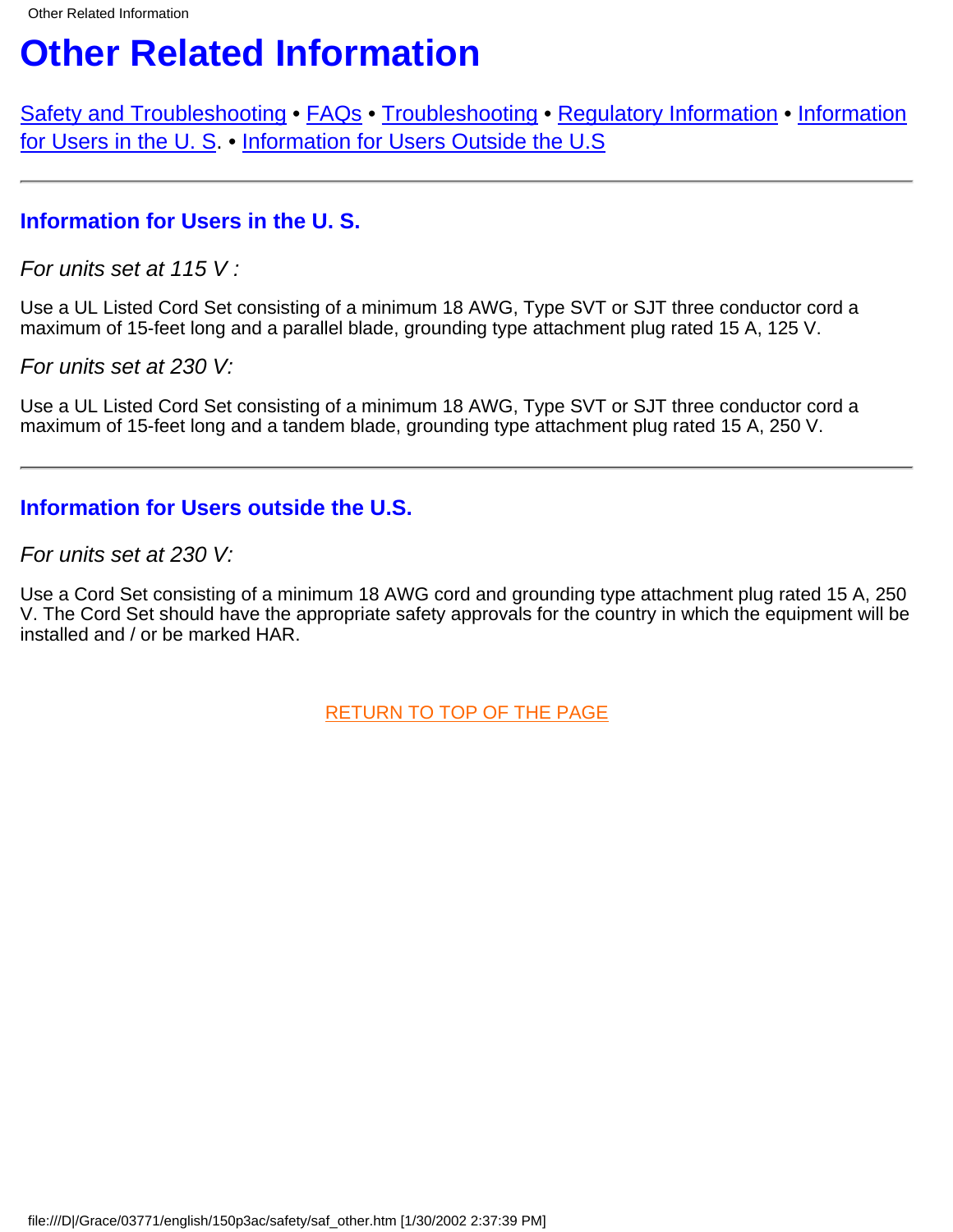# Other Related Information

Safety and Troubleshooting • FAQs • Troubleshooting • Regulatory Information • Information for Users in the U. S. • Information for Users Outside the U.S

---

### Information for Users in the U. S.

*For units set at 115 V :*

Use a UL Listed Cord Set consisting of a minimum 18 AWG, Type SVT or SJT three conductor cord a maximum of 15-feet long and a parallel blade, grounding type attachment plug rated 15 A, 125 V.

*For units set at 230 V:*

Use a UL Listed Cord Set consisting of a minimum 18 AWG, Type SVT or SJT three conductor cord a maximum of 15-feet long and a tandem blade, grounding type attachment plug rated 15 A, 250 V.

---

### Information for Users outside the U.S.

*For units set at 230 V:*

Use a Cord Set consisting of a minimum 18 AWG cord and grounding type attachment plug rated 15 A, 250 V. The Cord Set should have the appropriate safety approvals for the country in which the equipment will be installed and / or be marked HAR.

RETURN TO TOP OF THE PAGE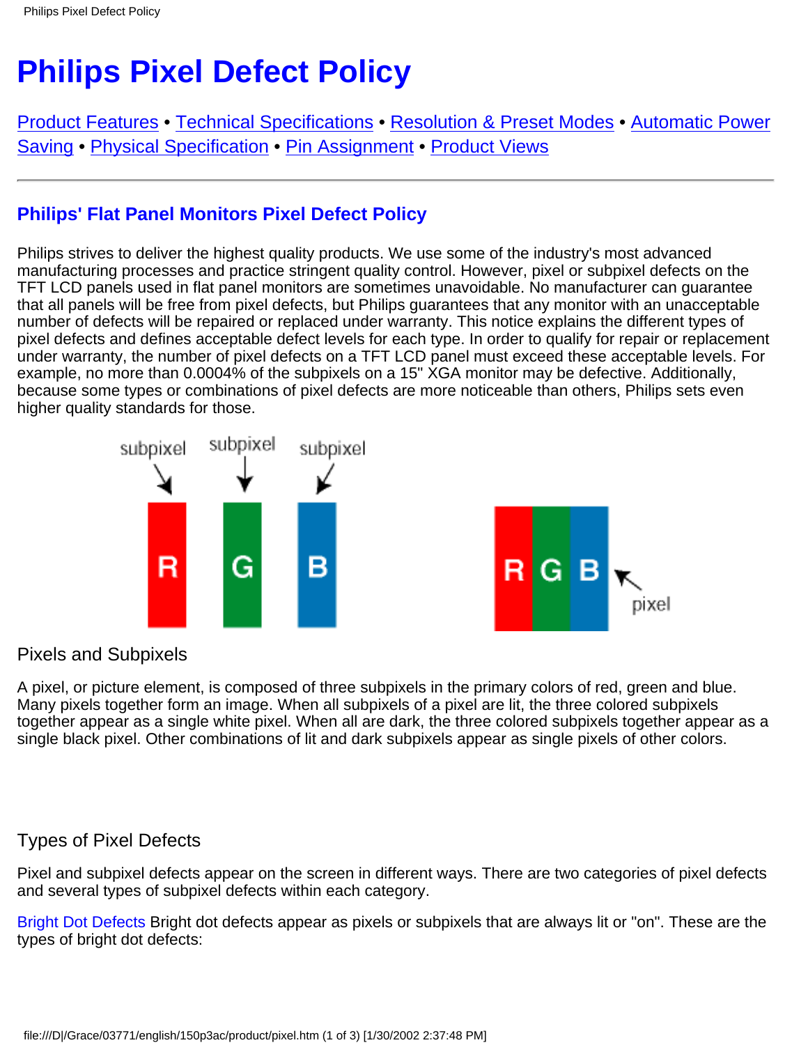# Philips Pixel Defect Policy

Product Features • Technical Specifications • Resolution & Preset Modes • Automatic Power Saving • Physical Specification • Pin Assignment • Product Views

---

### Philips' Flat Panel Monitors Pixel Defect Policy

Philips strives to deliver the highest quality products. We use some of the industry's most advanced manufacturing processes and practice stringent quality control. However, pixel or subpixel defects on the TFT LCD panels used in flat panel monitors are sometimes unavoidable. No manufacturer can guarantee that all panels will be free from pixel defects, but Philips guarantees that any monitor with an unacceptable number of defects will be repaired or replaced under warranty. This notice explains the different types of pixel defects and defines acceptable defect levels for each type. In order to qualify for repair or replacement under warranty, the number of pixel defects on a TFT LCD panel must exceed these acceptable levels. For example, no more than 0.0004% of the subpixels on a 15" XGA monitor may be defective. Additionally, because some types or combinations of pixel defects are more noticeable than others, Philips sets even higher quality standards for those.

Pixels and Subpixels

A pixel, or picture element, is composed of three subpixels in the primary colors of red, green and blue. Many pixels together form an image. When all subpixels of a pixel are lit, the three colored subpixels together appear as a single white pixel. When all are dark, the three colored subpixels together appear as a single black pixel. Other combinations of lit and dark subpixels appear as single pixels of other colors.

Types of Pixel Defects

Pixel and subpixel defects appear on the screen in different ways. There are two categories of pixel defects and several types of subpixel defects within each category.

Bright Dot Defects Bright dot defects appear as pixels or subpixels that are always lit or "on". These are the types of bright dot defects: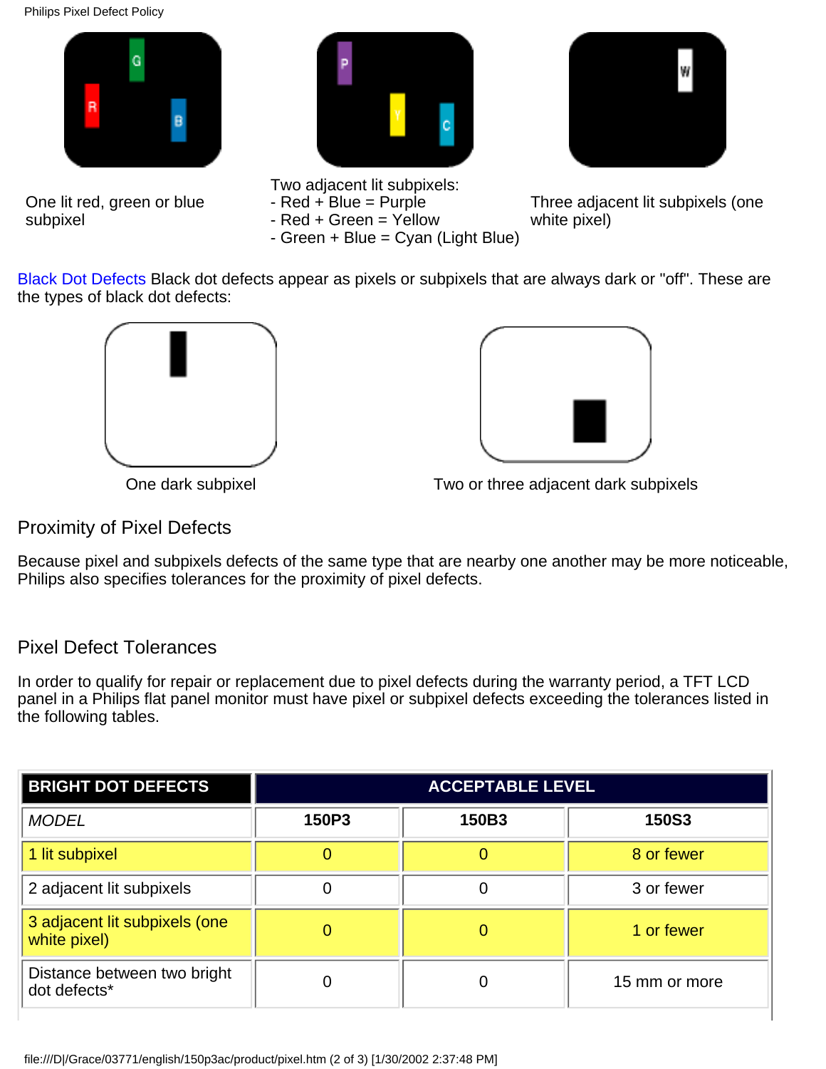One lit red, green or blue subpixel

Two adjacent lit subpixels:
- Red + Blue = Purple
- Red + Green = Yellow
- Green + Blue = Cyan (Light Blue)

Three adjacent lit subpixels (one white pixel)

Black Dot Defects Black dot defects appear as pixels or subpixels that are always dark or "off". These are the types of black dot defects:

One dark subpixel

Two or three adjacent dark subpixels

## Proximity of Pixel Defects

Because pixel and subpixels defects of the same type that are nearby one another may be more noticeable, Philips also specifies tolerances for the proximity of pixel defects.

## Pixel Defect Tolerances

In order to qualify for repair or replacement due to pixel defects during the warranty period, a TFT LCD panel in a Philips flat panel monitor must have pixel or subpixel defects exceeding the tolerances listed in the following tables.

| **BRIGHT DOT DEFECTS** | **ACCEPTABLE LEVEL** | | |
|---|---|---|---|
| *MODEL* | **150P3** | **150B3** | **150S3** |
| 1 lit subpixel | 0 | 0 | 8 or fewer |
| 2 adjacent lit subpixels | 0 | 0 | 3 or fewer |
| 3 adjacent lit subpixels (one white pixel) | 0 | 0 | 1 or fewer |
| Distance between two bright dot defects* | 0 | 0 | 15 mm or more |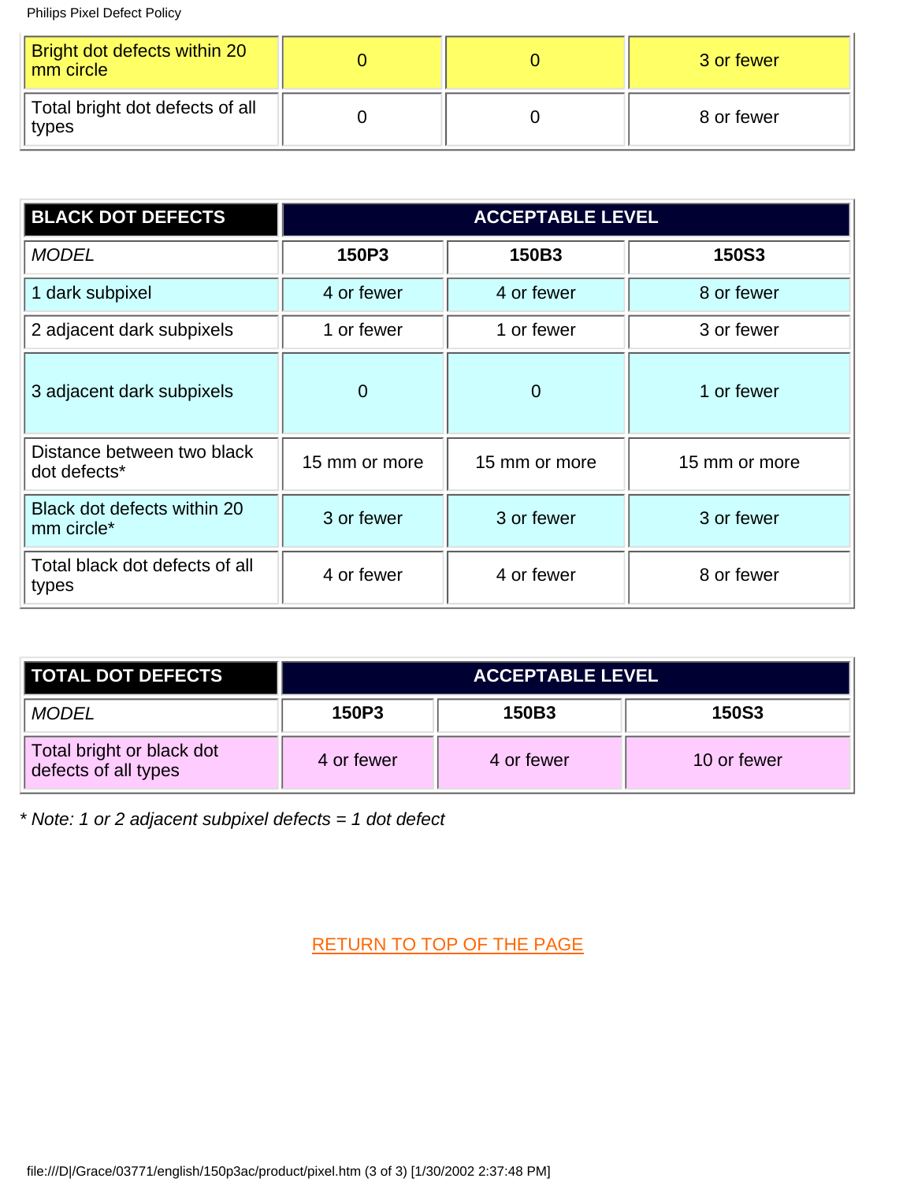| Bright dot defects within 20 mm circle | 0 | 0 | 3 or fewer |
|---|---|---|---|
| Total bright dot defects of all types | 0 | 0 | 8 or fewer |

| BLACK DOT DEFECTS | ACCEPTABLE LEVEL | | |
|---|---|---|---|
| *MODEL* | **150P3** | **150B3** | **150S3** |
| 1 dark subpixel | 4 or fewer | 4 or fewer | 8 or fewer |
| 2 adjacent dark subpixels | 1 or fewer | 1 or fewer | 3 or fewer |
| 3 adjacent dark subpixels | 0 | 0 | 1 or fewer |
| Distance between two black dot defects* | 15 mm or more | 15 mm or more | 15 mm or more |
| Black dot defects within 20 mm circle* | 3 or fewer | 3 or fewer | 3 or fewer |
| Total black dot defects of all types | 4 or fewer | 4 or fewer | 8 or fewer |

| TOTAL DOT DEFECTS | ACCEPTABLE LEVEL | | |
|---|---|---|---|
| *MODEL* | **150P3** | **150B3** | **150S3** |
| Total bright or black dot defects of all types | 4 or fewer | 4 or fewer | 10 or fewer |

*\* Note: 1 or 2 adjacent subpixel defects = 1 dot defect*

RETURN TO TOP OF THE PAGE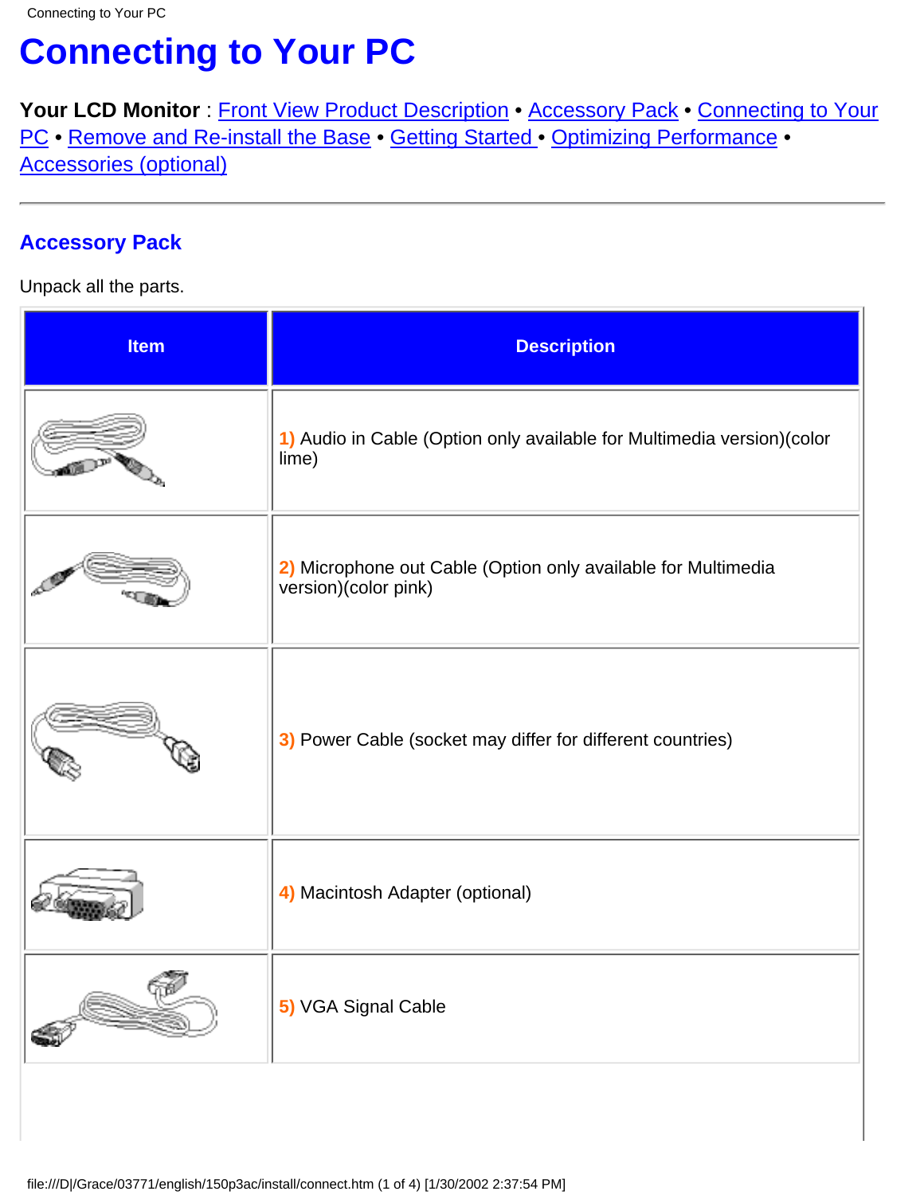# Connecting to Your PC

**Your LCD Monitor** : Front View Product Description • Accessory Pack • Connecting to Your PC • Remove and Re-install the Base • Getting Started • Optimizing Performance • Accessories (optional)

---

## Accessory Pack

Unpack all the parts.

| Item | Description |
|---|---|
| | **1)** Audio in Cable (Option only available for Multimedia version)(color lime) |
| | **2)** Microphone out Cable (Option only available for Multimedia version)(color pink) |
| | **3)** Power Cable (socket may differ for different countries) |
| | **4)** Macintosh Adapter (optional) |
| | **5)** VGA Signal Cable |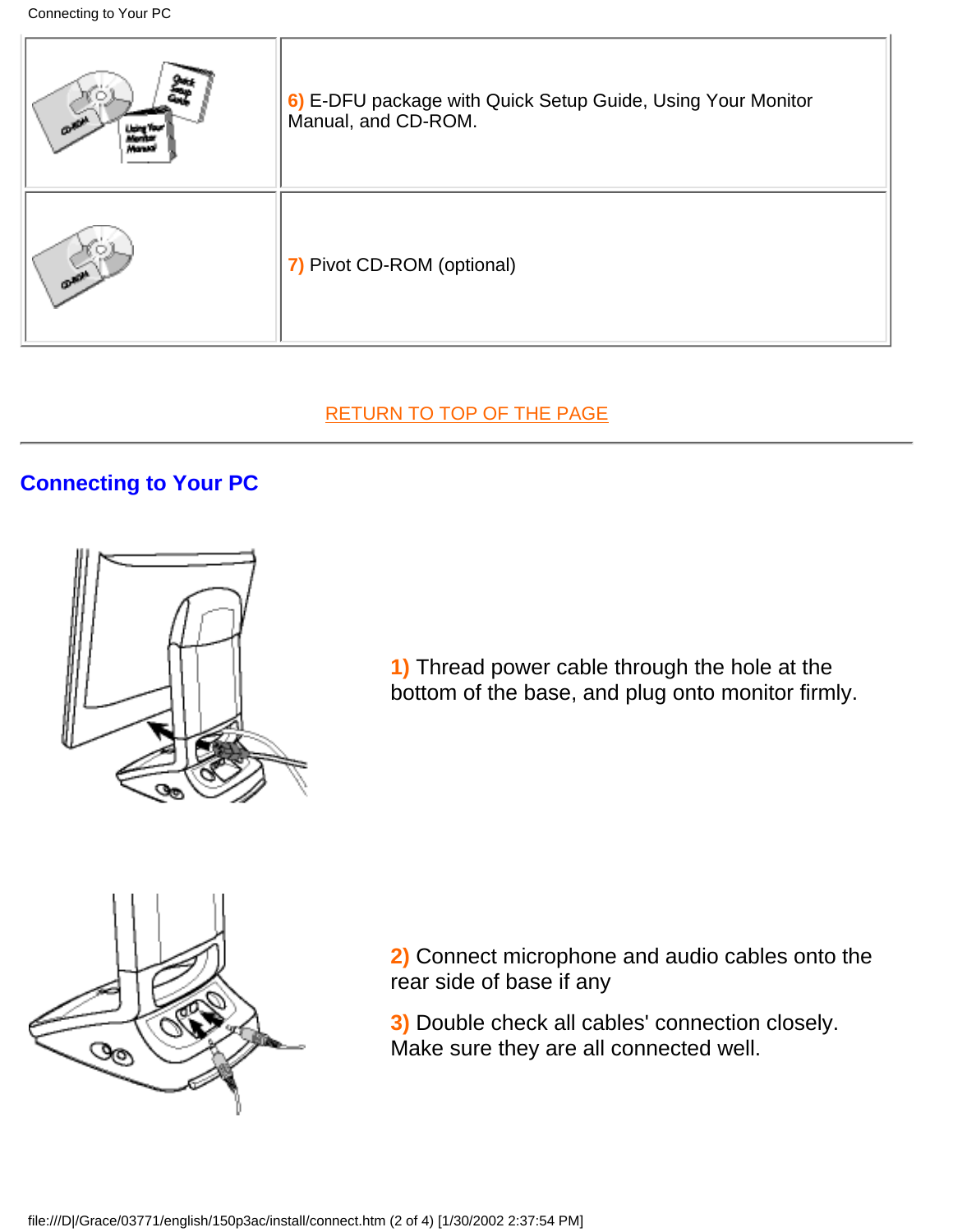| | |
|---|---|
| | 6) E-DFU package with Quick Setup Guide, Using Your Monitor Manual, and CD-ROM. |
| | 7) Pivot CD-ROM (optional) |

RETURN TO TOP OF THE PAGE

## Connecting to Your PC

1) Thread power cable through the hole at the bottom of the base, and plug onto monitor firmly.

2) Connect microphone and audio cables onto the rear side of base if any

3) Double check all cables' connection closely. Make sure they are all connected well.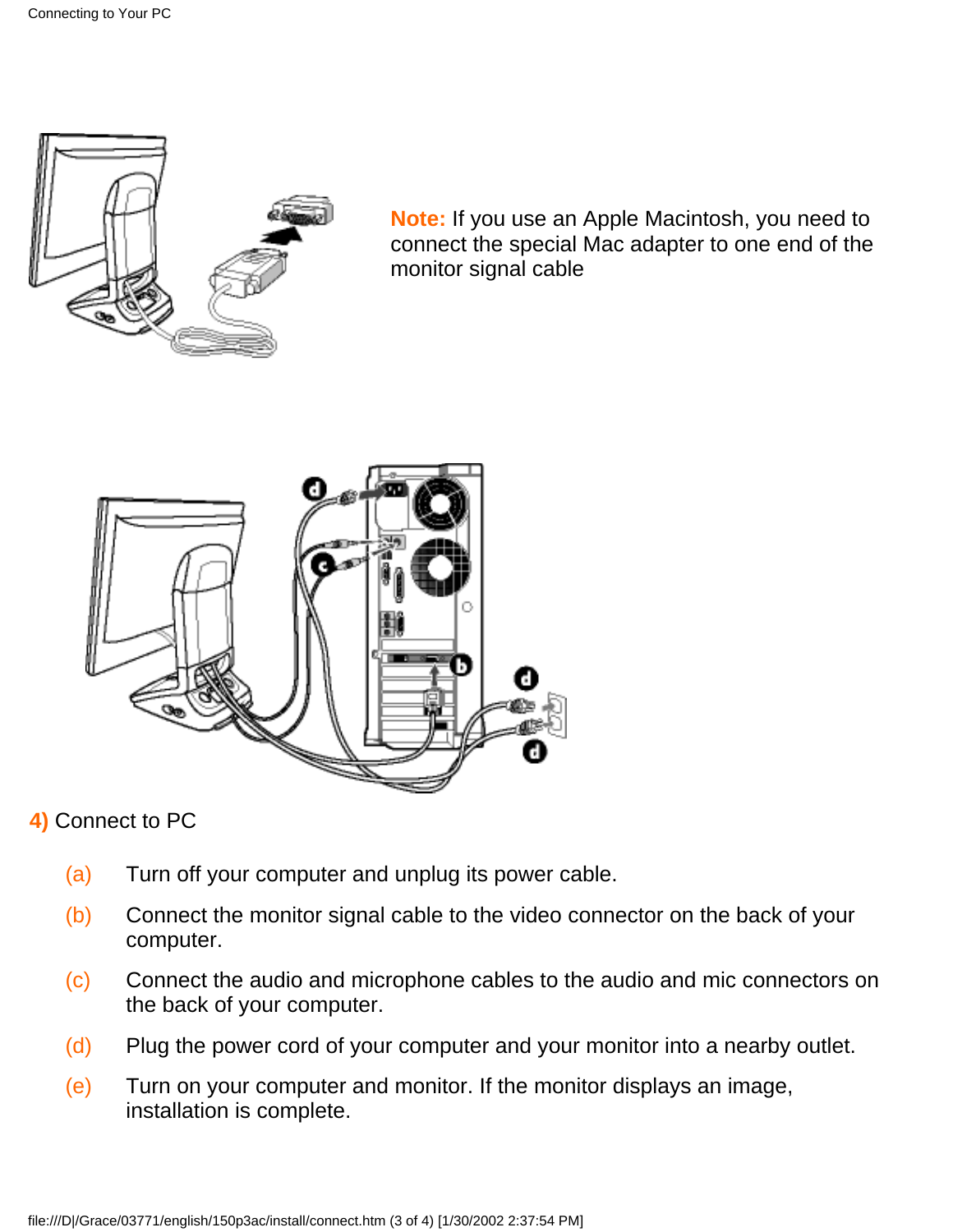**Note:** If you use an Apple Macintosh, you need to connect the special Mac adapter to one end of the monitor signal cable

**4)** Connect to PC

(a) Turn off your computer and unplug its power cable.

(b) Connect the monitor signal cable to the video connector on the back of your computer.

(c) Connect the audio and microphone cables to the audio and mic connectors on the back of your computer.

(d) Plug the power cord of your computer and your monitor into a nearby outlet.

(e) Turn on your computer and monitor. If the monitor displays an image, installation is complete.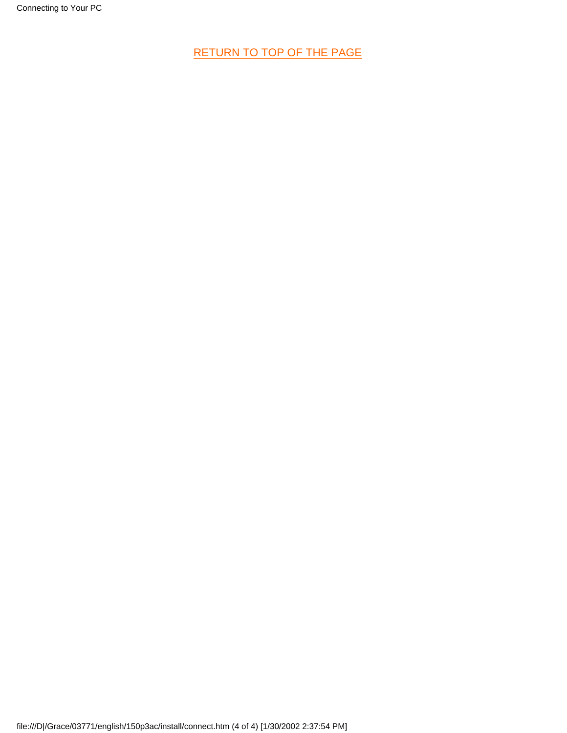RETURN TO TOP OF THE PAGE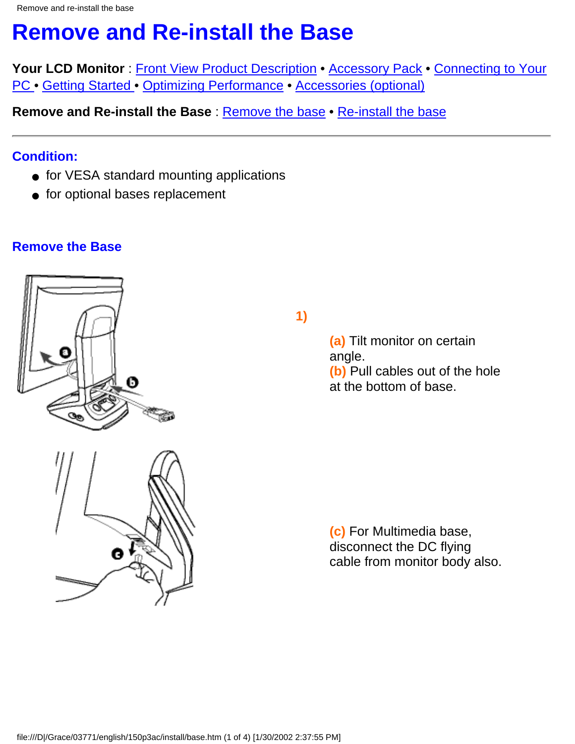# Remove and Re-install the Base

**Your LCD Monitor** : Front View Product Description • Accessory Pack • Connecting to Your PC • Getting Started • Optimizing Performance • Accessories (optional)

**Remove and Re-install the Base** : Remove the base • Re-install the base

---

### Condition:

- for VESA standard mounting applications
- for optional bases replacement

### Remove the Base

**1)**

**(a)** Tilt monitor on certain angle.
**(b)** Pull cables out of the hole at the bottom of base.

**(c)** For Multimedia base, disconnect the DC flying cable from monitor body also.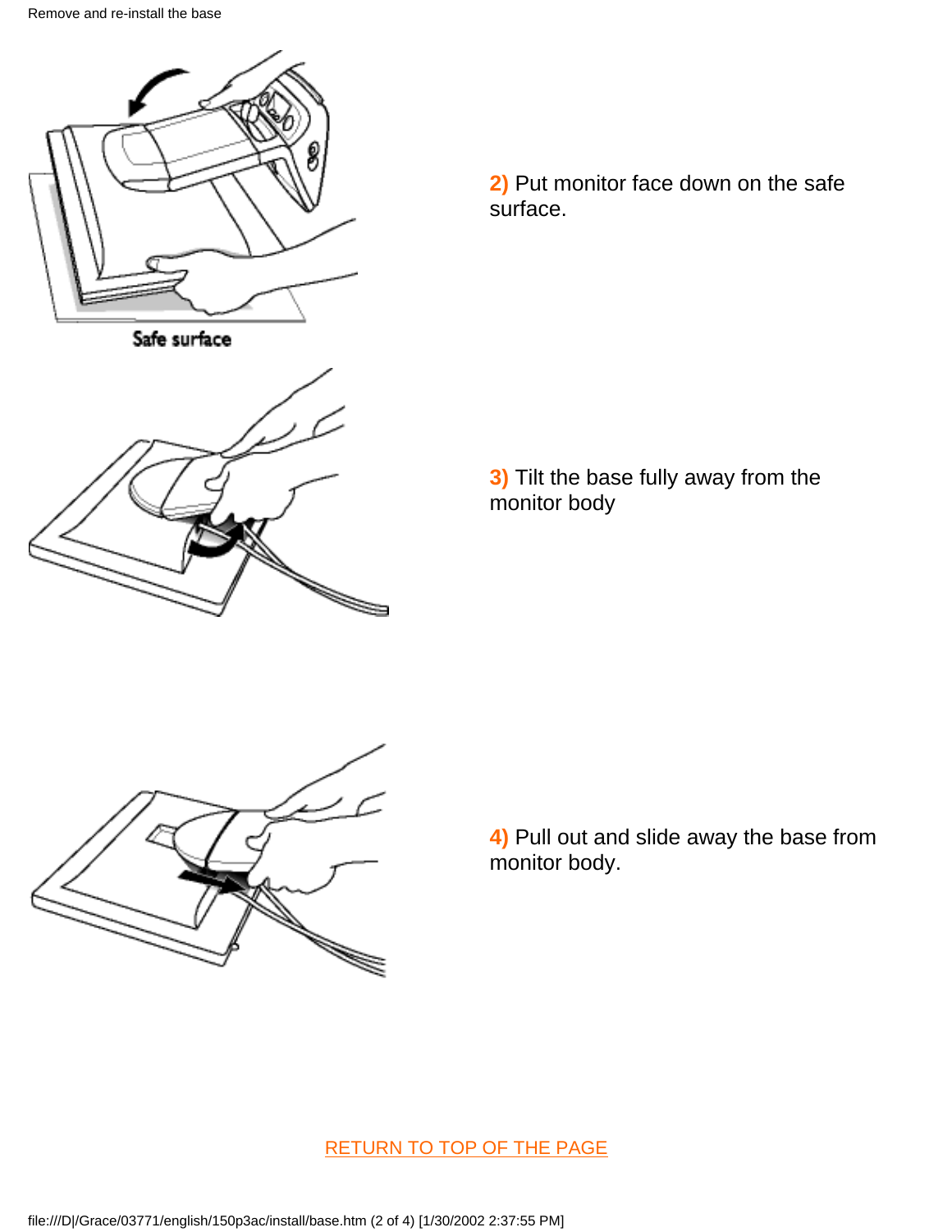Safe surface

**2)** Put monitor face down on the safe surface.

**3)** Tilt the base fully away from the monitor body

**4)** Pull out and slide away the base from monitor body.

RETURN TO TOP OF THE PAGE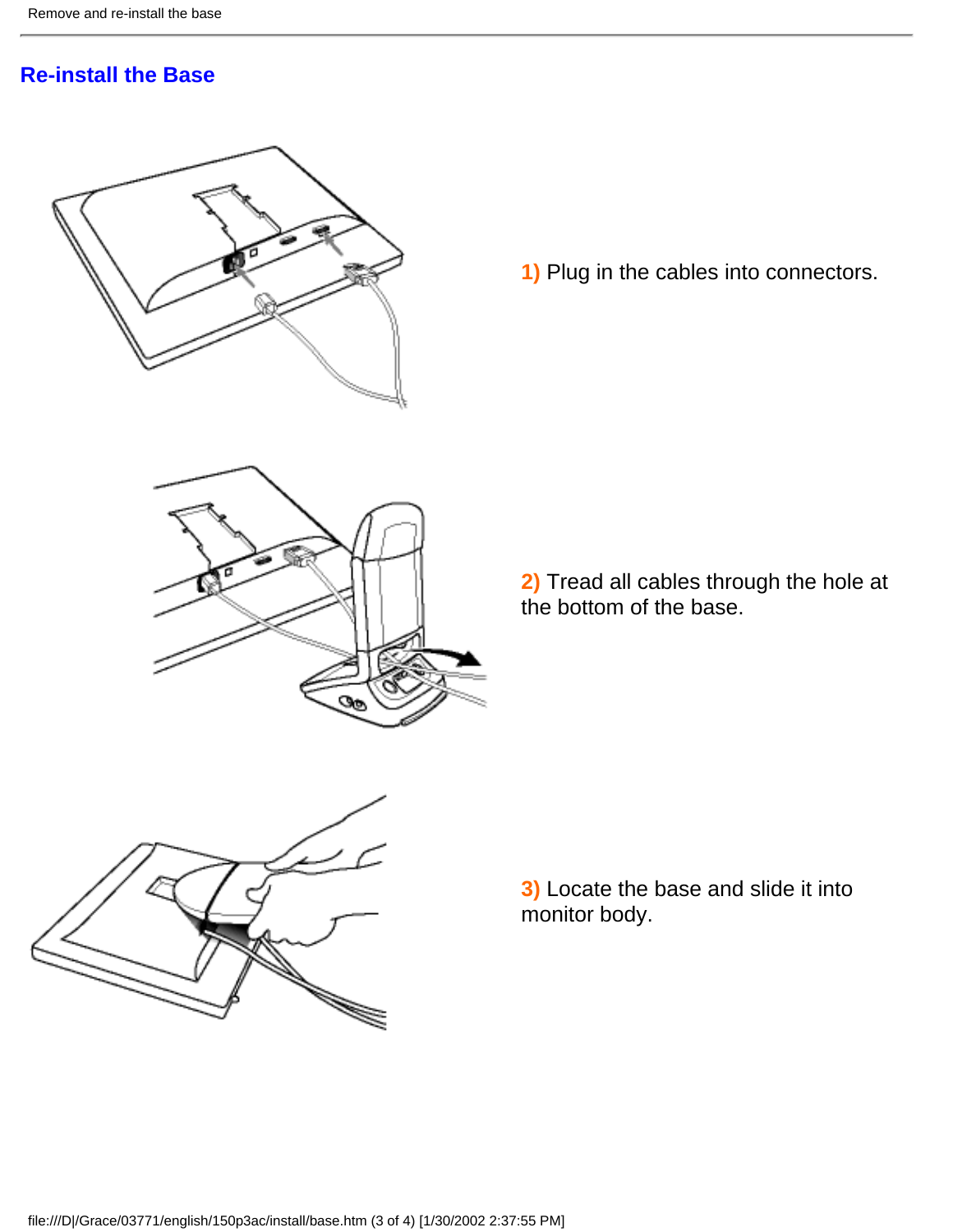## Re-install the Base

**1)** Plug in the cables into connectors.

**2)** Tread all cables through the hole at the bottom of the base.

**3)** Locate the base and slide it into monitor body.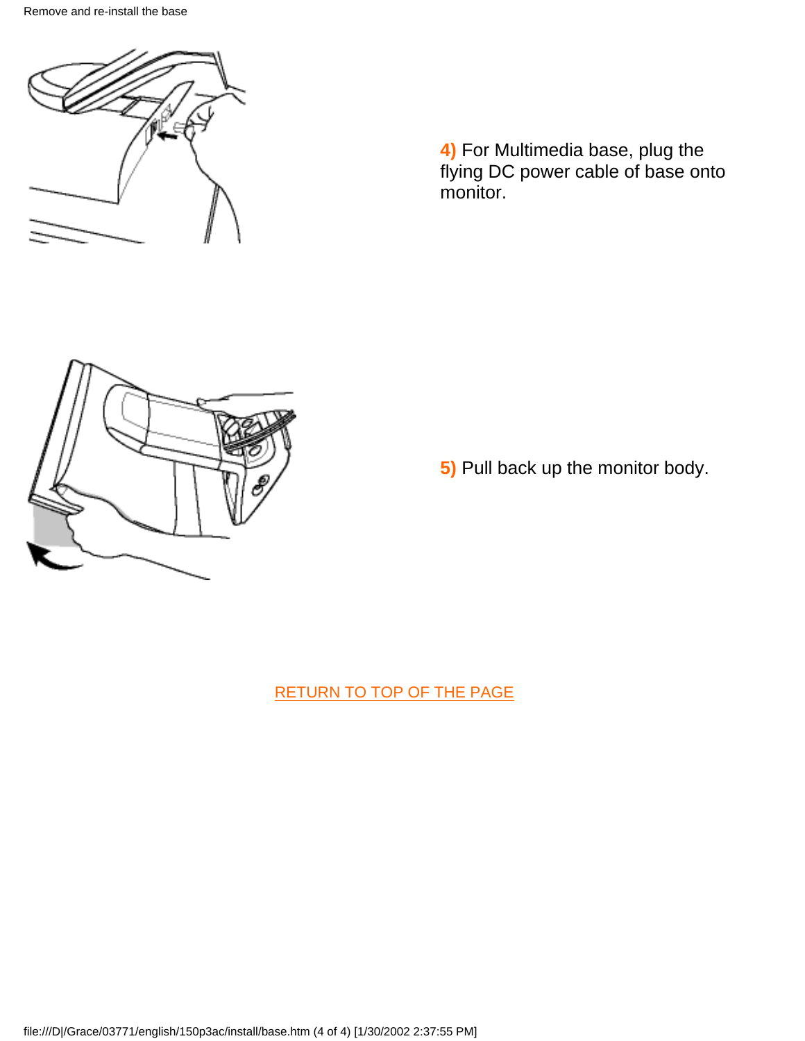**4)** For Multimedia base, plug the flying DC power cable of base onto monitor.

**5)** Pull back up the monitor body.

RETURN TO TOP OF THE PAGE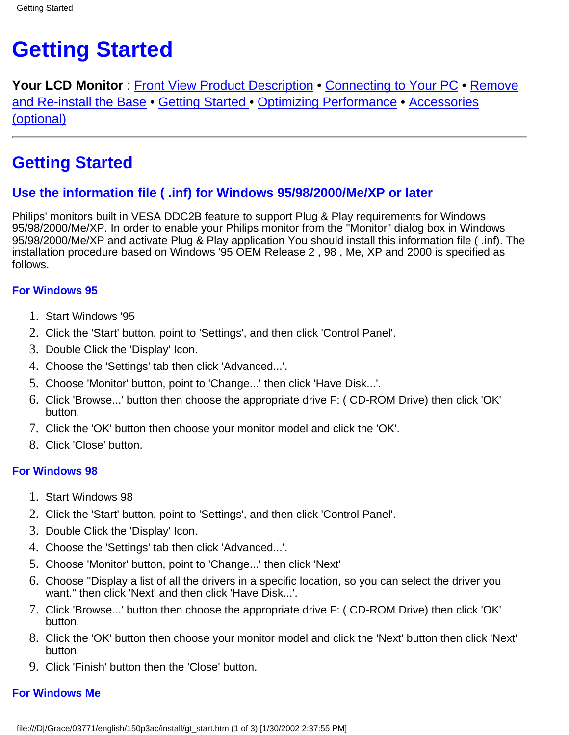# Getting Started

**Your LCD Monitor** : Front View Product Description • Connecting to Your PC • Remove and Re-install the Base • Getting Started • Optimizing Performance • Accessories (optional)

---

## Getting Started

### Use the information file ( .inf) for Windows 95/98/2000/Me/XP or later

Philips' monitors built in VESA DDC2B feature to support Plug & Play requirements for Windows 95/98/2000/Me/XP. In order to enable your Philips monitor from the "Monitor" dialog box in Windows 95/98/2000/Me/XP and activate Plug & Play application You should install this information file ( .inf). The installation procedure based on Windows '95 OEM Release 2 , 98 , Me, XP and 2000 is specified as follows.

#### For Windows 95

1. Start Windows '95
2. Click the 'Start' button, point to 'Settings', and then click 'Control Panel'.
3. Double Click the 'Display' Icon.
4. Choose the 'Settings' tab then click 'Advanced...'.
5. Choose 'Monitor' button, point to 'Change...' then click 'Have Disk...'.
6. Click 'Browse...' button then choose the appropriate drive F: ( CD-ROM Drive) then click 'OK' button.
7. Click the 'OK' button then choose your monitor model and click the 'OK'.
8. Click 'Close' button.

#### For Windows 98

1. Start Windows 98
2. Click the 'Start' button, point to 'Settings', and then click 'Control Panel'.
3. Double Click the 'Display' Icon.
4. Choose the 'Settings' tab then click 'Advanced...'.
5. Choose 'Monitor' button, point to 'Change...' then click 'Next'
6. Choose "Display a list of all the drivers in a specific location, so you can select the driver you want." then click 'Next' and then click 'Have Disk...'.
7. Click 'Browse...' button then choose the appropriate drive F: ( CD-ROM Drive) then click 'OK' button.
8. Click the 'OK' button then choose your monitor model and click the 'Next' button then click 'Next' button.
9. Click 'Finish' button then the 'Close' button.

#### For Windows Me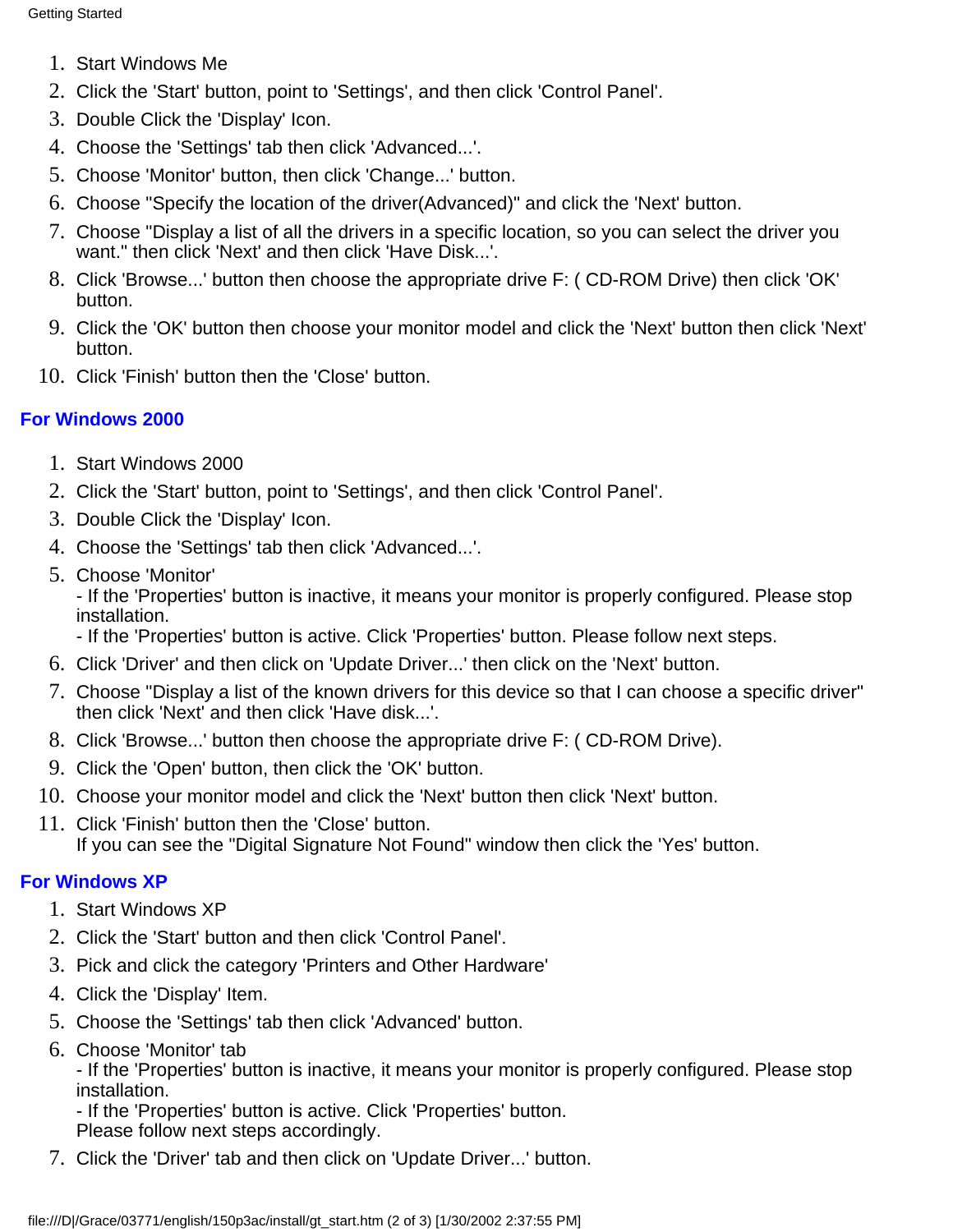1. Start Windows Me
2. Click the 'Start' button, point to 'Settings', and then click 'Control Panel'.
3. Double Click the 'Display' Icon.
4. Choose the 'Settings' tab then click 'Advanced...'.
5. Choose 'Monitor' button, then click 'Change...' button.
6. Choose "Specify the location of the driver(Advanced)" and click the 'Next' button.
7. Choose "Display a list of all the drivers in a specific location, so you can select the driver you want." then click 'Next' and then click 'Have Disk...'.
8. Click 'Browse...' button then choose the appropriate drive F: ( CD-ROM Drive) then click 'OK' button.
9. Click the 'OK' button then choose your monitor model and click the 'Next' button then click 'Next' button.
10. Click 'Finish' button then the 'Close' button.

## For Windows 2000

1. Start Windows 2000
2. Click the 'Start' button, point to 'Settings', and then click 'Control Panel'.
3. Double Click the 'Display' Icon.
4. Choose the 'Settings' tab then click 'Advanced...'.
5. Choose 'Monitor'
   - If the 'Properties' button is inactive, it means your monitor is properly configured. Please stop installation.
   - If the 'Properties' button is active. Click 'Properties' button. Please follow next steps.
6. Click 'Driver' and then click on 'Update Driver...' then click on the 'Next' button.
7. Choose "Display a list of the known drivers for this device so that I can choose a specific driver" then click 'Next' and then click 'Have disk...'.
8. Click 'Browse...' button then choose the appropriate drive F: ( CD-ROM Drive).
9. Click the 'Open' button, then click the 'OK' button.
10. Choose your monitor model and click the 'Next' button then click 'Next' button.
11. Click 'Finish' button then the 'Close' button.
    If you can see the "Digital Signature Not Found" window then click the 'Yes' button.

## For Windows XP

1. Start Windows XP
2. Click the 'Start' button and then click 'Control Panel'.
3. Pick and click the category 'Printers and Other Hardware'
4. Click the 'Display' Item.
5. Choose the 'Settings' tab then click 'Advanced' button.
6. Choose 'Monitor' tab
   - If the 'Properties' button is inactive, it means your monitor is properly configured. Please stop installation.
   - If the 'Properties' button is active. Click 'Properties' button.
   Please follow next steps accordingly.
7. Click the 'Driver' tab and then click on 'Update Driver...' button.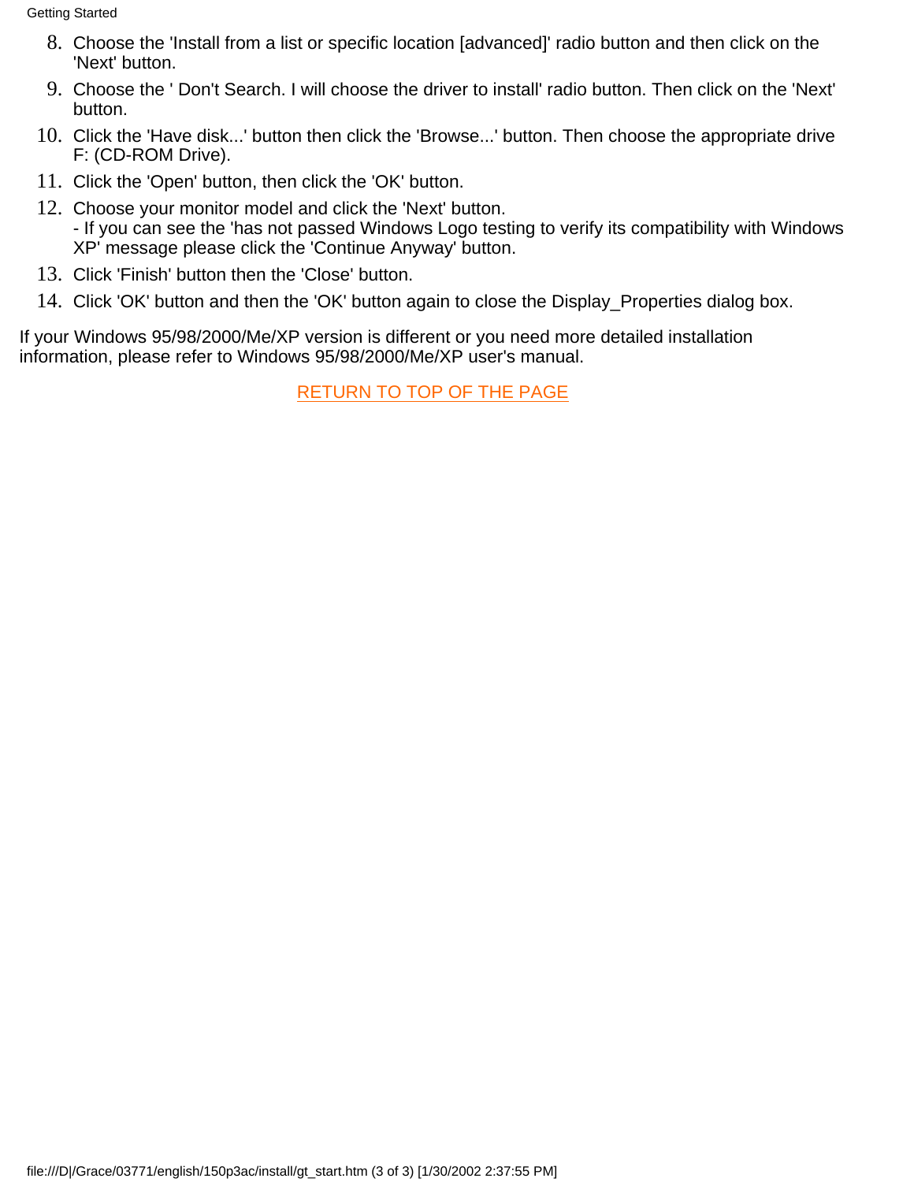8. Choose the 'Install from a list or specific location [advanced]' radio button and then click on the 'Next' button.
9. Choose the ' Don't Search. I will choose the driver to install' radio button. Then click on the 'Next' button.
10. Click the 'Have disk...' button then click the 'Browse...' button. Then choose the appropriate drive F: (CD-ROM Drive).
11. Click the 'Open' button, then click the 'OK' button.
12. Choose your monitor model and click the 'Next' button.
    - If you can see the 'has not passed Windows Logo testing to verify its compatibility with Windows XP' message please click the 'Continue Anyway' button.
13. Click 'Finish' button then the 'Close' button.
14. Click 'OK' button and then the 'OK' button again to close the Display_Properties dialog box.

If your Windows 95/98/2000/Me/XP version is different or you need more detailed installation information, please refer to Windows 95/98/2000/Me/XP user's manual.

RETURN TO TOP OF THE PAGE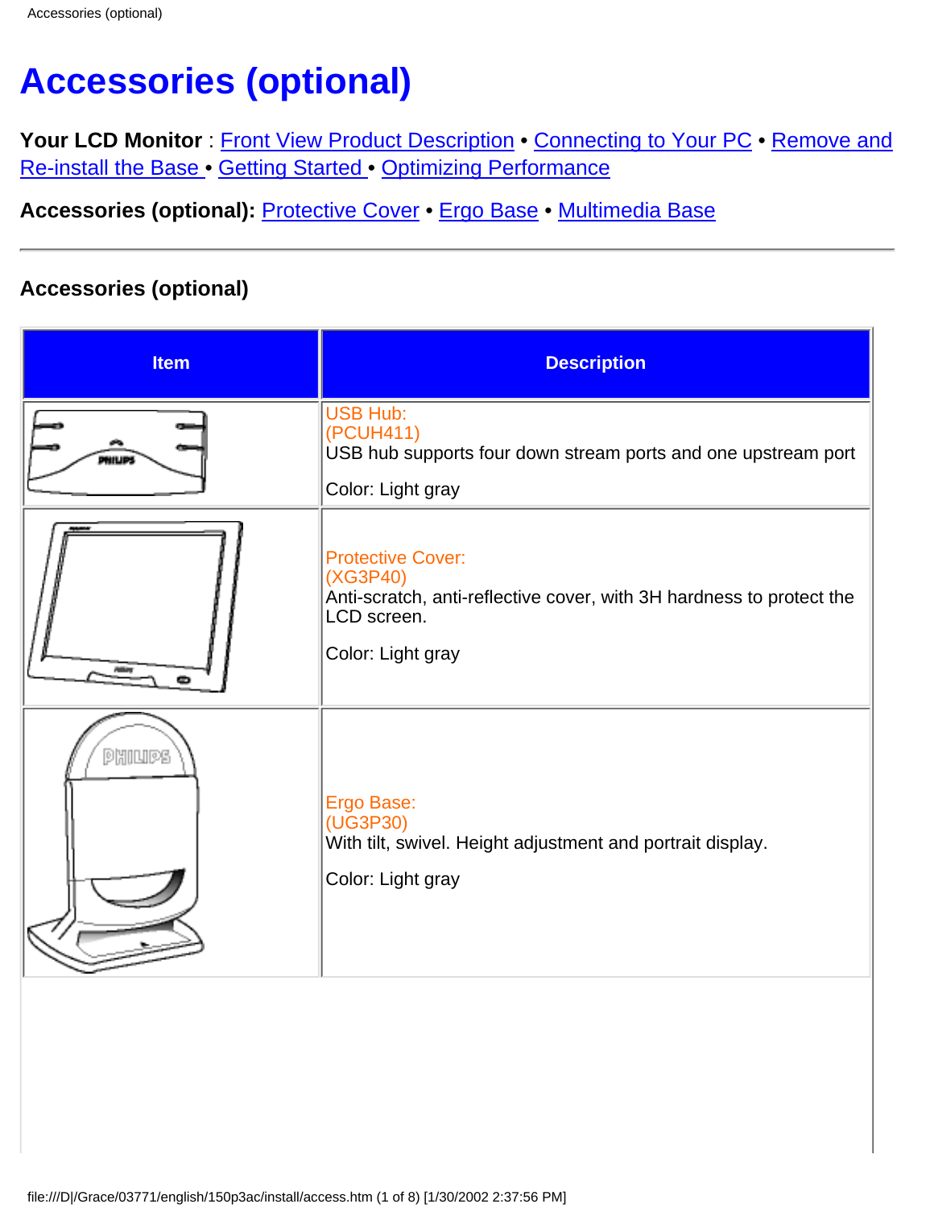# Accessories (optional)

**Your LCD Monitor** : Front View Product Description • Connecting to Your PC • Remove and Re-install the Base • Getting Started • Optimizing Performance

**Accessories (optional):** Protective Cover • Ergo Base • Multimedia Base

---

### Accessories (optional)

| Item | Description |
|---|---|
| | USB Hub:<br>(PCUH411)<br>USB hub supports four down stream ports and one upstream port<br><br>Color: Light gray |
| | Protective Cover:<br>(XG3P40)<br>Anti-scratch, anti-reflective cover, with 3H hardness to protect the LCD screen.<br><br>Color: Light gray |
| | Ergo Base:<br>(UG3P30)<br>With tilt, swivel. Height adjustment and portrait display.<br><br>Color: Light gray |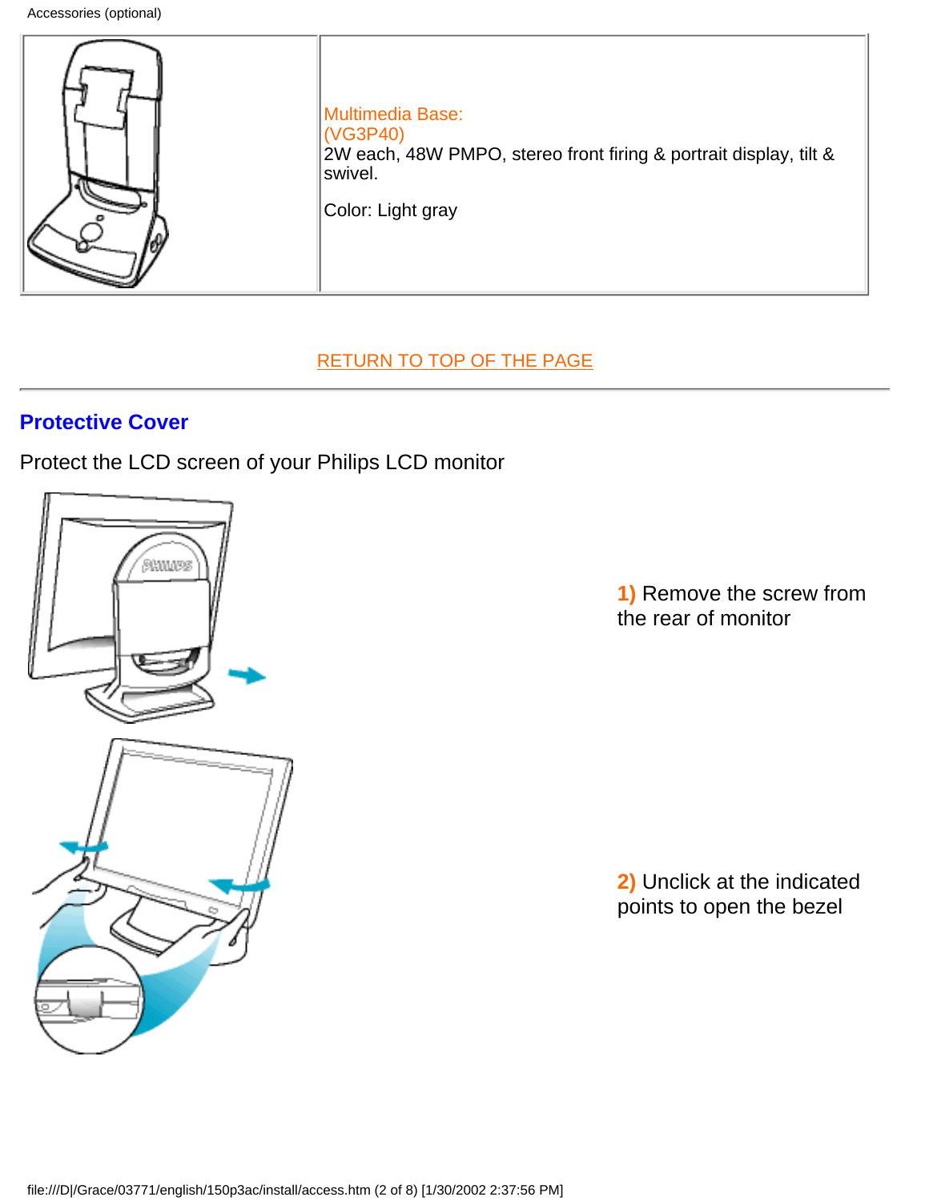| | |
|---|---|
| | Multimedia Base: (VG3P40) 2W each, 48W PMPO, stereo front firing & portrait display, tilt & swivel. Color: Light gray |

RETURN TO TOP OF THE PAGE

## Protective Cover

Protect the LCD screen of your Philips LCD monitor

**1)** Remove the screw from the rear of monitor

**2)** Unclick at the indicated points to open the bezel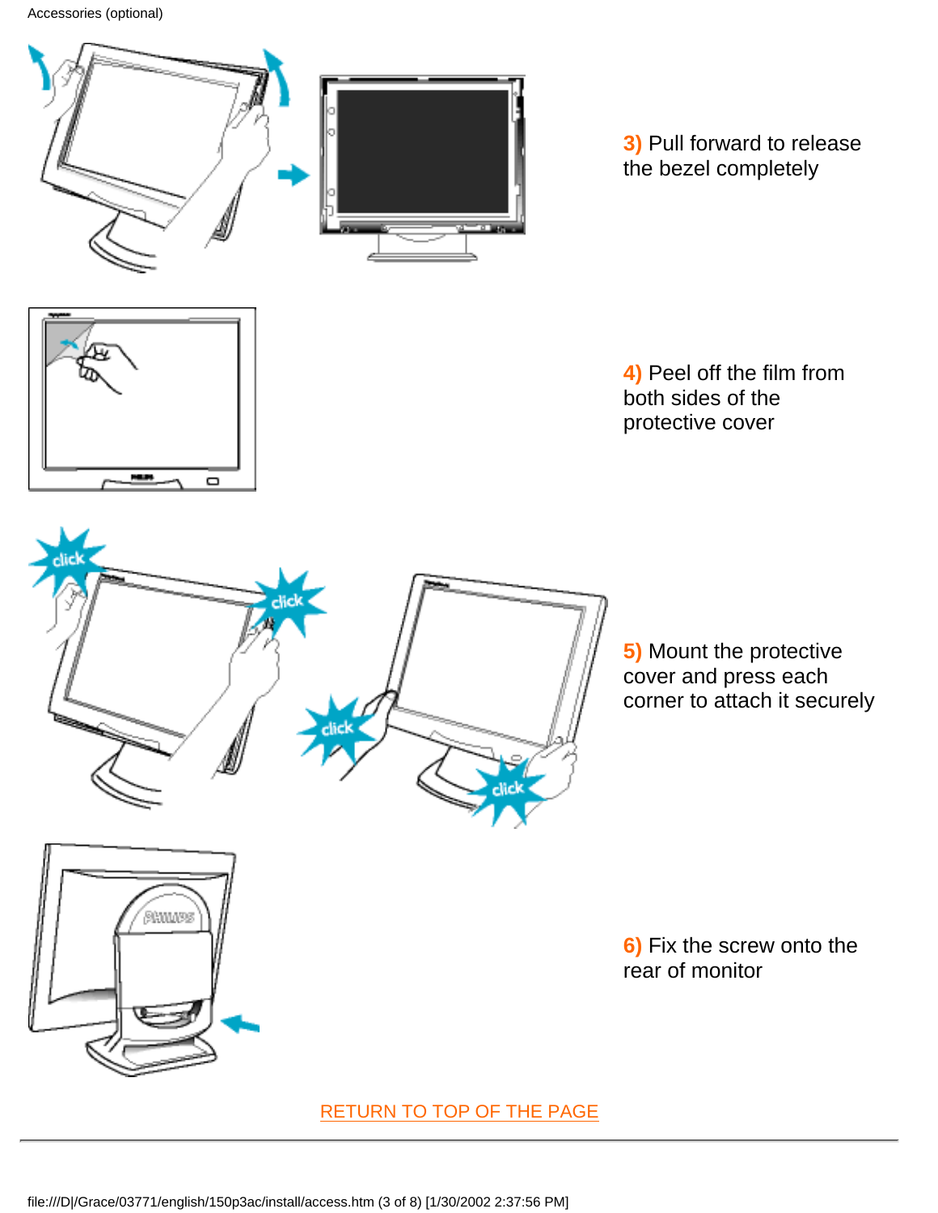Accessories (optional)

**3)** Pull forward to release the bezel completely

**4)** Peel off the film from both sides of the protective cover

**5)** Mount the protective cover and press each corner to attach it securely

**6)** Fix the screw onto the rear of monitor

RETURN TO TOP OF THE PAGE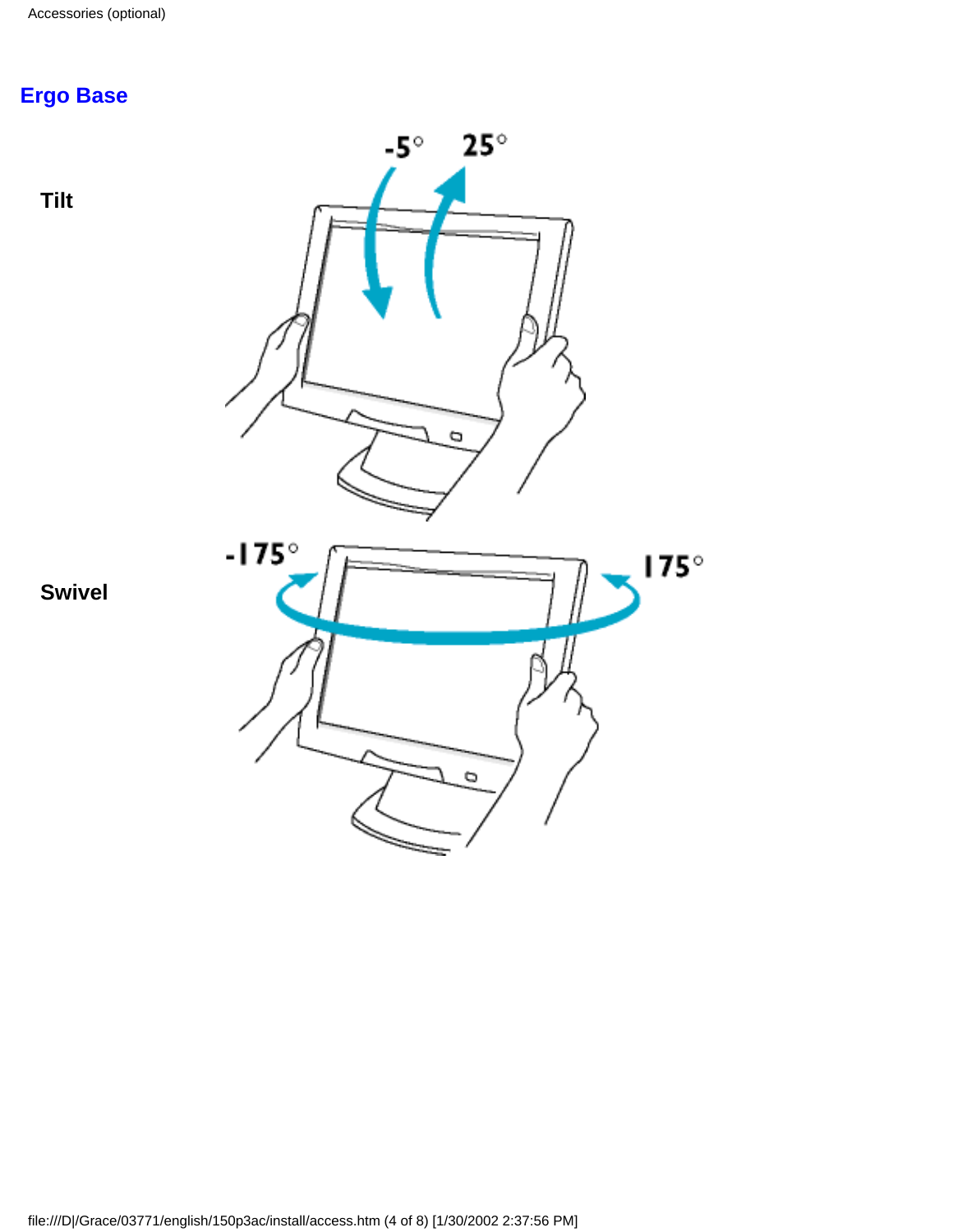## Ergo Base

**Tilt**

-5° 25°

**Swivel**

-175° 175°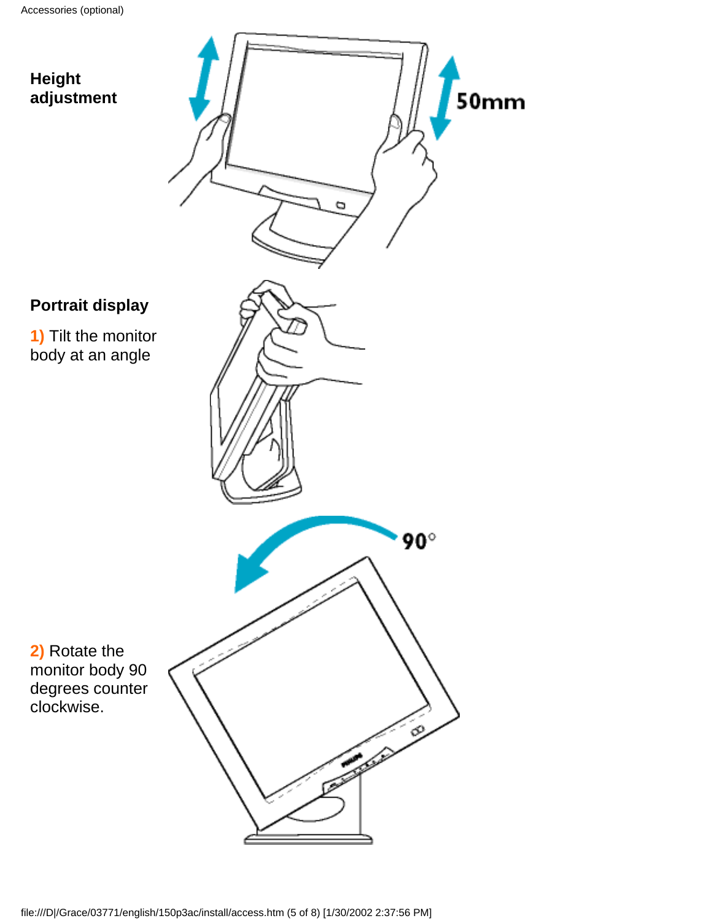**Height adjustment**

**Portrait display**

**1)** Tilt the monitor body at an angle

**2)** Rotate the monitor body 90 degrees counter clockwise.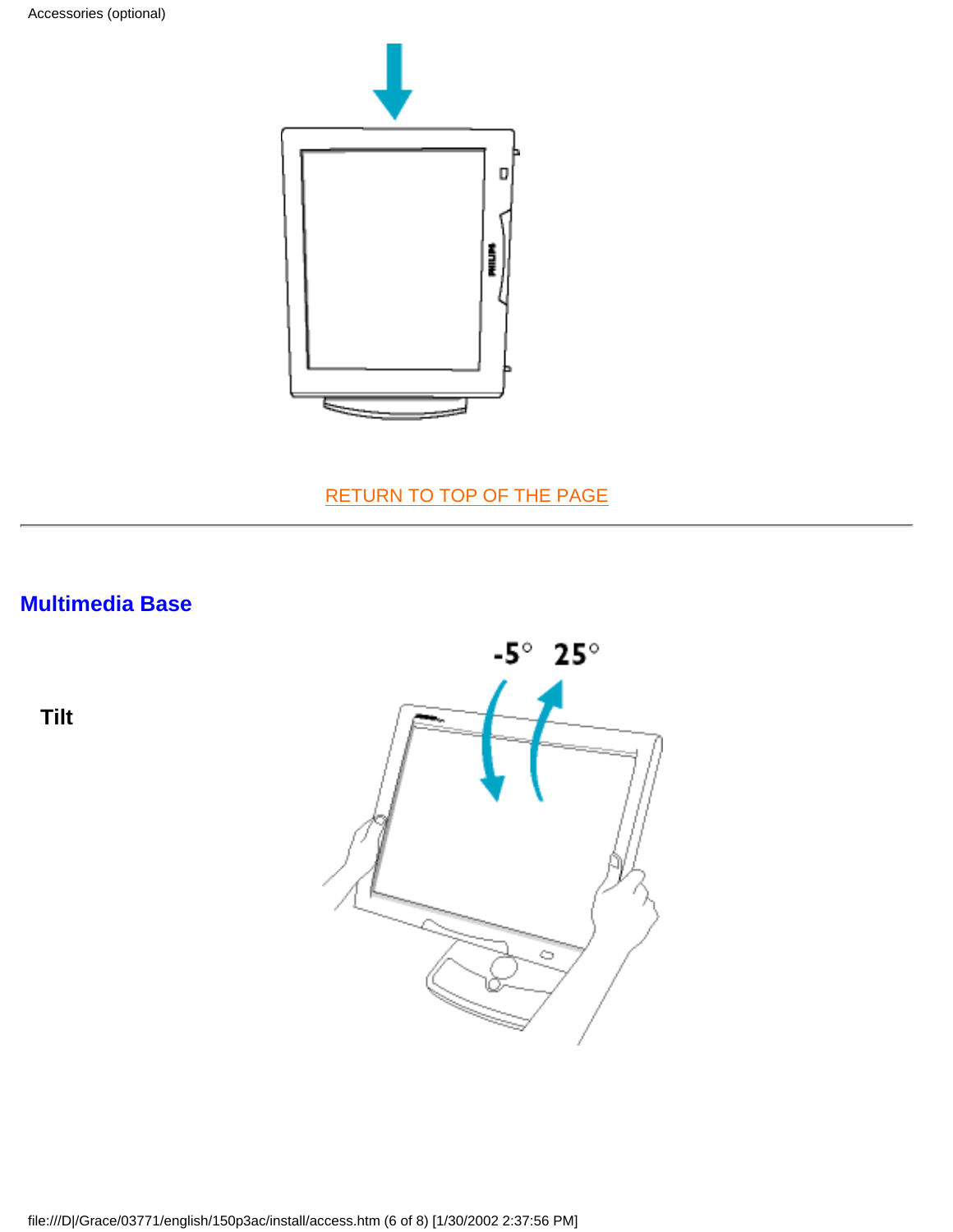RETURN TO TOP OF THE PAGE

---

## Multimedia Base

**Tilt**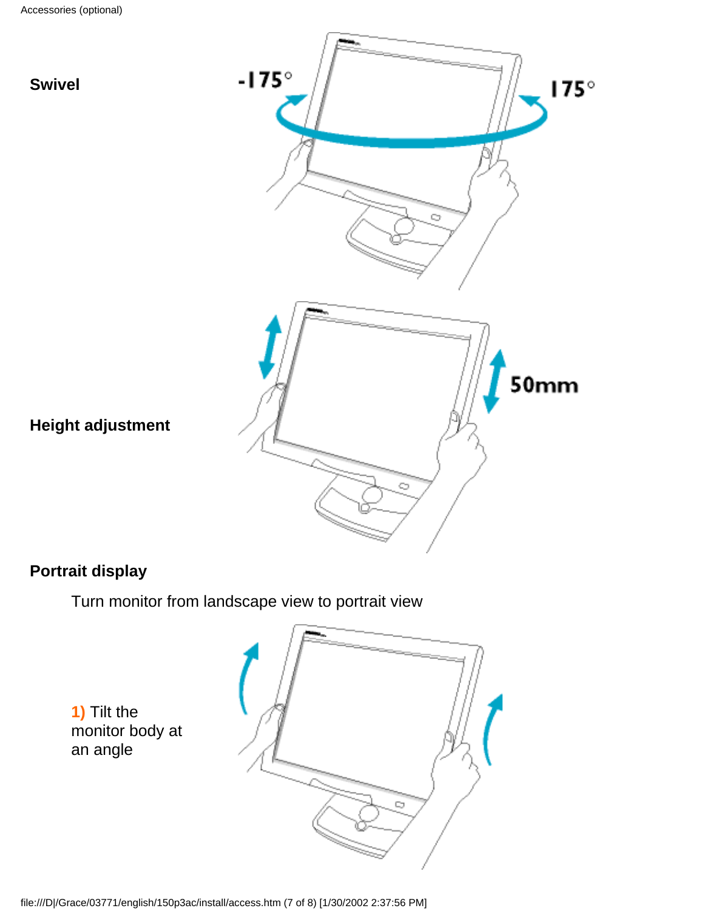**Swivel**

**Height adjustment**

**Portrait display**

Turn monitor from landscape view to portrait view

**1)** Tilt the monitor body at an angle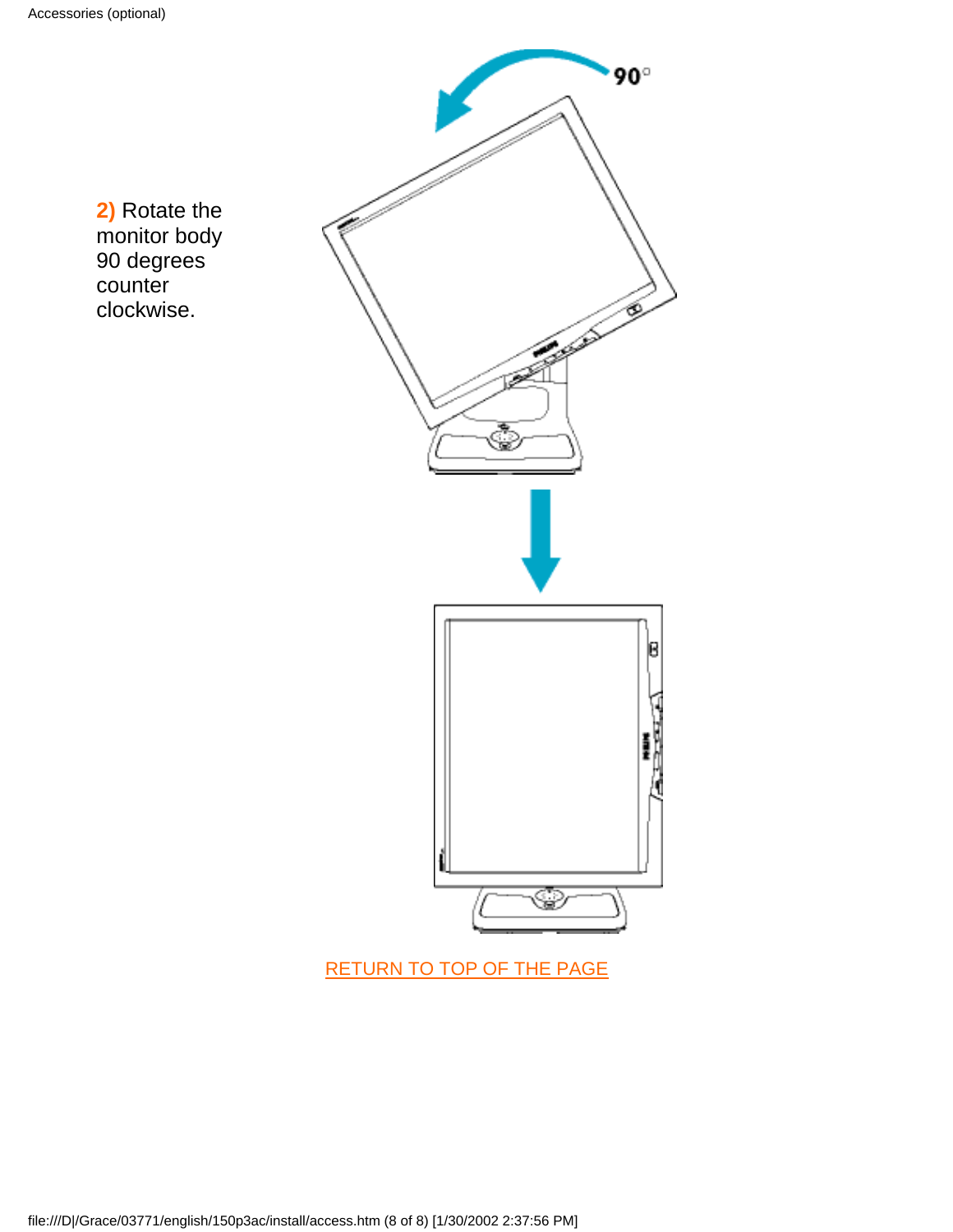**2)** Rotate the monitor body 90 degrees counter clockwise.

RETURN TO TOP OF THE PAGE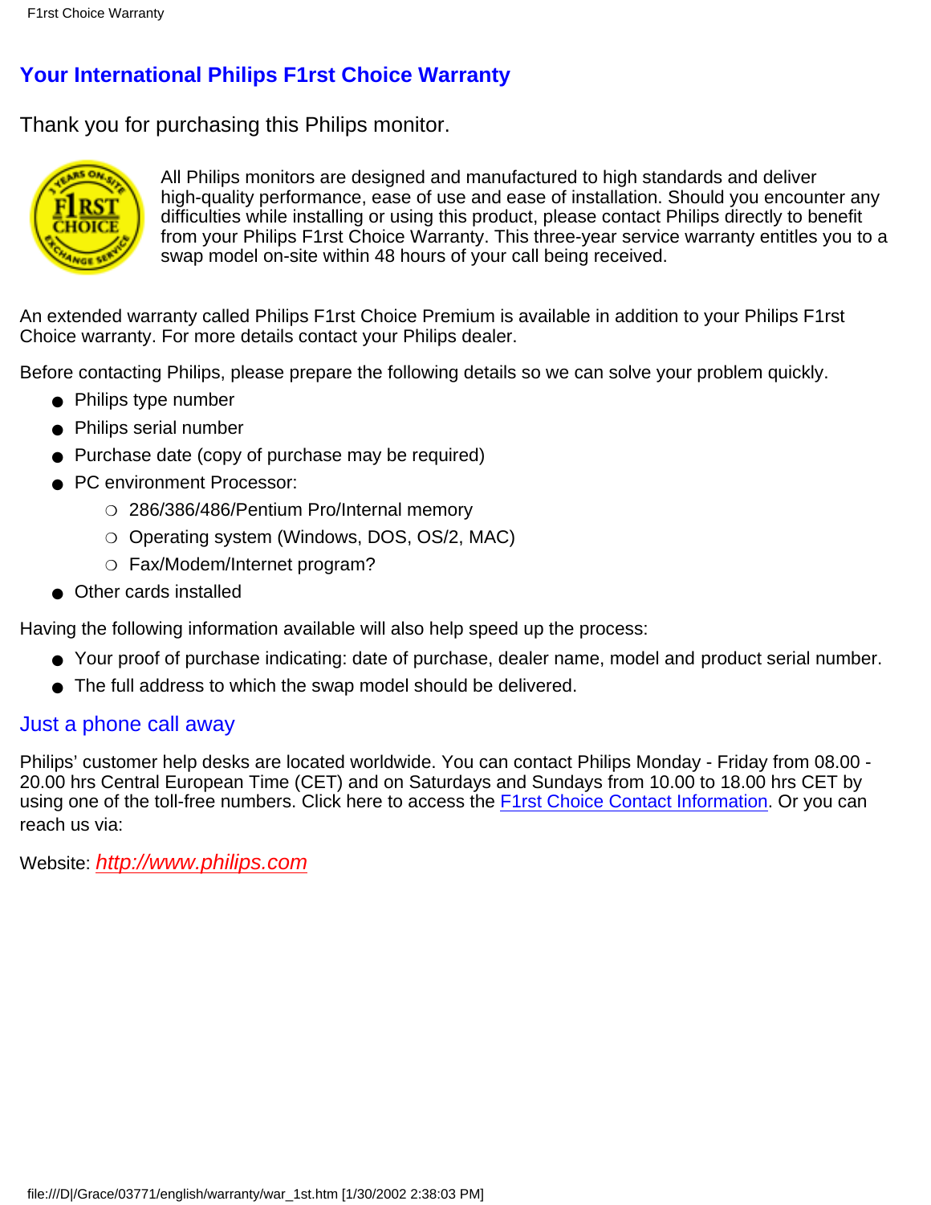# Your International Philips F1rst Choice Warranty

Thank you for purchasing this Philips monitor.

All Philips monitors are designed and manufactured to high standards and deliver high-quality performance, ease of use and ease of installation. Should you encounter any difficulties while installing or using this product, please contact Philips directly to benefit from your Philips F1rst Choice Warranty. This three-year service warranty entitles you to a swap model on-site within 48 hours of your call being received.

An extended warranty called Philips F1rst Choice Premium is available in addition to your Philips F1rst Choice warranty. For more details contact your Philips dealer.

Before contacting Philips, please prepare the following details so we can solve your problem quickly.

- Philips type number
- Philips serial number
- Purchase date (copy of purchase may be required)
- PC environment Processor:
  - 286/386/486/Pentium Pro/Internal memory
  - Operating system (Windows, DOS, OS/2, MAC)
  - Fax/Modem/Internet program?
- Other cards installed

Having the following information available will also help speed up the process:

- Your proof of purchase indicating: date of purchase, dealer name, model and product serial number.
- The full address to which the swap model should be delivered.

## Just a phone call away

Philips' customer help desks are located worldwide. You can contact Philips Monday - Friday from 08.00 - 20.00 hrs Central European Time (CET) and on Saturdays and Sundays from 10.00 to 18.00 hrs CET by using one of the toll-free numbers. Click here to access the F1rst Choice Contact Information. Or you can reach us via:

Website: *http://www.philips.com*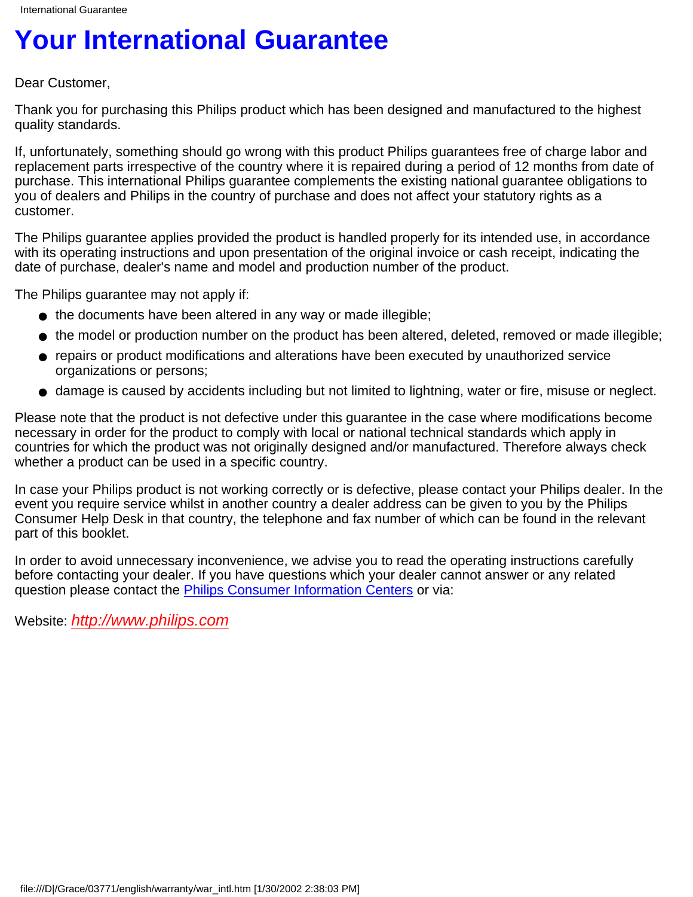# Your International Guarantee

Dear Customer,

Thank you for purchasing this Philips product which has been designed and manufactured to the highest quality standards.

If, unfortunately, something should go wrong with this product Philips guarantees free of charge labor and replacement parts irrespective of the country where it is repaired during a period of 12 months from date of purchase. This international Philips guarantee complements the existing national guarantee obligations to you of dealers and Philips in the country of purchase and does not affect your statutory rights as a customer.

The Philips guarantee applies provided the product is handled properly for its intended use, in accordance with its operating instructions and upon presentation of the original invoice or cash receipt, indicating the date of purchase, dealer's name and model and production number of the product.

The Philips guarantee may not apply if:

- the documents have been altered in any way or made illegible;
- the model or production number on the product has been altered, deleted, removed or made illegible;
- repairs or product modifications and alterations have been executed by unauthorized service organizations or persons;
- damage is caused by accidents including but not limited to lightning, water or fire, misuse or neglect.

Please note that the product is not defective under this guarantee in the case where modifications become necessary in order for the product to comply with local or national technical standards which apply in countries for which the product was not originally designed and/or manufactured. Therefore always check whether a product can be used in a specific country.

In case your Philips product is not working correctly or is defective, please contact your Philips dealer. In the event you require service whilst in another country a dealer address can be given to you by the Philips Consumer Help Desk in that country, the telephone and fax number of which can be found in the relevant part of this booklet.

In order to avoid unnecessary inconvenience, we advise you to read the operating instructions carefully before contacting your dealer. If you have questions which your dealer cannot answer or any related question please contact the Philips Consumer Information Centers or via:

Website: *http://www.philips.com*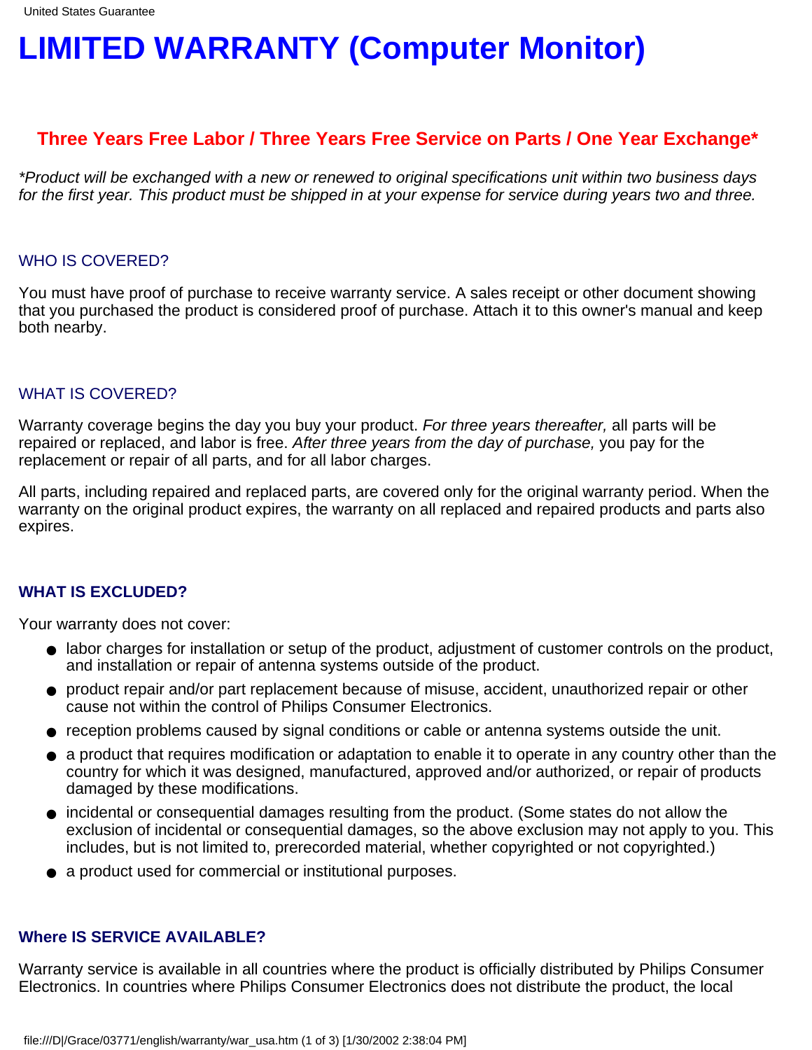# LIMITED WARRANTY (Computer Monitor)

### Three Years Free Labor / Three Years Free Service on Parts / One Year Exchange*

*\*Product will be exchanged with a new or renewed to original specifications unit within two business days for the first year. This product must be shipped in at your expense for service during years two and three.*

### WHO IS COVERED?

You must have proof of purchase to receive warranty service. A sales receipt or other document showing that you purchased the product is considered proof of purchase. Attach it to this owner's manual and keep both nearby.

### WHAT IS COVERED?

Warranty coverage begins the day you buy your product. *For three years thereafter,* all parts will be repaired or replaced, and labor is free. *After three years from the day of purchase,* you pay for the replacement or repair of all parts, and for all labor charges.

All parts, including repaired and replaced parts, are covered only for the original warranty period. When the warranty on the original product expires, the warranty on all replaced and repaired products and parts also expires.

### WHAT IS EXCLUDED?

Your warranty does not cover:

- labor charges for installation or setup of the product, adjustment of customer controls on the product, and installation or repair of antenna systems outside of the product.
- product repair and/or part replacement because of misuse, accident, unauthorized repair or other cause not within the control of Philips Consumer Electronics.
- reception problems caused by signal conditions or cable or antenna systems outside the unit.
- a product that requires modification or adaptation to enable it to operate in any country other than the country for which it was designed, manufactured, approved and/or authorized, or repair of products damaged by these modifications.
- incidental or consequential damages resulting from the product. (Some states do not allow the exclusion of incidental or consequential damages, so the above exclusion may not apply to you. This includes, but is not limited to, prerecorded material, whether copyrighted or not copyrighted.)
- a product used for commercial or institutional purposes.

### Where IS SERVICE AVAILABLE?

Warranty service is available in all countries where the product is officially distributed by Philips Consumer Electronics. In countries where Philips Consumer Electronics does not distribute the product, the local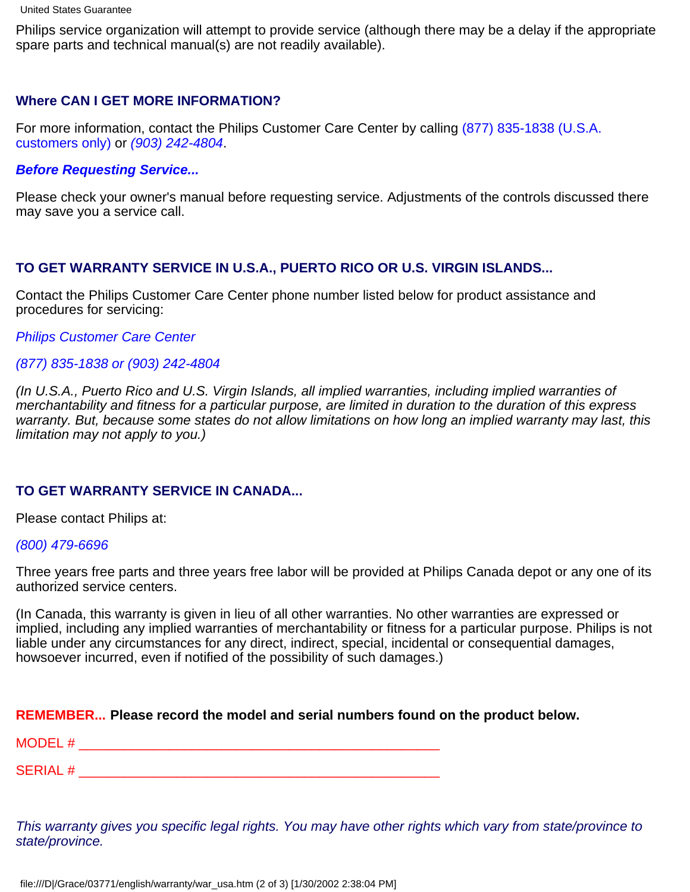Philips service organization will attempt to provide service (although there may be a delay if the appropriate spare parts and technical manual(s) are not readily available).

### Where CAN I GET MORE INFORMATION?

For more information, contact the Philips Customer Care Center by calling (877) 835-1838 (U.S.A. customers only) or *(903) 242-4804*.

***Before Requesting Service...***

Please check your owner's manual before requesting service. Adjustments of the controls discussed there may save you a service call.

### TO GET WARRANTY SERVICE IN U.S.A., PUERTO RICO OR U.S. VIRGIN ISLANDS...

Contact the Philips Customer Care Center phone number listed below for product assistance and procedures for servicing:

*Philips Customer Care Center*

*(877) 835-1838 or (903) 242-4804*

*(In U.S.A., Puerto Rico and U.S. Virgin Islands, all implied warranties, including implied warranties of merchantability and fitness for a particular purpose, are limited in duration to the duration of this express warranty. But, because some states do not allow limitations on how long an implied warranty may last, this limitation may not apply to you.)*

### TO GET WARRANTY SERVICE IN CANADA...

Please contact Philips at:

*(800) 479-6696*

Three years free parts and three years free labor will be provided at Philips Canada depot or any one of its authorized service centers.

(In Canada, this warranty is given in lieu of all other warranties. No other warranties are expressed or implied, including any implied warranties of merchantability or fitness for a particular purpose. Philips is not liable under any circumstances for any direct, indirect, special, incidental or consequential damages, howsoever incurred, even if notified of the possibility of such damages.)

**REMEMBER... Please record the model and serial numbers found on the product below.**

MODEL # ________________________________________________

SERIAL # ________________________________________________

*This warranty gives you specific legal rights. You may have other rights which vary from state/province to state/province.*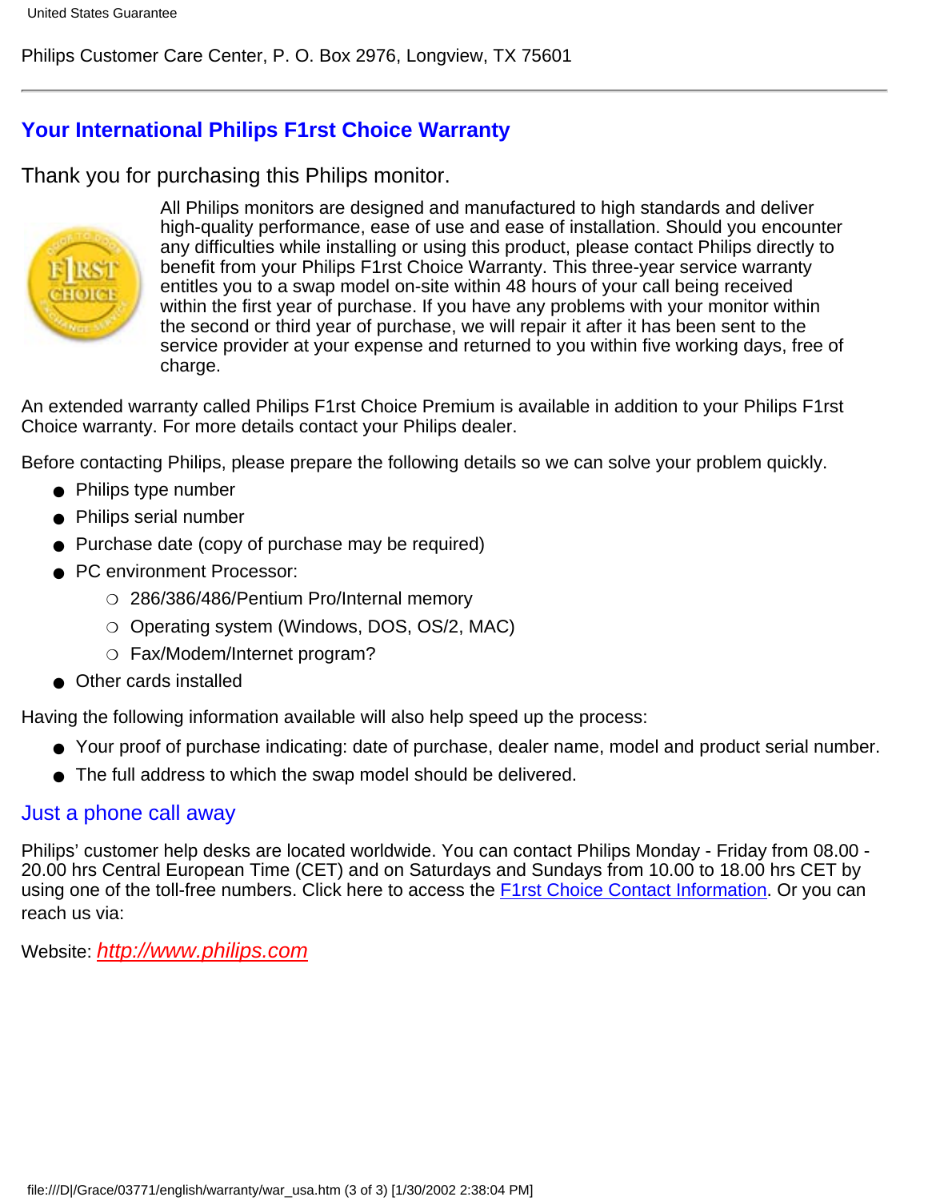Philips Customer Care Center, P. O. Box 2976, Longview, TX 75601

---

## Your International Philips F1rst Choice Warranty

Thank you for purchasing this Philips monitor.

All Philips monitors are designed and manufactured to high standards and deliver high-quality performance, ease of use and ease of installation. Should you encounter any difficulties while installing or using this product, please contact Philips directly to benefit from your Philips F1rst Choice Warranty. This three-year service warranty entitles you to a swap model on-site within 48 hours of your call being received within the first year of purchase. If you have any problems with your monitor within the second or third year of purchase, we will repair it after it has been sent to the service provider at your expense and returned to you within five working days, free of charge.

An extended warranty called Philips F1rst Choice Premium is available in addition to your Philips F1rst Choice warranty. For more details contact your Philips dealer.

Before contacting Philips, please prepare the following details so we can solve your problem quickly.

- Philips type number
- Philips serial number
- Purchase date (copy of purchase may be required)
- PC environment Processor:
  - 286/386/486/Pentium Pro/Internal memory
  - Operating system (Windows, DOS, OS/2, MAC)
  - Fax/Modem/Internet program?
- Other cards installed

Having the following information available will also help speed up the process:

- Your proof of purchase indicating: date of purchase, dealer name, model and product serial number.
- The full address to which the swap model should be delivered.

### Just a phone call away

Philips' customer help desks are located worldwide. You can contact Philips Monday - Friday from 08.00 - 20.00 hrs Central European Time (CET) and on Saturdays and Sundays from 10.00 to 18.00 hrs CET by using one of the toll-free numbers. Click here to access the F1rst Choice Contact Information. Or you can reach us via:

Website: *http://www.philips.com*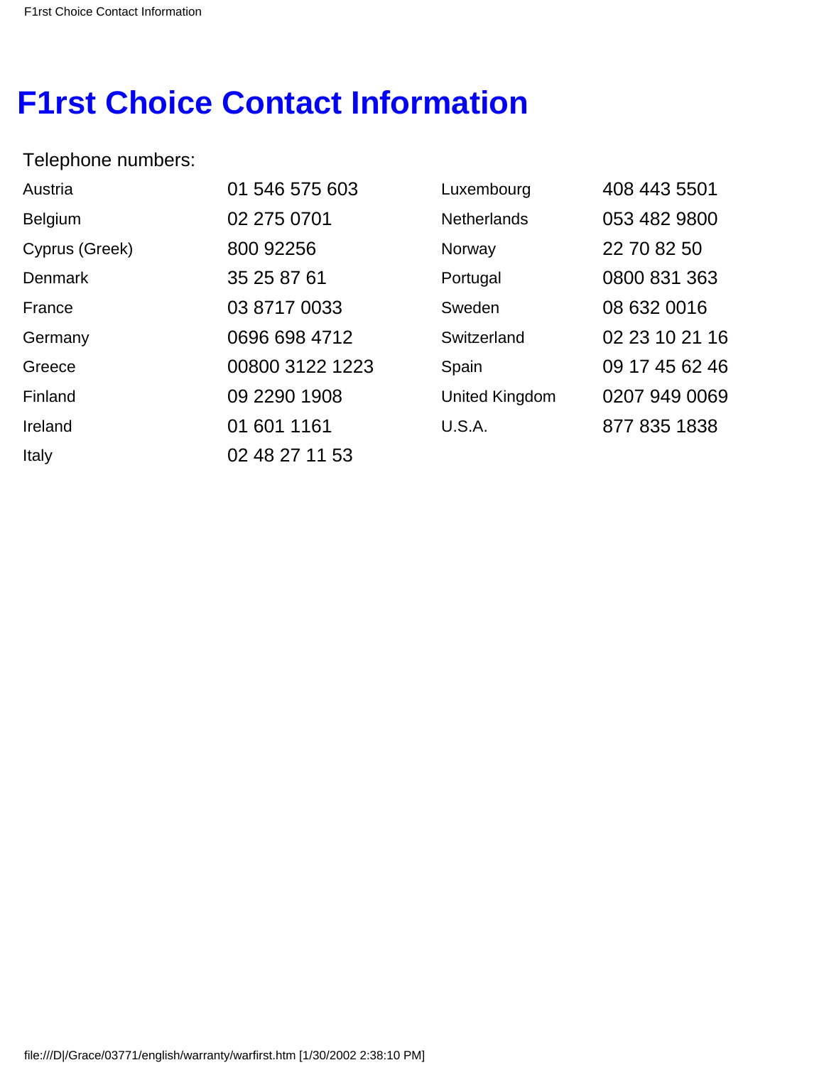# F1rst Choice Contact Information

Telephone numbers:

| | | | |
|---|---|---|---|
| Austria | 01 546 575 603 | Luxembourg | 408 443 5501 |
| Belgium | 02 275 0701 | Netherlands | 053 482 9800 |
| Cyprus (Greek) | 800 92256 | Norway | 22 70 82 50 |
| Denmark | 35 25 87 61 | Portugal | 0800 831 363 |
| France | 03 8717 0033 | Sweden | 08 632 0016 |
| Germany | 0696 698 4712 | Switzerland | 02 23 10 21 16 |
| Greece | 00800 3122 1223 | Spain | 09 17 45 62 46 |
| Finland | 09 2290 1908 | United Kingdom | 0207 949 0069 |
| Ireland | 01 601 1161 | U.S.A. | 877 835 1838 |
| Italy | 02 48 27 11 53 | | |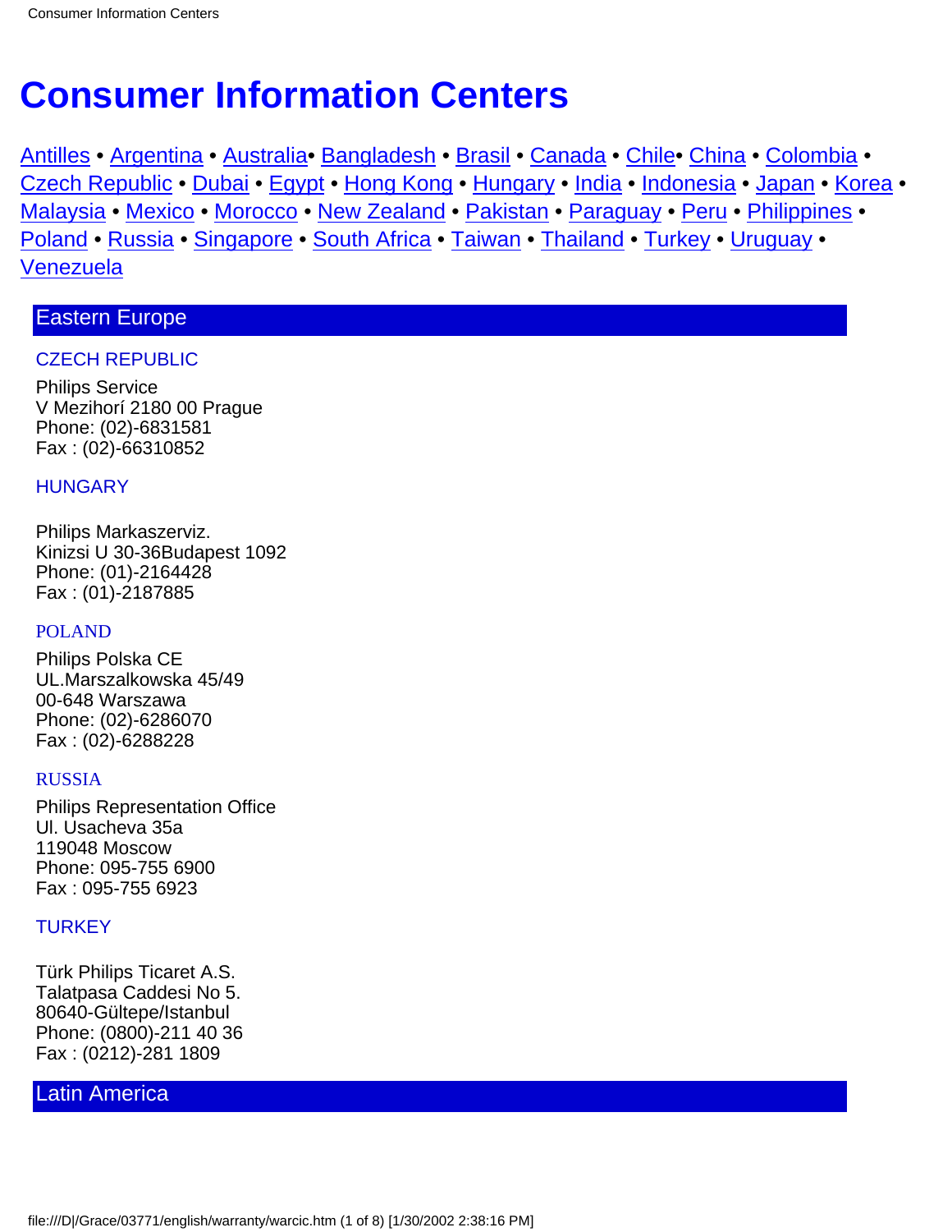# Consumer Information Centers

[Antilles](#) • [Argentina](#) • [Australia](#)• [Bangladesh](#) • [Brasil](#) • [Canada](#) • [Chile](#)• [China](#) • [Colombia](#) • [Czech Republic](#) • [Dubai](#) • [Egypt](#) • [Hong Kong](#) • [Hungary](#) • [India](#) • [Indonesia](#) • [Japan](#) • [Korea](#) • [Malaysia](#) • [Mexico](#) • [Morocco](#) • [New Zealand](#) • [Pakistan](#) • [Paraguay](#) • [Peru](#) • [Philippines](#) • [Poland](#) • [Russia](#) • [Singapore](#) • [South Africa](#) • [Taiwan](#) • [Thailand](#) • [Turkey](#) • [Uruguay](#) • [Venezuela](#)

## Eastern Europe

### CZECH REPUBLIC

Philips Service
V Mezihorí 2180 00 Prague
Phone: (02)-6831581
Fax : (02)-66310852

### HUNGARY

Philips Markaszerviz.
Kinizsi U 30-36Budapest 1092
Phone: (01)-2164428
Fax : (01)-2187885

### POLAND

Philips Polska CE
UL.Marszalkowska 45/49
00-648 Warszawa
Phone: (02)-6286070
Fax : (02)-6288228

### RUSSIA

Philips Representation Office
Ul. Usacheva 35a
119048 Moscow
Phone: 095-755 6900
Fax : 095-755 6923

### TURKEY

Türk Philips Ticaret A.S.
Talatpasa Caddesi No 5.
80640-Gültepe/Istanbul
Phone: (0800)-211 40 36
Fax : (0212)-281 1809

## Latin America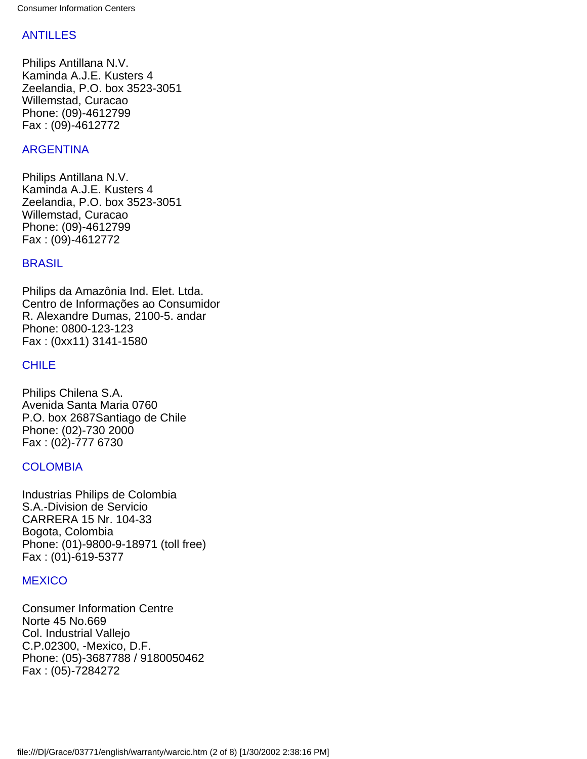## ANTILLES

Philips Antillana N.V.
Kaminda A.J.E. Kusters 4
Zeelandia, P.O. box 3523-3051
Willemstad, Curacao
Phone: (09)-4612799
Fax : (09)-4612772

## ARGENTINA

Philips Antillana N.V.
Kaminda A.J.E. Kusters 4
Zeelandia, P.O. box 3523-3051
Willemstad, Curacao
Phone: (09)-4612799
Fax : (09)-4612772

## BRASIL

Philips da Amazônia Ind. Elet. Ltda.
Centro de Informações ao Consumidor
R. Alexandre Dumas, 2100-5. andar
Phone: 0800-123-123
Fax : (0xx11) 3141-1580

## CHILE

Philips Chilena S.A.
Avenida Santa Maria 0760
P.O. box 2687Santiago de Chile
Phone: (02)-730 2000
Fax : (02)-777 6730

## COLOMBIA

Industrias Philips de Colombia
S.A.-Division de Servicio
CARRERA 15 Nr. 104-33
Bogota, Colombia
Phone: (01)-9800-9-18971 (toll free)
Fax : (01)-619-5377

## MEXICO

Consumer Information Centre
Norte 45 No.669
Col. Industrial Vallejo
C.P.02300, -Mexico, D.F.
Phone: (05)-3687788 / 9180050462
Fax : (05)-7284272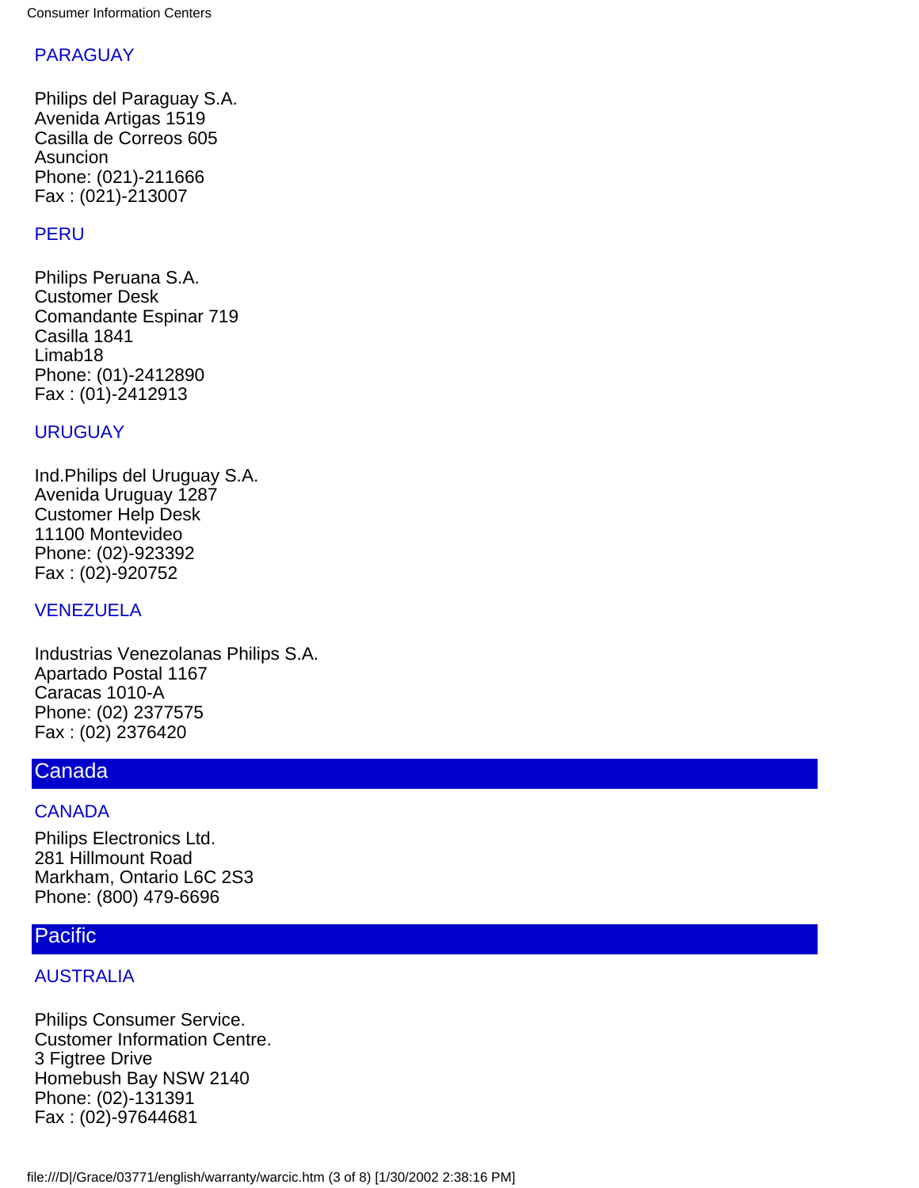### PARAGUAY

Philips del Paraguay S.A.
Avenida Artigas 1519
Casilla de Correos 605
Asuncion
Phone: (021)-211666
Fax : (021)-213007

### PERU

Philips Peruana S.A.
Customer Desk
Comandante Espinar 719
Casilla 1841
Limab18
Phone: (01)-2412890
Fax : (01)-2412913

### URUGUAY

Ind.Philips del Uruguay S.A.
Avenida Uruguay 1287
Customer Help Desk
11100 Montevideo
Phone: (02)-923392
Fax : (02)-920752

### VENEZUELA

Industrias Venezolanas Philips S.A.
Apartado Postal 1167
Caracas 1010-A
Phone: (02) 2377575
Fax : (02) 2376420

## Canada

### CANADA

Philips Electronics Ltd.
281 Hillmount Road
Markham, Ontario L6C 2S3
Phone: (800) 479-6696

## Pacific

### AUSTRALIA

Philips Consumer Service.
Customer Information Centre.
3 Figtree Drive
Homebush Bay NSW 2140
Phone: (02)-131391
Fax : (02)-97644681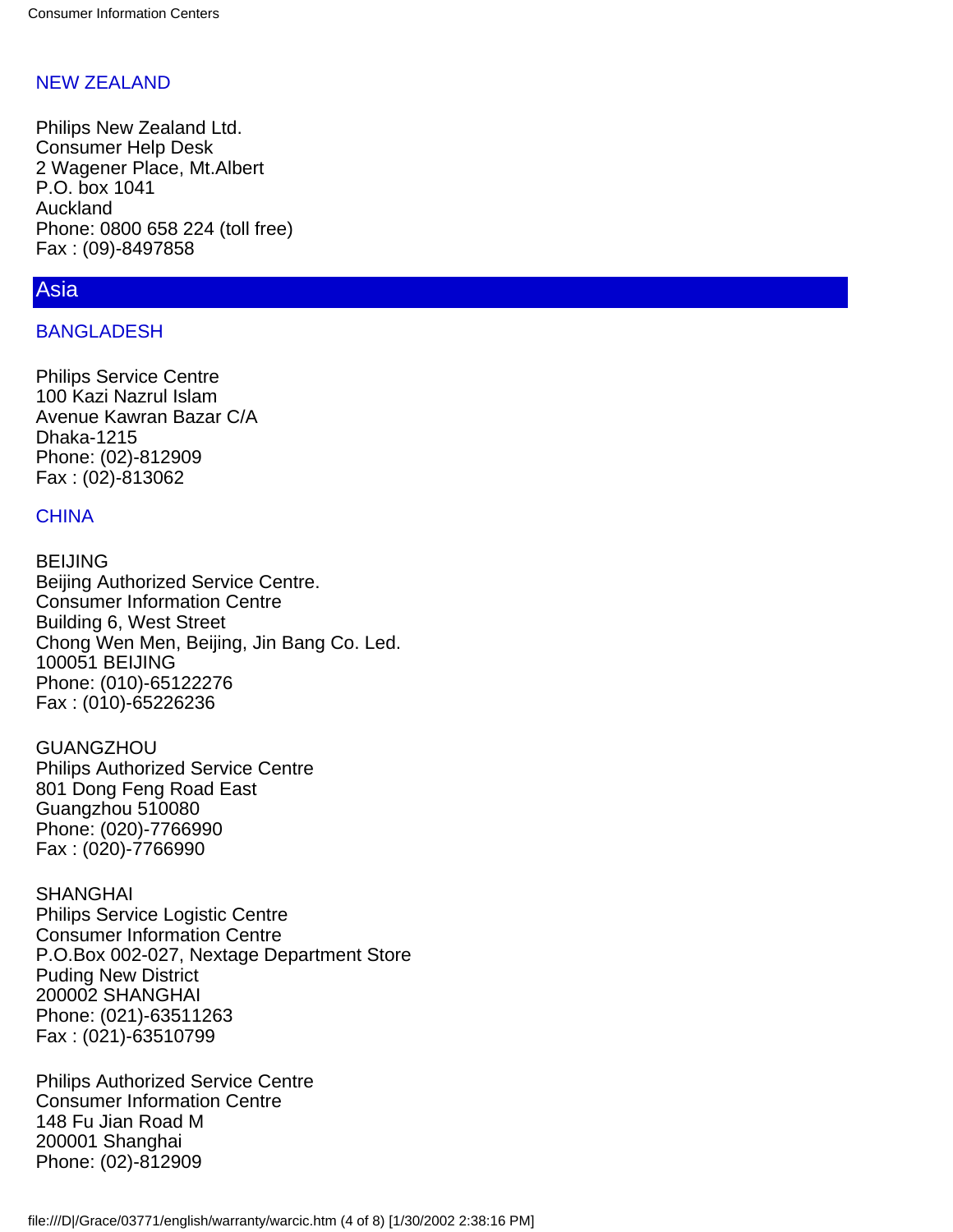### NEW ZEALAND

Philips New Zealand Ltd.
Consumer Help Desk
2 Wagener Place, Mt.Albert
P.O. box 1041
Auckland
Phone: 0800 658 224 (toll free)
Fax : (09)-8497858

## Asia

### BANGLADESH

Philips Service Centre
100 Kazi Nazrul Islam
Avenue Kawran Bazar C/A
Dhaka-1215
Phone: (02)-812909
Fax : (02)-813062

### CHINA

BEIJING
Beijing Authorized Service Centre.
Consumer Information Centre
Building 6, West Street
Chong Wen Men, Beijing, Jin Bang Co. Led.
100051 BEIJING
Phone: (010)-65122276
Fax : (010)-65226236

GUANGZHOU
Philips Authorized Service Centre
801 Dong Feng Road East
Guangzhou 510080
Phone: (020)-7766990
Fax : (020)-7766990

SHANGHAI
Philips Service Logistic Centre
Consumer Information Centre
P.O.Box 002-027, Nextage Department Store
Puding New District
200002 SHANGHAI
Phone: (021)-63511263
Fax : (021)-63510799

Philips Authorized Service Centre
Consumer Information Centre
148 Fu Jian Road M
200001 Shanghai
Phone: (02)-812909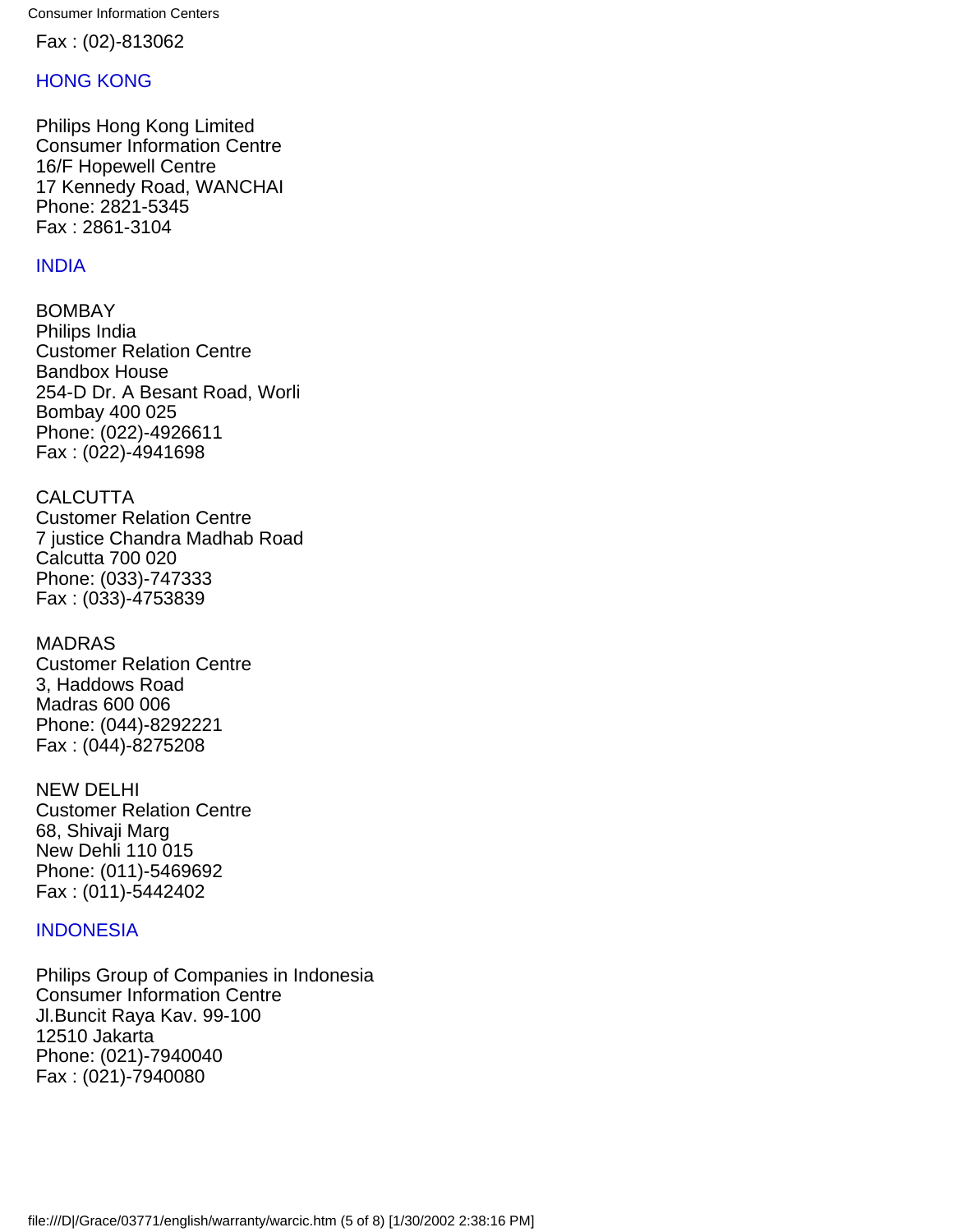Fax : (02)-813062

## HONG KONG

Philips Hong Kong Limited
Consumer Information Centre
16/F Hopewell Centre
17 Kennedy Road, WANCHAI
Phone: 2821-5345
Fax : 2861-3104

## INDIA

BOMBAY
Philips India
Customer Relation Centre
Bandbox House
254-D Dr. A Besant Road, Worli
Bombay 400 025
Phone: (022)-4926611
Fax : (022)-4941698

CALCUTTA
Customer Relation Centre
7 justice Chandra Madhab Road
Calcutta 700 020
Phone: (033)-747333
Fax : (033)-4753839

MADRAS
Customer Relation Centre
3, Haddows Road
Madras 600 006
Phone: (044)-8292221
Fax : (044)-8275208

NEW DELHI
Customer Relation Centre
68, Shivaji Marg
New Dehli 110 015
Phone: (011)-5469692
Fax : (011)-5442402

## INDONESIA

Philips Group of Companies in Indonesia
Consumer Information Centre
Jl.Buncit Raya Kav. 99-100
12510 Jakarta
Phone: (021)-7940040
Fax : (021)-7940080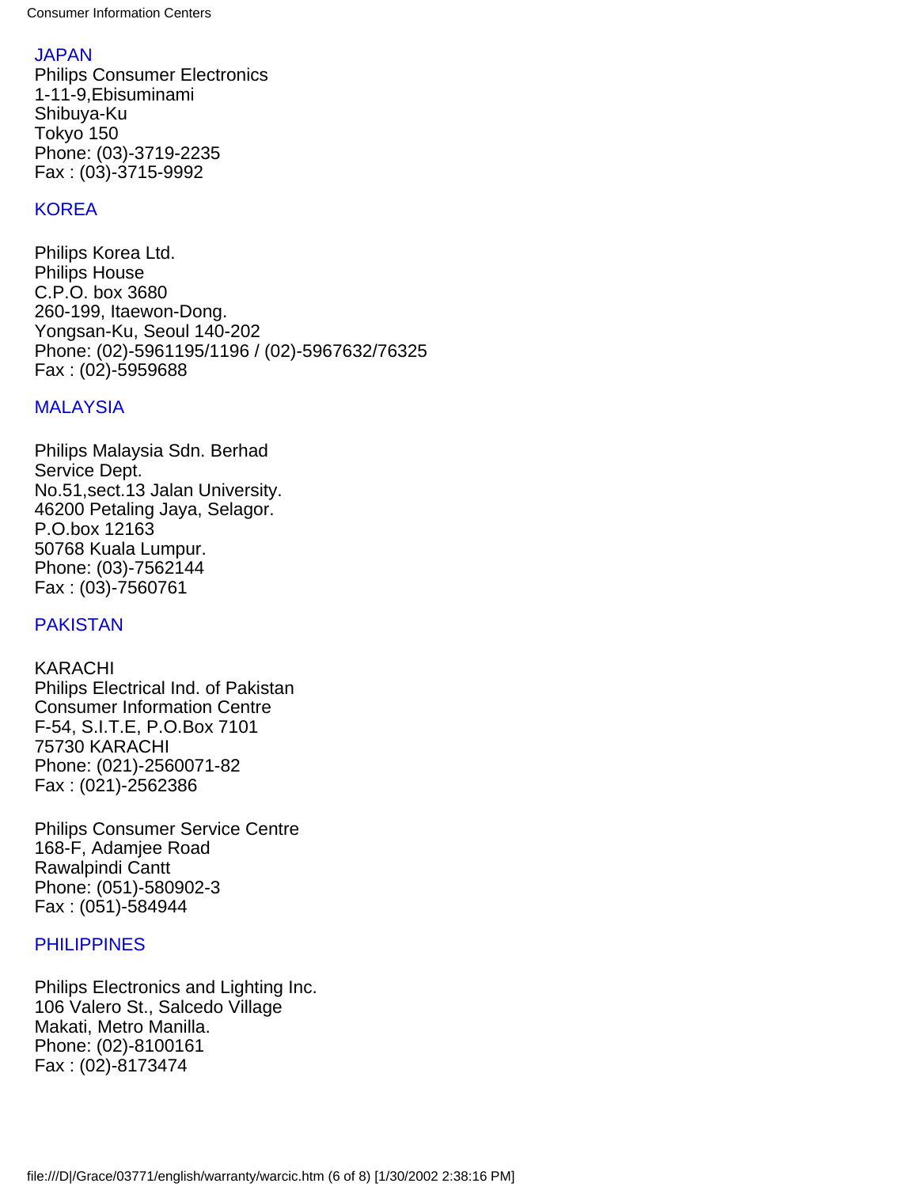## JAPAN

Philips Consumer Electronics
1-11-9,Ebisuminami
Shibuya-Ku
Tokyo 150
Phone: (03)-3719-2235
Fax : (03)-3715-9992

## KOREA

Philips Korea Ltd.
Philips House
C.P.O. box 3680
260-199, Itaewon-Dong.
Yongsan-Ku, Seoul 140-202
Phone: (02)-5961195/1196 / (02)-5967632/76325
Fax : (02)-5959688

## MALAYSIA

Philips Malaysia Sdn. Berhad
Service Dept.
No.51,sect.13 Jalan University.
46200 Petaling Jaya, Selagor.
P.O.box 12163
50768 Kuala Lumpur.
Phone: (03)-7562144
Fax : (03)-7560761

## PAKISTAN

KARACHI
Philips Electrical Ind. of Pakistan
Consumer Information Centre
F-54, S.I.T.E, P.O.Box 7101
75730 KARACHI
Phone: (021)-2560071-82
Fax : (021)-2562386

Philips Consumer Service Centre
168-F, Adamjee Road
Rawalpindi Cantt
Phone: (051)-580902-3
Fax : (051)-584944

## PHILIPPINES

Philips Electronics and Lighting Inc.
106 Valero St., Salcedo Village
Makati, Metro Manilla.
Phone: (02)-8100161
Fax : (02)-8173474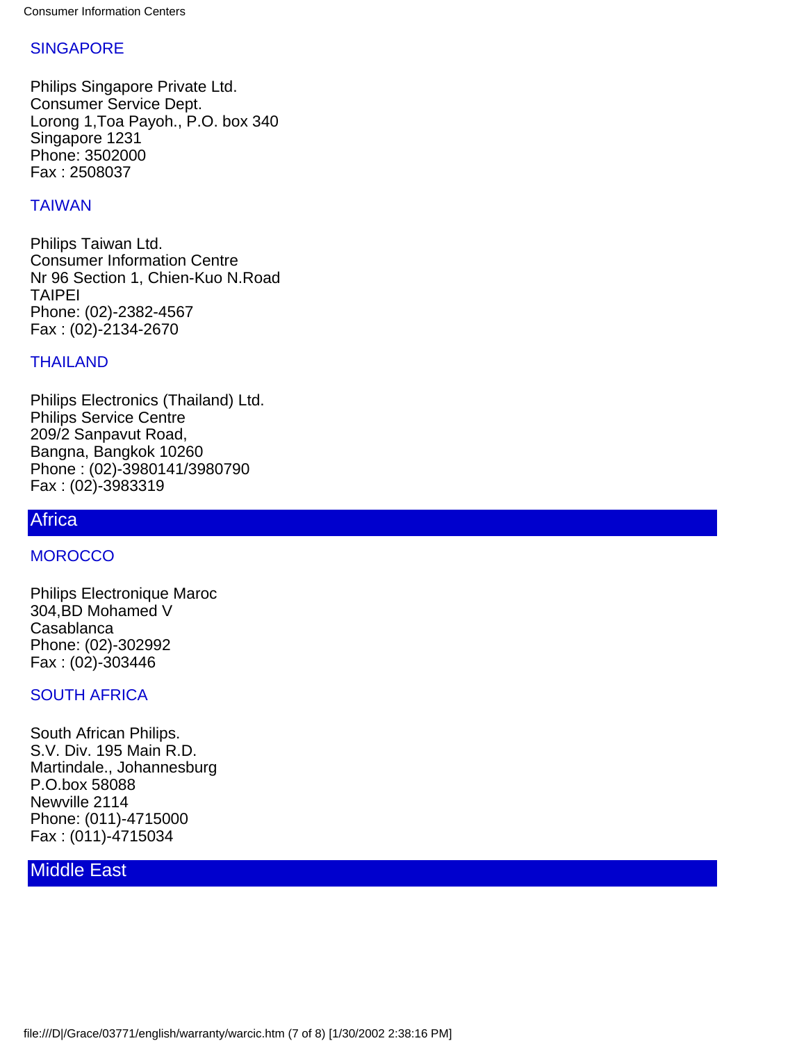### SINGAPORE

Philips Singapore Private Ltd.
Consumer Service Dept.
Lorong 1,Toa Payoh., P.O. box 340
Singapore 1231
Phone: 3502000
Fax : 2508037

### TAIWAN

Philips Taiwan Ltd.
Consumer Information Centre
Nr 96 Section 1, Chien-Kuo N.Road
TAIPEI
Phone: (02)-2382-4567
Fax : (02)-2134-2670

### THAILAND

Philips Electronics (Thailand) Ltd.
Philips Service Centre
209/2 Sanpavut Road,
Bangna, Bangkok 10260
Phone : (02)-3980141/3980790
Fax : (02)-3983319

## Africa

### MOROCCO

Philips Electronique Maroc
304,BD Mohamed V
Casablanca
Phone: (02)-302992
Fax : (02)-303446

### SOUTH AFRICA

South African Philips.
S.V. Div. 195 Main R.D.
Martindale., Johannesburg
P.O.box 58088
Newville 2114
Phone: (011)-4715000
Fax : (011)-4715034

## Middle East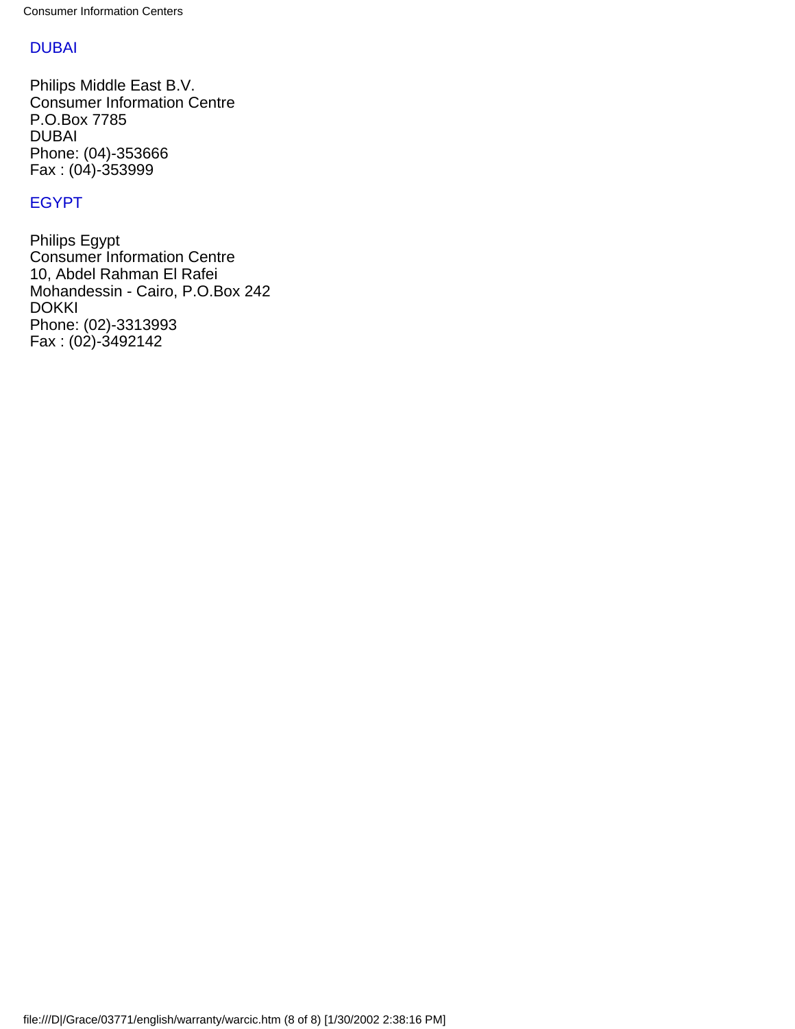## DUBAI

Philips Middle East B.V.
Consumer Information Centre
P.O.Box 7785
DUBAI
Phone: (04)-353666
Fax : (04)-353999

## EGYPT

Philips Egypt
Consumer Information Centre
10, Abdel Rahman El Rafei
Mohandessin - Cairo, P.O.Box 242
DOKKI
Phone: (02)-3313993
Fax : (02)-3492142